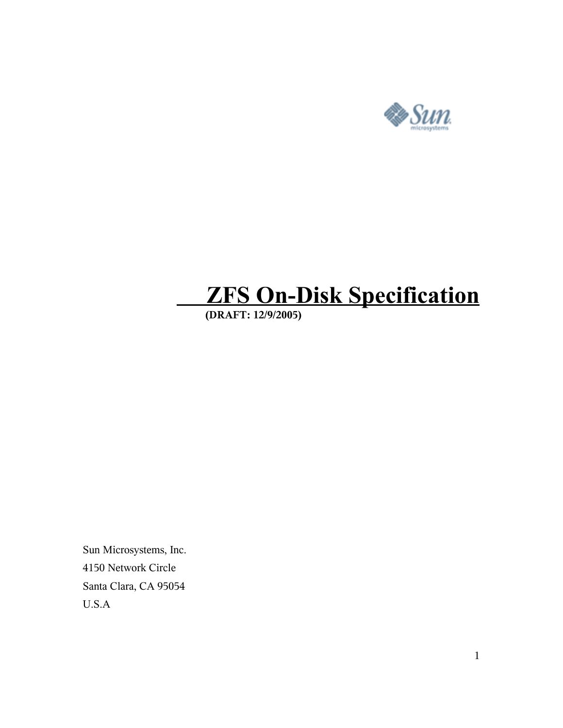# ZFS On-Disk Specification

**(DRAFT: 12/9/2005)**

Sun Microsystems, Inc.

4150 Network Circle

Santa Clara, CA 95054

U.S.A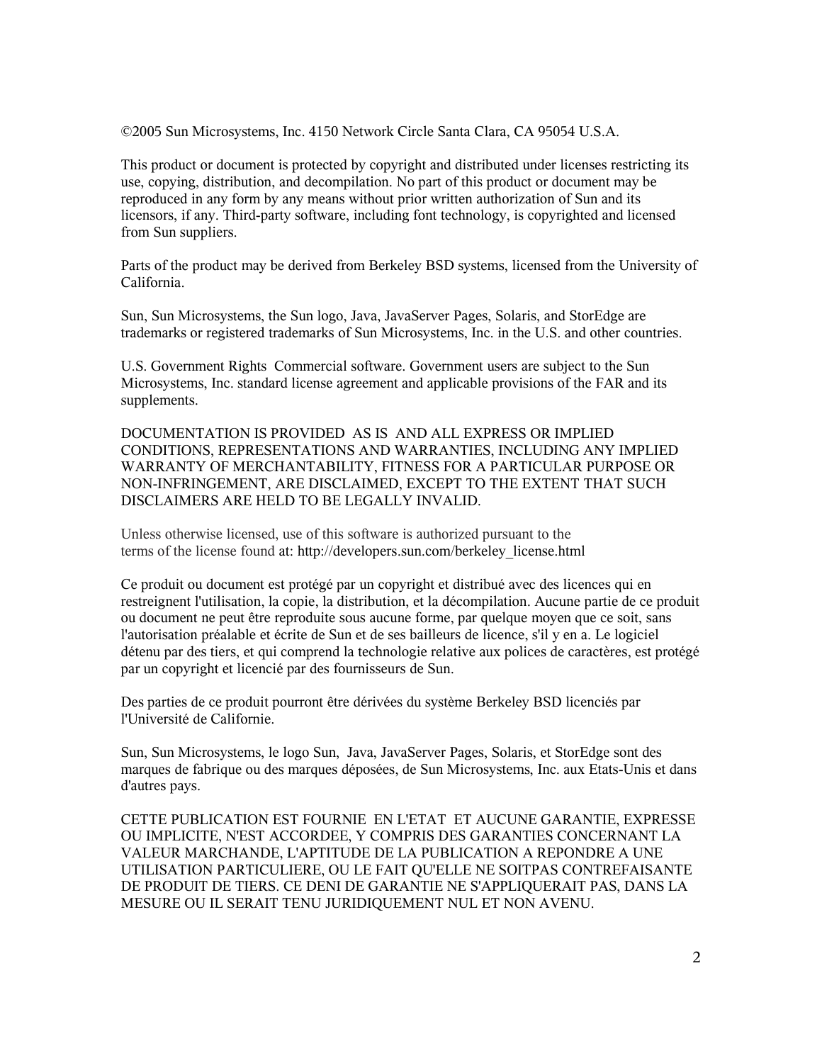©2005 Sun Microsystems, Inc. 4150 Network Circle Santa Clara, CA 95054 U.S.A.

This product or document is protected by copyright and distributed under licenses restricting its use, copying, distribution, and decompilation. No part of this product or document may be reproduced in any form by any means without prior written authorization of Sun and its licensors, if any. Third-party software, including font technology, is copyrighted and licensed from Sun suppliers.

Parts of the product may be derived from Berkeley BSD systems, licensed from the University of California.

Sun, Sun Microsystems, the Sun logo, Java, JavaServer Pages, Solaris, and StorEdge are trademarks or registered trademarks of Sun Microsystems, Inc. in the U.S. and other countries.

U.S. Government Rights Commercial software. Government users are subject to the Sun Microsystems, Inc. standard license agreement and applicable provisions of the FAR and its supplements.

DOCUMENTATION IS PROVIDED AS IS AND ALL EXPRESS OR IMPLIED CONDITIONS, REPRESENTATIONS AND WARRANTIES, INCLUDING ANY IMPLIED WARRANTY OF MERCHANTABILITY, FITNESS FOR A PARTICULAR PURPOSE OR NON-INFRINGEMENT, ARE DISCLAIMED, EXCEPT TO THE EXTENT THAT SUCH DISCLAIMERS ARE HELD TO BE LEGALLY INVALID.

Unless otherwise licensed, use of this software is authorized pursuant to the terms of the license found at: http://developers.sun.com/berkeley_license.html

Ce produit ou document est protégé par un copyright et distribué avec des licences qui en restreignent l'utilisation, la copie, la distribution, et la décompilation. Aucune partie de ce produit ou document ne peut être reproduite sous aucune forme, par quelque moyen que ce soit, sans l'autorisation préalable et écrite de Sun et de ses bailleurs de licence, s'il y en a. Le logiciel détenu par des tiers, et qui comprend la technologie relative aux polices de caractères, est protégé par un copyright et licencié par des fournisseurs de Sun.

Des parties de ce produit pourront être dérivées du système Berkeley BSD licenciés par l'Université de Californie.

Sun, Sun Microsystems, le logo Sun, Java, JavaServer Pages, Solaris, et StorEdge sont des marques de fabrique ou des marques déposées, de Sun Microsystems, Inc. aux Etats-Unis et dans d'autres pays.

CETTE PUBLICATION EST FOURNIE EN L'ETAT ET AUCUNE GARANTIE, EXPRESSE OU IMPLICITE, N'EST ACCORDEE, Y COMPRIS DES GARANTIES CONCERNANT LA VALEUR MARCHANDE, L'APTITUDE DE LA PUBLICATION A REPONDRE A UNE UTILISATION PARTICULIERE, OU LE FAIT QU'ELLE NE SOITPAS CONTREFAISANTE DE PRODUIT DE TIERS. CE DENI DE GARANTIE NE S'APPLIQUERAIT PAS, DANS LA MESURE OU IL SERAIT TENU JURIDIQUEMENT NUL ET NON AVENU.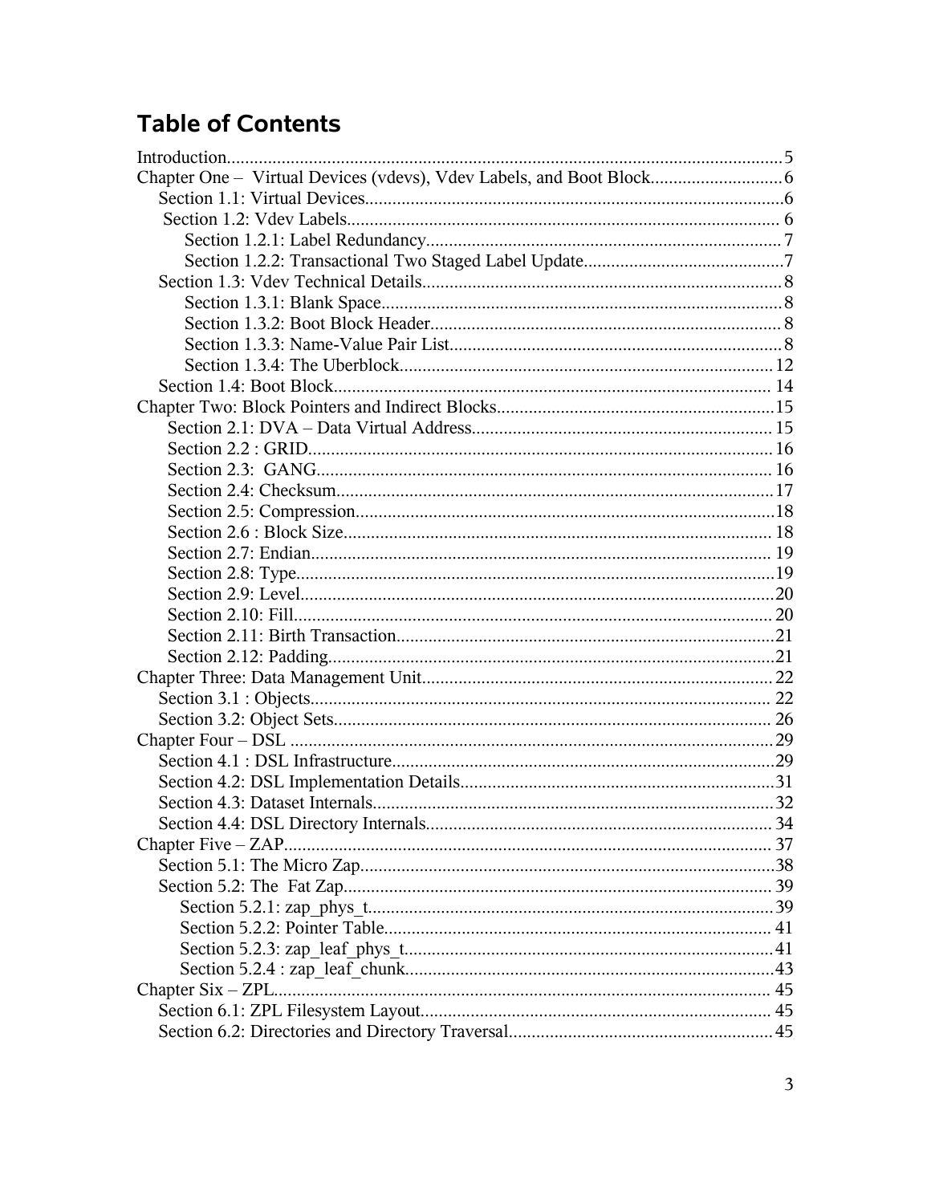# Table of Contents

Introduction......5
Chapter One – Virtual Devices (vdevs), Vdev Labels, and Boot Block......6
- Section 1.1: Virtual Devices......6
- Section 1.2: Vdev Labels......6
  - Section 1.2.1: Label Redundancy......7
  - Section 1.2.2: Transactional Two Staged Label Update......7
- Section 1.3: Vdev Technical Details......8
  - Section 1.3.1: Blank Space......8
  - Section 1.3.2: Boot Block Header......8
  - Section 1.3.3: Name-Value Pair List......8
  - Section 1.3.4: The Uberblock......12
- Section 1.4: Boot Block......14

Chapter Two: Block Pointers and Indirect Blocks......15
- Section 2.1: DVA – Data Virtual Address......15
- Section 2.2 : GRID......16
- Section 2.3: GANG......16
- Section 2.4: Checksum......17
- Section 2.5: Compression......18
- Section 2.6 : Block Size......18
- Section 2.7: Endian......19
- Section 2.8: Type......19
- Section 2.9: Level......20
- Section 2.10: Fill......20
- Section 2.11: Birth Transaction......21
- Section 2.12: Padding......21

Chapter Three: Data Management Unit......22
- Section 3.1 : Objects......22
- Section 3.2: Object Sets......26

Chapter Four – DSL......29
- Section 4.1 : DSL Infrastructure......29
- Section 4.2: DSL Implementation Details......31
- Section 4.3: Dataset Internals......32
- Section 4.4: DSL Directory Internals......34

Chapter Five – ZAP......37
- Section 5.1: The Micro Zap......38
- Section 5.2: The Fat Zap......39
  - Section 5.2.1: zap_phys_t......39
  - Section 5.2.2: Pointer Table......41
  - Section 5.2.3: zap_leaf_phys_t......41
  - Section 5.2.4 : zap_leaf_chunk......43

Chapter Six – ZPL......45
- Section 6.1: ZPL Filesystem Layout......45
- Section 6.2: Directories and Directory Traversal......45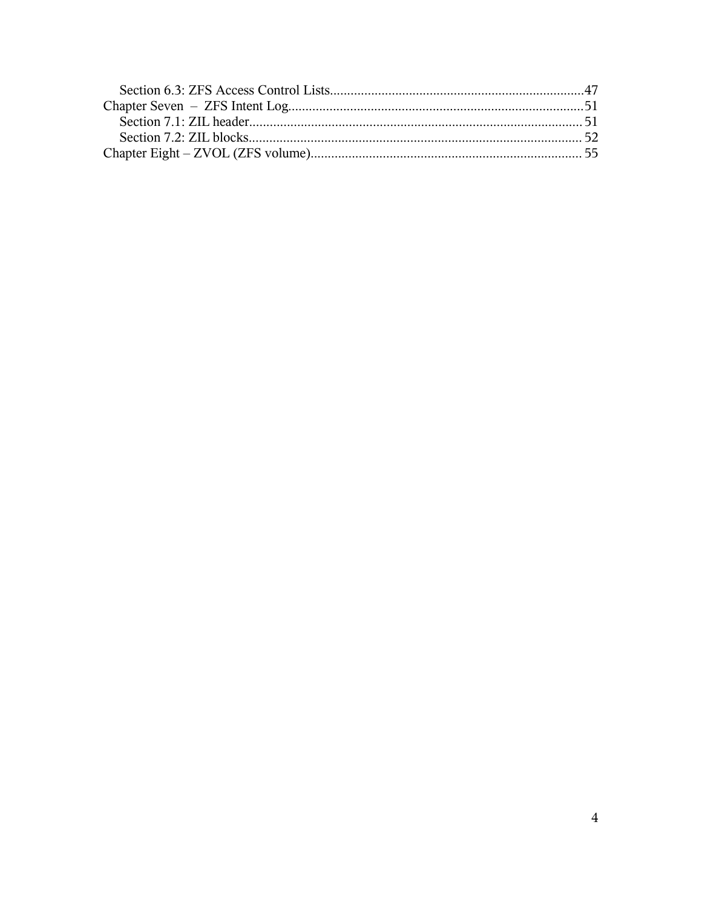Section 6.3: ZFS Access Control Lists.........................................................................47

Chapter Seven – ZFS Intent Log.....................................................................................51

Section 7.1: ZIL header................................................................................................ 51

Section 7.2: ZIL blocks................................................................................................. 52

Chapter Eight – ZVOL (ZFS volume).............................................................................. 55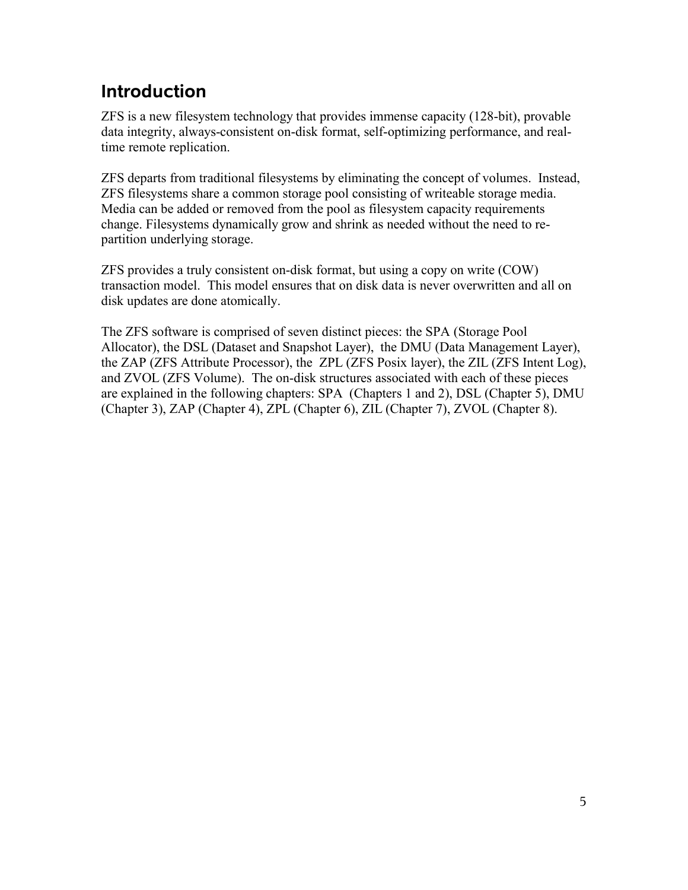# Introduction

ZFS is a new filesystem technology that provides immense capacity (128-bit), provable data integrity, always-consistent on-disk format, self-optimizing performance, and real-time remote replication.

ZFS departs from traditional filesystems by eliminating the concept of volumes. Instead, ZFS filesystems share a common storage pool consisting of writeable storage media. Media can be added or removed from the pool as filesystem capacity requirements change. Filesystems dynamically grow and shrink as needed without the need to re-partition underlying storage.

ZFS provides a truly consistent on-disk format, but using a copy on write (COW) transaction model. This model ensures that on disk data is never overwritten and all on disk updates are done atomically.

The ZFS software is comprised of seven distinct pieces: the SPA (Storage Pool Allocator), the DSL (Dataset and Snapshot Layer), the DMU (Data Management Layer), the ZAP (ZFS Attribute Processor), the ZPL (ZFS Posix layer), the ZIL (ZFS Intent Log), and ZVOL (ZFS Volume). The on-disk structures associated with each of these pieces are explained in the following chapters: SPA (Chapters 1 and 2), DSL (Chapter 5), DMU (Chapter 3), ZAP (Chapter 4), ZPL (Chapter 6), ZIL (Chapter 7), ZVOL (Chapter 8).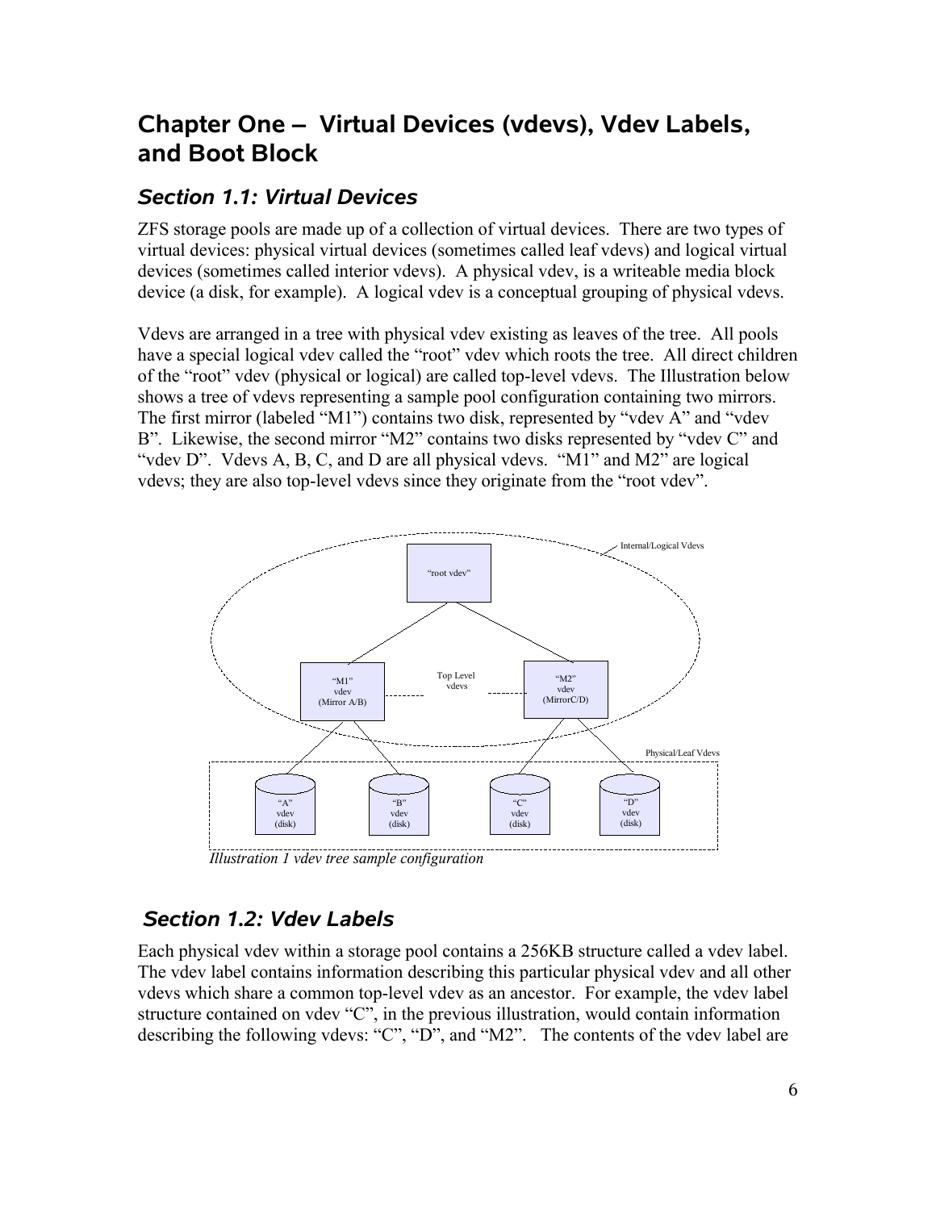# Chapter One – Virtual Devices (vdevs), Vdev Labels, and Boot Block

## *Section 1.1: Virtual Devices*

ZFS storage pools are made up of a collection of virtual devices. There are two types of virtual devices: physical virtual devices (sometimes called leaf vdevs) and logical virtual devices (sometimes called interior vdevs). A physical vdev, is a writeable media block device (a disk, for example). A logical vdev is a conceptual grouping of physical vdevs.

Vdevs are arranged in a tree with physical vdev existing as leaves of the tree. All pools have a special logical vdev called the "root" vdev which roots the tree. All direct children of the "root" vdev (physical or logical) are called top-level vdevs. The Illustration below shows a tree of vdevs representing a sample pool configuration containing two mirrors. The first mirror (labeled "M1") contains two disk, represented by "vdev A" and "vdev B". Likewise, the second mirror "M2" contains two disks represented by "vdev C" and "vdev D". Vdevs A, B, C, and D are all physical vdevs. "M1" and M2" are logical vdevs; they are also top-level vdevs since they originate from the "root vdev".

*Illustration 1 vdev tree sample configuration*

## *Section 1.2: Vdev Labels*

Each physical vdev within a storage pool contains a 256KB structure called a vdev label. The vdev label contains information describing this particular physical vdev and all other vdevs which share a common top-level vdev as an ancestor. For example, the vdev label structure contained on vdev "C", in the previous illustration, would contain information describing the following vdevs: "C", "D", and "M2". The contents of the vdev label are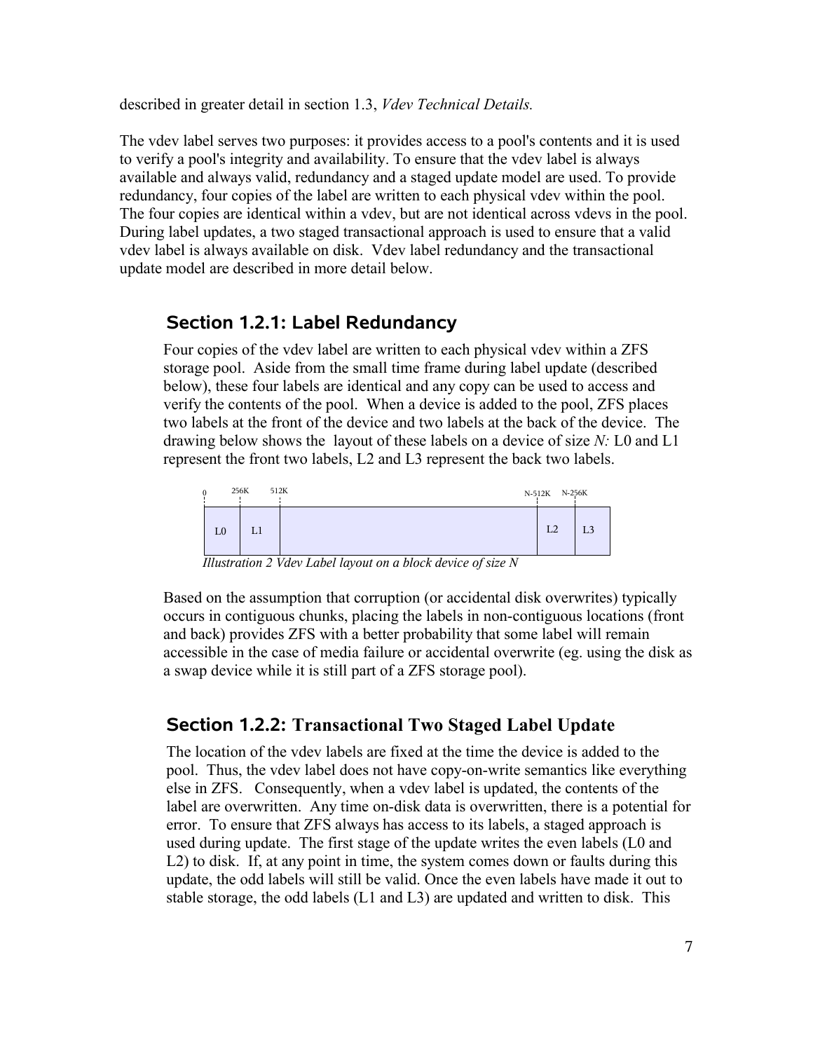described in greater detail in section 1.3, *Vdev Technical Details.*

The vdev label serves two purposes: it provides access to a pool's contents and it is used to verify a pool's integrity and availability. To ensure that the vdev label is always available and always valid, redundancy and a staged update model are used. To provide redundancy, four copies of the label are written to each physical vdev within the pool. The four copies are identical within a vdev, but are not identical across vdevs in the pool. During label updates, a two staged transactional approach is used to ensure that a valid vdev label is always available on disk. Vdev label redundancy and the transactional update model are described in more detail below.

### Section 1.2.1: Label Redundancy

Four copies of the vdev label are written to each physical vdev within a ZFS storage pool. Aside from the small time frame during label update (described below), these four labels are identical and any copy can be used to access and verify the contents of the pool. When a device is added to the pool, ZFS places two labels at the front of the device and two labels at the back of the device. The drawing below shows the layout of these labels on a device of size *N:* L0 and L1 represent the front two labels, L2 and L3 represent the back two labels.

| L0 (0–256K) | L1 (256K–512K) | | L2 (N-512K–N-256K) | L3 (N-256K–N) |
|---|---|---|---|---|

*Illustration 2 Vdev Label layout on a block device of size N*

Based on the assumption that corruption (or accidental disk overwrites) typically occurs in contiguous chunks, placing the labels in non-contiguous locations (front and back) provides ZFS with a better probability that some label will remain accessible in the case of media failure or accidental overwrite (eg. using the disk as a swap device while it is still part of a ZFS storage pool).

### Section 1.2.2: Transactional Two Staged Label Update

The location of the vdev labels are fixed at the time the device is added to the pool. Thus, the vdev label does not have copy-on-write semantics like everything else in ZFS. Consequently, when a vdev label is updated, the contents of the label are overwritten. Any time on-disk data is overwritten, there is a potential for error. To ensure that ZFS always has access to its labels, a staged approach is used during update. The first stage of the update writes the even labels (L0 and L2) to disk. If, at any point in time, the system comes down or faults during this update, the odd labels will still be valid. Once the even labels have made it out to stable storage, the odd labels (L1 and L3) are updated and written to disk. This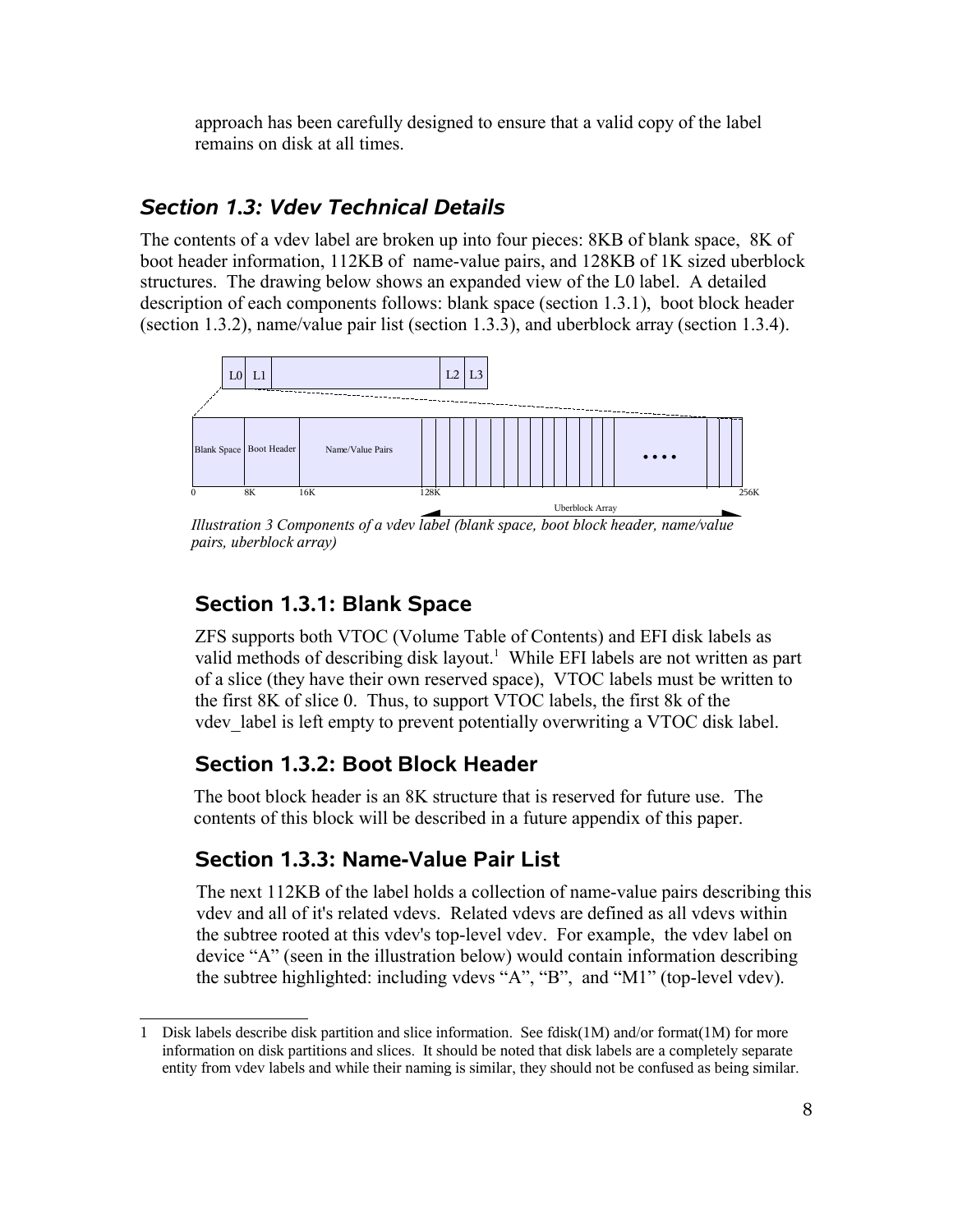approach has been carefully designed to ensure that a valid copy of the label remains on disk at all times.

## *Section 1.3: Vdev Technical Details*

The contents of a vdev label are broken up into four pieces: 8KB of blank space, 8K of boot header information, 112KB of name-value pairs, and 128KB of 1K sized uberblock structures. The drawing below shows an expanded view of the L0 label. A detailed description of each components follows: blank space (section 1.3.1), boot block header (section 1.3.2), name/value pair list (section 1.3.3), and uberblock array (section 1.3.4).

*Illustration 3 Components of a vdev label (blank space, boot block header, name/value pairs, uberblock array)*

### Section 1.3.1: Blank Space

ZFS supports both VTOC (Volume Table of Contents) and EFI disk labels as valid methods of describing disk layout.[1] While EFI labels are not written as part of a slice (they have their own reserved space), VTOC labels must be written to the first 8K of slice 0. Thus, to support VTOC labels, the first 8k of the vdev_label is left empty to prevent potentially overwriting a VTOC disk label.

### Section 1.3.2: Boot Block Header

The boot block header is an 8K structure that is reserved for future use. The contents of this block will be described in a future appendix of this paper.

### Section 1.3.3: Name-Value Pair List

The next 112KB of the label holds a collection of name-value pairs describing this vdev and all of it's related vdevs. Related vdevs are defined as all vdevs within the subtree rooted at this vdev's top-level vdev. For example, the vdev label on device "A" (seen in the illustration below) would contain information describing the subtree highlighted: including vdevs "A", "B", and "M1" (top-level vdev).

---

1 Disk labels describe disk partition and slice information. See fdisk(1M) and/or format(1M) for more information on disk partitions and slices. It should be noted that disk labels are a completely separate entity from vdev labels and while their naming is similar, they should not be confused as being similar.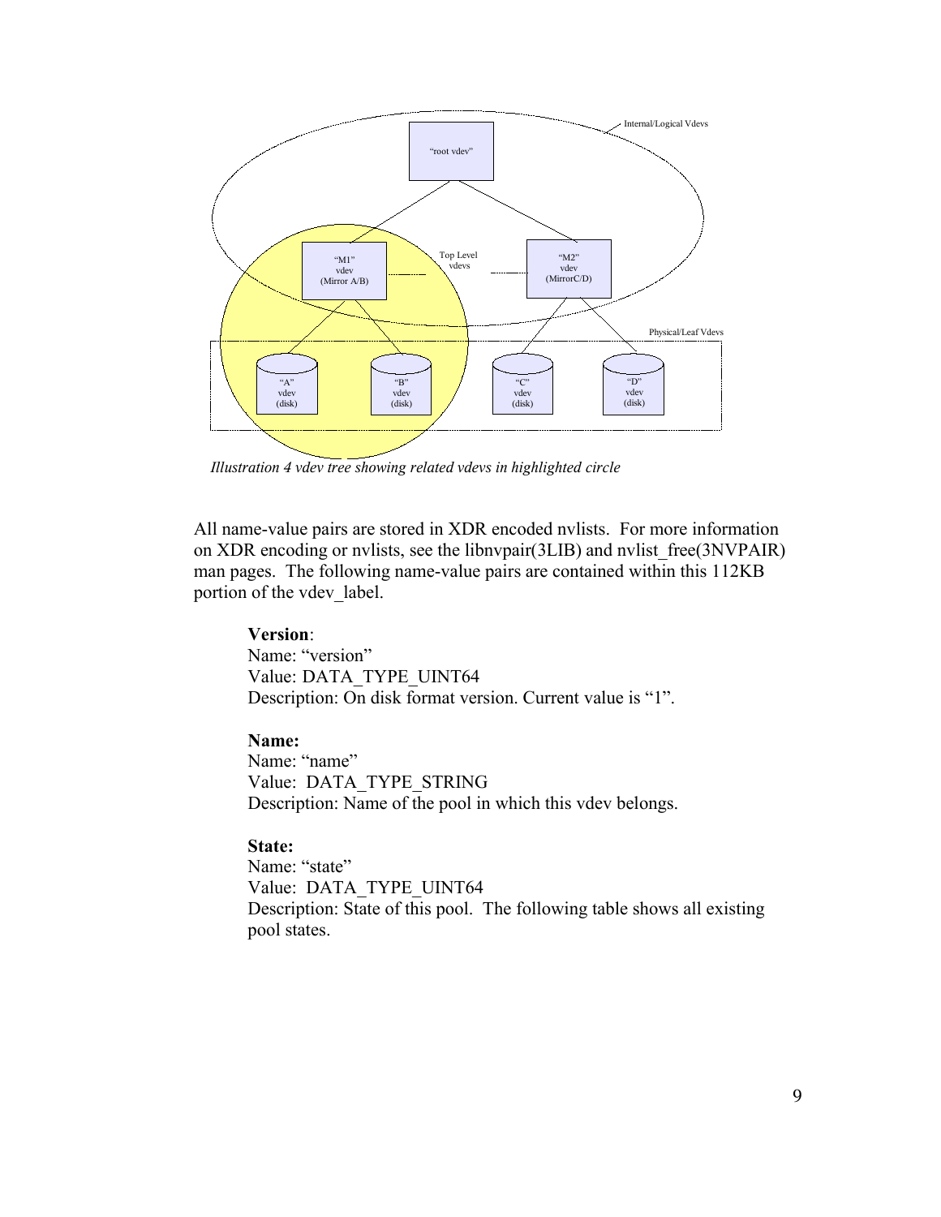*Illustration 4 vdev tree showing related vdevs in highlighted circle*

All name-value pairs are stored in XDR encoded nvlists. For more information on XDR encoding or nvlists, see the libnvpair(3LIB) and nvlist_free(3NVPAIR) man pages. The following name-value pairs are contained within this 112KB portion of the vdev_label.

**Version**:
Name: "version"
Value: DATA_TYPE_UINT64
Description: On disk format version. Current value is "1".

**Name:**
Name: "name"
Value: DATA_TYPE_STRING
Description: Name of the pool in which this vdev belongs.

**State:**
Name: "state"
Value: DATA_TYPE_UINT64
Description: State of this pool. The following table shows all existing pool states.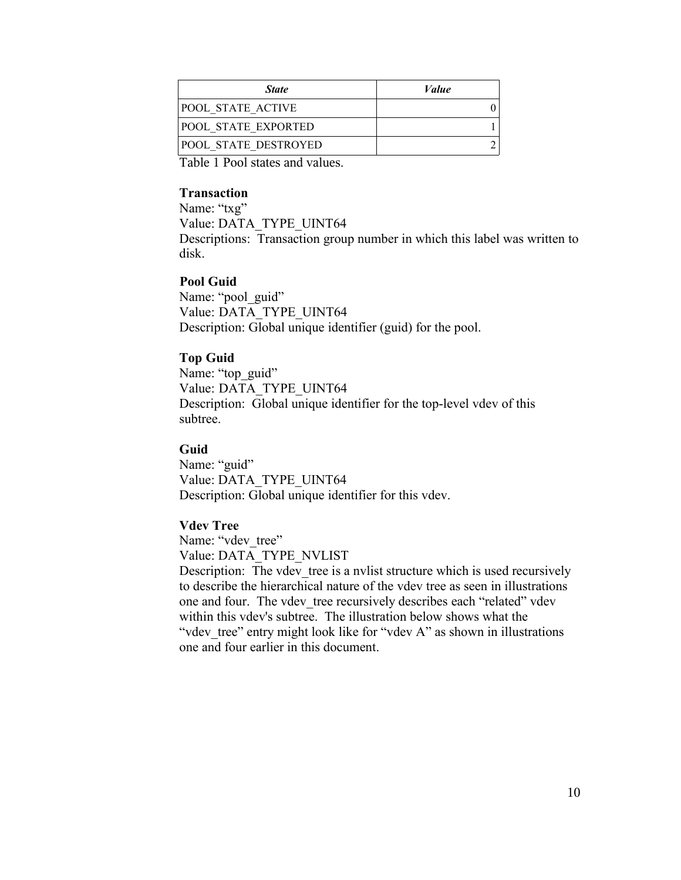| *State* | *Value* |
| --- | --- |
| POOL_STATE_ACTIVE | 0 |
| POOL_STATE_EXPORTED | 1 |
| POOL_STATE_DESTROYED | 2 |

Table 1 Pool states and values.

**Transaction**
Name: "txg"
Value: DATA_TYPE_UINT64
Descriptions: Transaction group number in which this label was written to disk.

**Pool Guid**
Name: "pool_guid"
Value: DATA_TYPE_UINT64
Description: Global unique identifier (guid) for the pool.

**Top Guid**
Name: "top_guid"
Value: DATA_TYPE_UINT64
Description: Global unique identifier for the top-level vdev of this subtree.

**Guid**
Name: "guid"
Value: DATA_TYPE_UINT64
Description: Global unique identifier for this vdev.

**Vdev Tree**
Name: "vdev_tree"
Value: DATA_TYPE_NVLIST
Description: The vdev_tree is a nvlist structure which is used recursively to describe the hierarchical nature of the vdev tree as seen in illustrations one and four. The vdev_tree recursively describes each "related" vdev within this vdev's subtree. The illustration below shows what the "vdev_tree" entry might look like for "vdev A" as shown in illustrations one and four earlier in this document.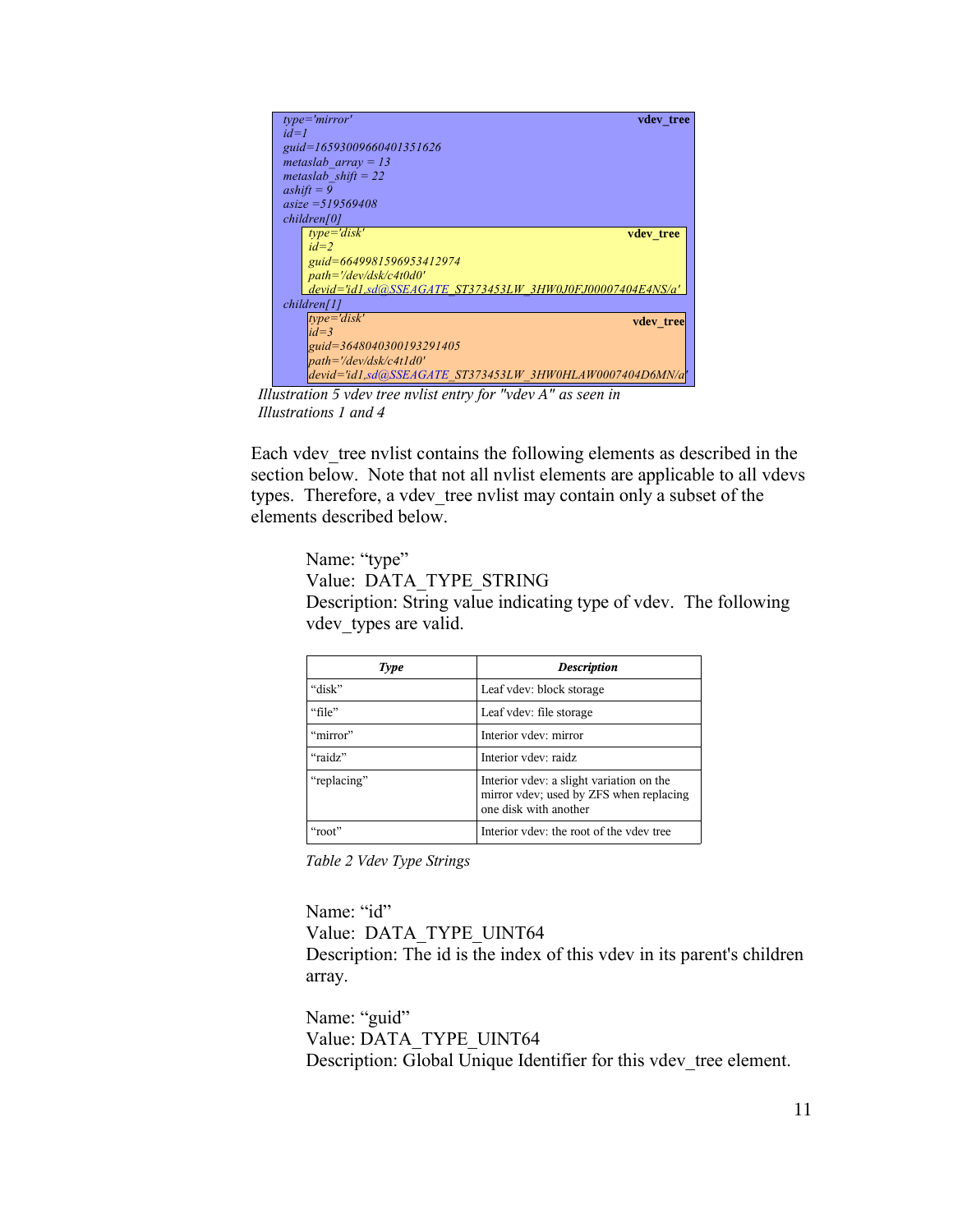*type='mirror'* **vdev_tree**
*id=1*
*guid=16593009660401351626*
*metaslab_array = 13*
*metaslab_shift = 22*
*ashift = 9*
*asize =519569408*
*children[0]*

> *type='disk'* **vdev_tree**
> *id=2*
> *guid=6649981596953412974*
> *path='/dev/dsk/c4t0d0'*
> *devid='id1,sd@SSEAGATE_ST373453LW_3HW0J0FJ00007404E4NS/a'*

*children[1]*

> *type='disk'* **vdev_tree**
> *id=3*
> *guid=3648040300193291405*
> *path='/dev/dsk/c4t1d0'*
> *devid='id1,sd@SSEAGATE_ST373453LW_3HW0HLAW0007404D6MN/a'*

*Illustration 5 vdev tree nvlist entry for "vdev A" as seen in Illustrations 1 and 4*

Each vdev_tree nvlist contains the following elements as described in the section below. Note that not all nvlist elements are applicable to all vdevs types. Therefore, a vdev_tree nvlist may contain only a subset of the elements described below.

Name: "type"
Value: DATA_TYPE_STRING
Description: String value indicating type of vdev. The following vdev_types are valid.

| *Type* | *Description* |
|---|---|
| "disk" | Leaf vdev: block storage |
| "file" | Leaf vdev: file storage |
| "mirror" | Interior vdev: mirror |
| "raidz" | Interior vdev: raidz |
| "replacing" | Interior vdev: a slight variation on the mirror vdev; used by ZFS when replacing one disk with another |
| "root" | Interior vdev: the root of the vdev tree |

*Table 2 Vdev Type Strings*

Name: "id"
Value: DATA_TYPE_UINT64
Description: The id is the index of this vdev in its parent's children array.

Name: "guid"
Value: DATA_TYPE_UINT64
Description: Global Unique Identifier for this vdev_tree element.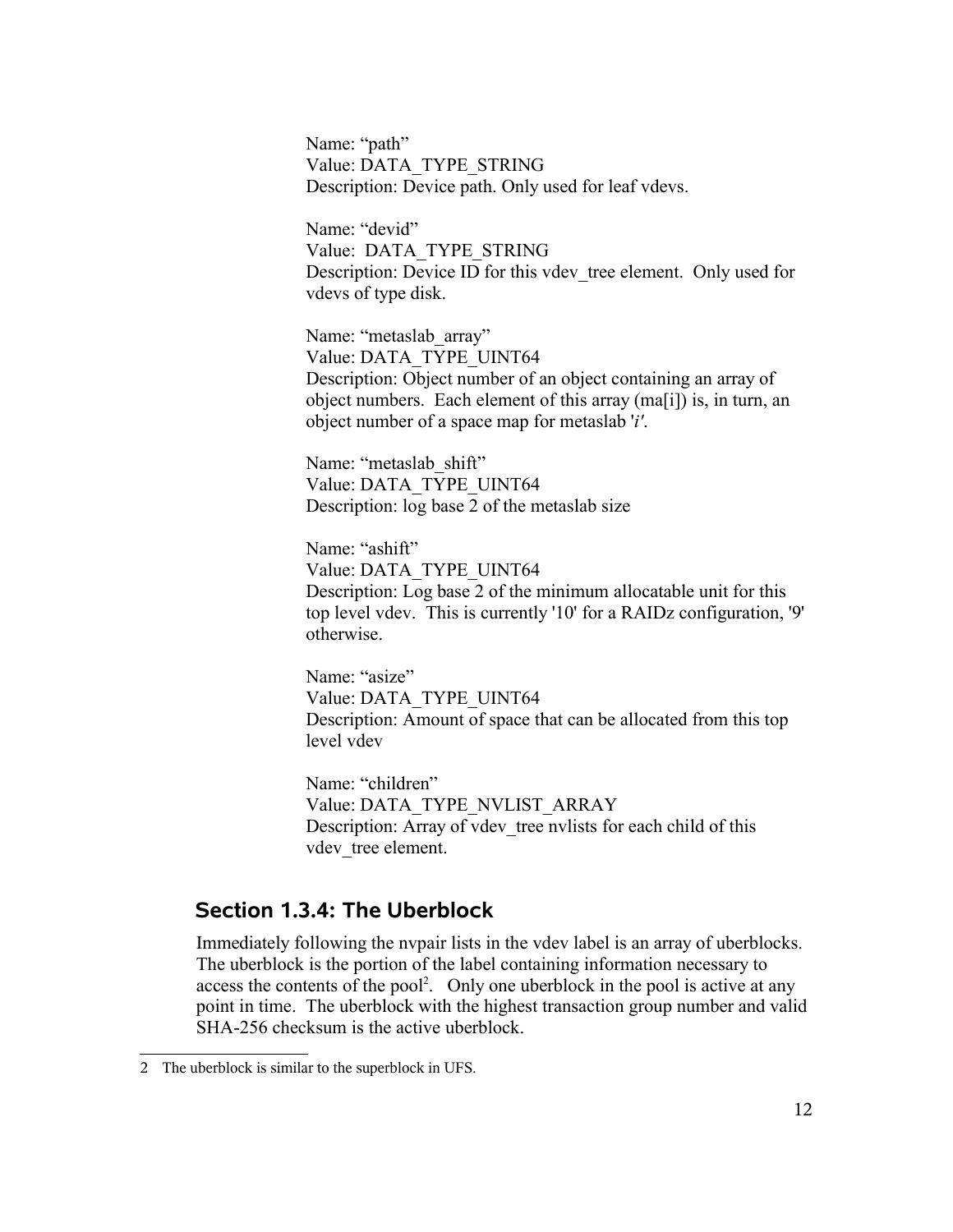Name: “path”
Value: DATA_TYPE_STRING
Description: Device path. Only used for leaf vdevs.

Name: “devid”
Value: DATA_TYPE_STRING
Description: Device ID for this vdev_tree element. Only used for vdevs of type disk.

Name: “metaslab_array”
Value: DATA_TYPE_UINT64
Description: Object number of an object containing an array of object numbers. Each element of this array (ma[i]) is, in turn, an object number of a space map for metaslab '*i*'.

Name: “metaslab_shift”
Value: DATA_TYPE_UINT64
Description: log base 2 of the metaslab size

Name: “ashift”
Value: DATA_TYPE_UINT64
Description: Log base 2 of the minimum allocatable unit for this top level vdev. This is currently '10' for a RAIDz configuration, '9' otherwise.

Name: “asize”
Value: DATA_TYPE_UINT64
Description: Amount of space that can be allocated from this top level vdev

Name: “children”
Value: DATA_TYPE_NVLIST_ARRAY
Description: Array of vdev_tree nvlists for each child of this vdev_tree element.

## Section 1.3.4: The Uberblock

Immediately following the nvpair lists in the vdev label is an array of uberblocks. The uberblock is the portion of the label containing information necessary to access the contents of the pool[2]. Only one uberblock in the pool is active at any point in time. The uberblock with the highest transaction group number and valid SHA-256 checksum is the active uberblock.

---

2 The uberblock is similar to the superblock in UFS.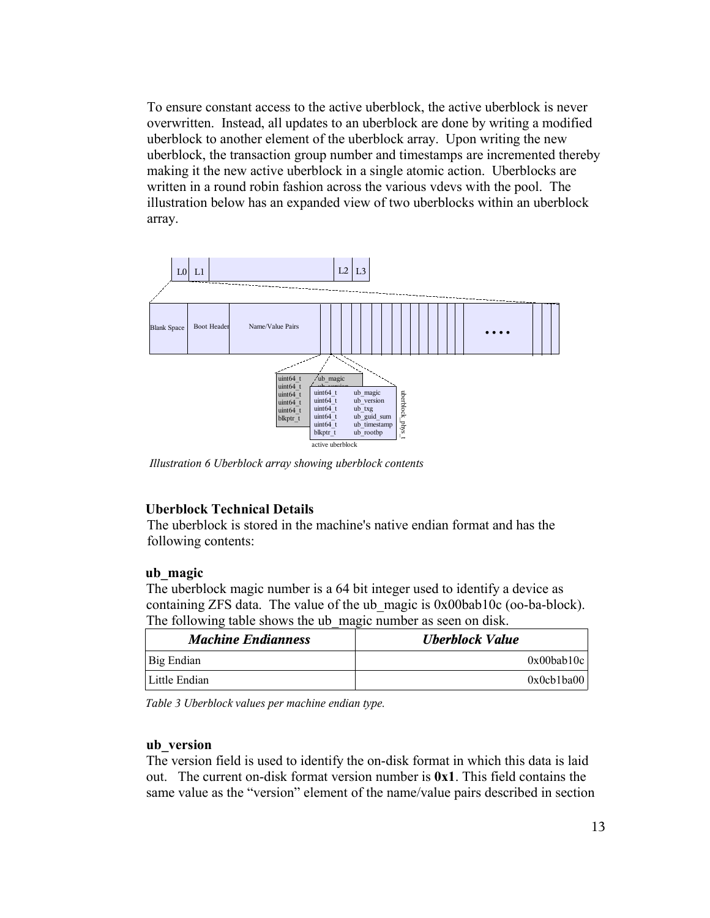To ensure constant access to the active uberblock, the active uberblock is never overwritten. Instead, all updates to an uberblock are done by writing a modified uberblock to another element of the uberblock array. Upon writing the new uberblock, the transaction group number and timestamps are incremented thereby making it the new active uberblock in a single atomic action. Uberblocks are written in a round robin fashion across the various vdevs with the pool. The illustration below has an expanded view of two uberblocks within an uberblock array.

*Illustration 6 Uberblock array showing uberblock contents*

### Uberblock Technical Details

The uberblock is stored in the machine's native endian format and has the following contents:

#### ub_magic

The uberblock magic number is a 64 bit integer used to identify a device as containing ZFS data. The value of the ub_magic is 0x00bab10c (oo-ba-block). The following table shows the ub_magic number as seen on disk.

| *Machine Endianness* | *Uberblock Value* |
|---|---|
| Big Endian | 0x00bab10c |
| Little Endian | 0x0cb1ba00 |

*Table 3 Uberblock values per machine endian type.*

#### ub_version

The version field is used to identify the on-disk format in which this data is laid out. The current on-disk format version number is **0x1**. This field contains the same value as the "version" element of the name/value pairs described in section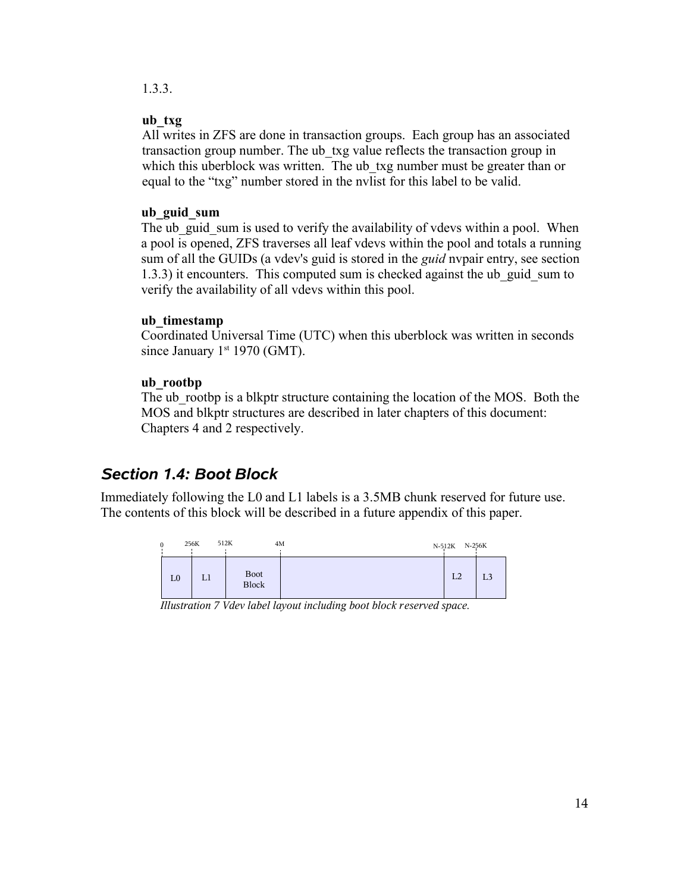1.3.3.

**ub_txg**
All writes in ZFS are done in transaction groups. Each group has an associated transaction group number. The ub_txg value reflects the transaction group in which this uberblock was written. The ub_txg number must be greater than or equal to the "txg" number stored in the nvlist for this label to be valid.

**ub_guid_sum**
The ub_guid_sum is used to verify the availability of vdevs within a pool. When a pool is opened, ZFS traverses all leaf vdevs within the pool and totals a running sum of all the GUIDs (a vdev's guid is stored in the *guid* nvpair entry, see section 1.3.3) it encounters. This computed sum is checked against the ub_guid_sum to verify the availability of all vdevs within this pool.

**ub_timestamp**
Coordinated Universal Time (UTC) when this uberblock was written in seconds since January 1st 1970 (GMT).

**ub_rootbp**
The ub_rootbp is a blkptr structure containing the location of the MOS. Both the MOS and blkptr structures are described in later chapters of this document: Chapters 4 and 2 respectively.

## *Section 1.4: Boot Block*

Immediately following the L0 and L1 labels is a 3.5MB chunk reserved for future use. The contents of this block will be described in a future appendix of this paper.

| 0 – 256K | 256K – 512K | 512K – 4M | 4M – N-512K | N-512K – N-256K | N-256K – N |
|---|---|---|---|---|---|
| L0 | L1 | Boot Block | | L2 | L3 |

*Illustration 7 Vdev label layout including boot block reserved space.*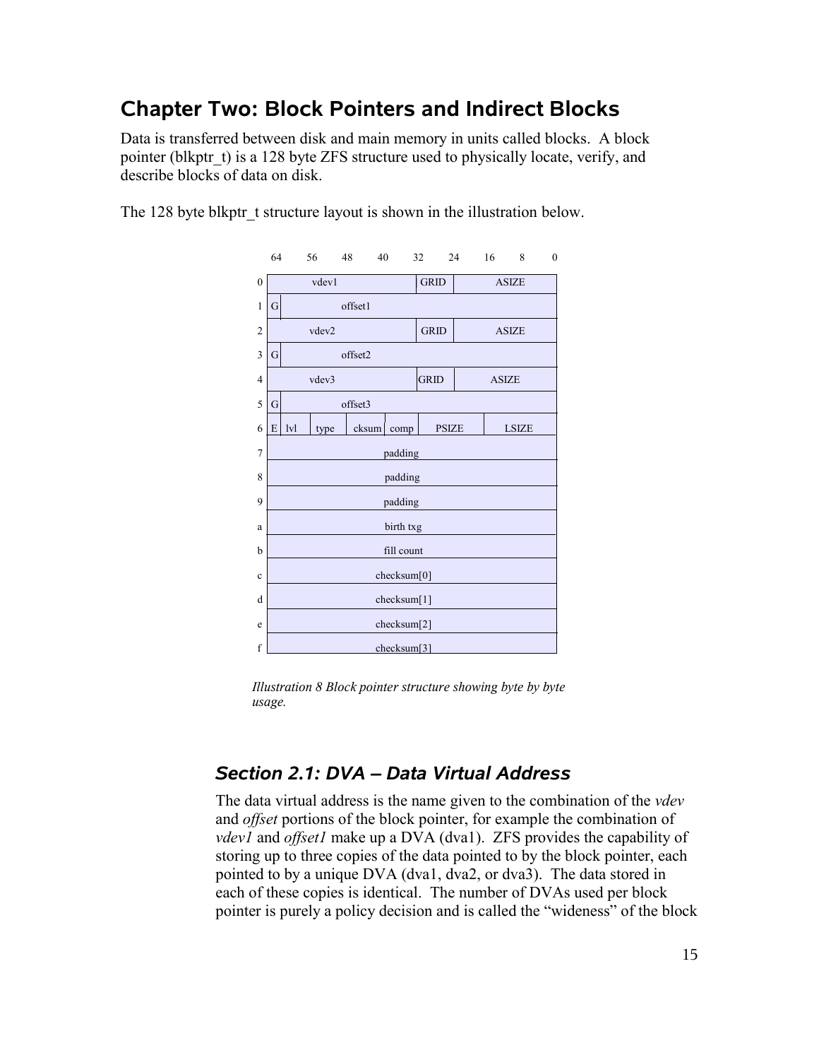# Chapter Two: Block Pointers and Indirect Blocks

Data is transferred between disk and main memory in units called blocks. A block pointer (blkptr_t) is a 128 byte ZFS structure used to physically locate, verify, and describe blocks of data on disk.

The 128 byte blkptr_t structure layout is shown in the illustration below.

| | 64–56 | 56–48 | 48–40 | 40–32 | 32–24 | 24–16 | 16–8 | 8–0 |
|---|---|---|---|---|---|---|---|---|
| 0 | vdev1 | | | | GRID | ASIZE | | |
| 1 | G | offset1 | | | | | | |
| 2 | vdev2 | | | | GRID | ASIZE | | |
| 3 | G | offset2 | | | | | | |
| 4 | vdev3 | | | | GRID | ASIZE | | |
| 5 | G | offset3 | | | | | | |
| 6 | E lvl | type | cksum | comp | PSIZE | | LSIZE | |
| 7 | padding | | | | | | | |
| 8 | padding | | | | | | | |
| 9 | padding | | | | | | | |
| a | birth txg | | | | | | | |
| b | fill count | | | | | | | |
| c | checksum[0] | | | | | | | |
| d | checksum[1] | | | | | | | |
| e | checksum[2] | | | | | | | |
| f | checksum[3] | | | | | | | |

*Illustration 8 Block pointer structure showing byte by byte usage.*

## *Section 2.1: DVA – Data Virtual Address*

The data virtual address is the name given to the combination of the *vdev* and *offset* portions of the block pointer, for example the combination of *vdev1* and *offset1* make up a DVA (dva1). ZFS provides the capability of storing up to three copies of the data pointed to by the block pointer, each pointed to by a unique DVA (dva1, dva2, or dva3). The data stored in each of these copies is identical. The number of DVAs used per block pointer is purely a policy decision and is called the "wideness" of the block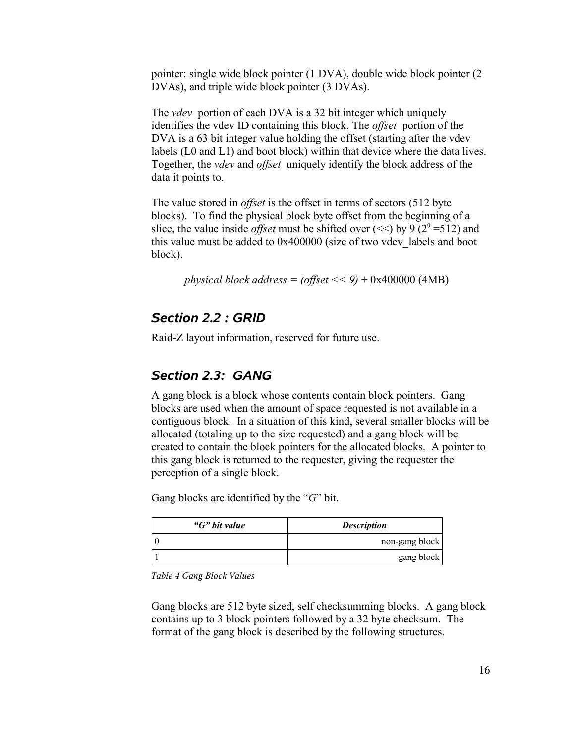pointer: single wide block pointer (1 DVA), double wide block pointer (2 DVAs), and triple wide block pointer (3 DVAs).

The *vdev* portion of each DVA is a 32 bit integer which uniquely identifies the vdev ID containing this block. The *offset* portion of the DVA is a 63 bit integer value holding the offset (starting after the vdev labels (L0 and L1) and boot block) within that device where the data lives. Together, the *vdev* and *offset* uniquely identify the block address of the data it points to.

The value stored in *offset* is the offset in terms of sectors (512 byte blocks). To find the physical block byte offset from the beginning of a slice, the value inside *offset* must be shifted over (<<) by 9 ($2^9 = 512$) and this value must be added to 0x400000 (size of two vdev_labels and boot block).

*physical block address = (offset << 9)* + 0x400000 (4MB)

## Section 2.2 : GRID

Raid-Z layout information, reserved for future use.

## Section 2.3: GANG

A gang block is a block whose contents contain block pointers. Gang blocks are used when the amount of space requested is not available in a contiguous block. In a situation of this kind, several smaller blocks will be allocated (totaling up to the size requested) and a gang block will be created to contain the block pointers for the allocated blocks. A pointer to this gang block is returned to the requester, giving the requester the perception of a single block.

Gang blocks are identified by the "*G*" bit.

| *"G" bit value* | *Description* |
|---|---|
| 0 | non-gang block |
| 1 | gang block |

*Table 4 Gang Block Values*

Gang blocks are 512 byte sized, self checksumming blocks. A gang block contains up to 3 block pointers followed by a 32 byte checksum. The format of the gang block is described by the following structures.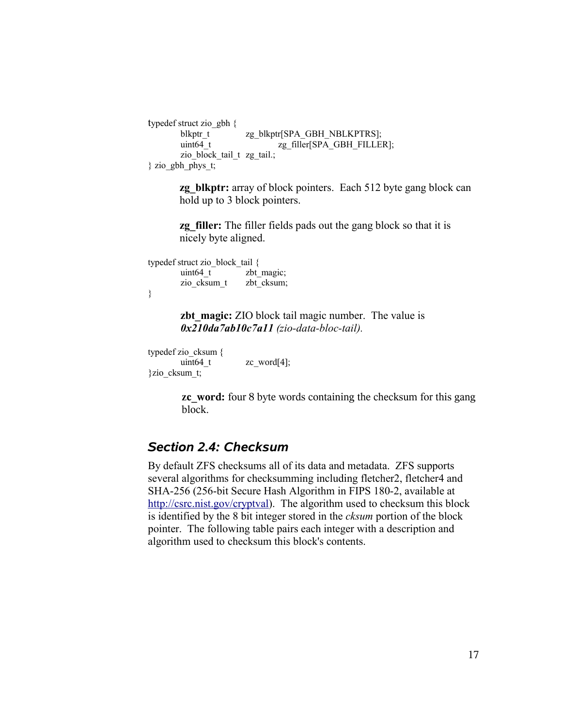```
typedef struct zio_gbh {
        blkptr_t            zg_blkptr[SPA_GBH_NBLKPTRS];
        uint64_t                    zg_filler[SPA_GBH_FILLER];
        zio_block_tail_t  zg_tail.;
} zio_gbh_phys_t;
```

**zg_blkptr:** array of block pointers. Each 512 byte gang block can hold up to 3 block pointers.

**zg_filler:** The filler fields pads out the gang block so that it is nicely byte aligned.

```
typedef struct zio_block_tail {
        uint64_t          zbt_magic;
        zio_cksum_t       zbt_cksum;
}
```

**zbt_magic:** ZIO block tail magic number. The value is ***0x210da7ab10c7a11*** *(zio-data-bloc-tail).*

```
typedef zio_cksum {
        uint64_t          zc_word[4];
}zio_cksum_t;
```

**zc_word:** four 8 byte words containing the checksum for this gang block.

## *Section 2.4: Checksum*

By default ZFS checksums all of its data and metadata. ZFS supports several algorithms for checksumming including fletcher2, fletcher4 and SHA-256 (256-bit Secure Hash Algorithm in FIPS 180-2, available at http://csrc.nist.gov/cryptval). The algorithm used to checksum this block is identified by the 8 bit integer stored in the *cksum* portion of the block pointer. The following table pairs each integer with a description and algorithm used to checksum this block's contents.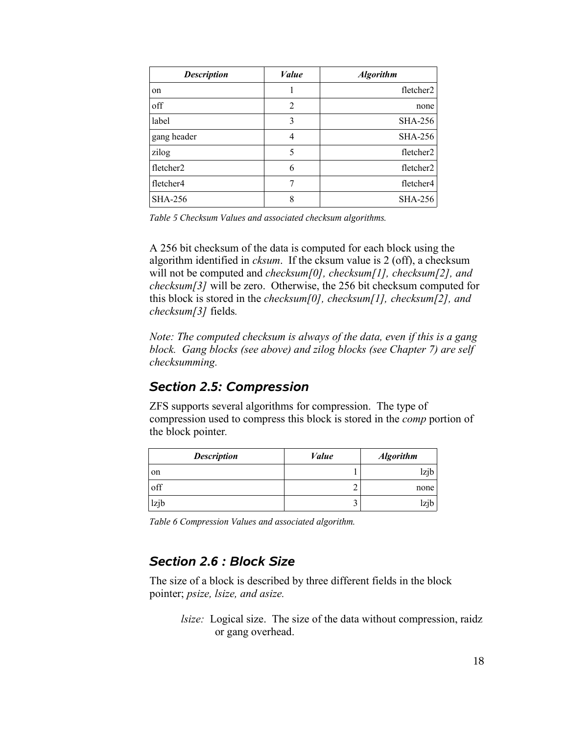| ***Description*** | ***Value*** | ***Algorithm*** |
|---|---|---|
| on | 1 | fletcher2 |
| off | 2 | none |
| label | 3 | SHA-256 |
| gang header | 4 | SHA-256 |
| zilog | 5 | fletcher2 |
| fletcher2 | 6 | fletcher2 |
| fletcher4 | 7 | fletcher4 |
| SHA-256 | 8 | SHA-256 |

*Table 5 Checksum Values and associated checksum algorithms.*

A 256 bit checksum of the data is computed for each block using the algorithm identified in *cksum*. If the cksum value is 2 (off), a checksum will not be computed and *checksum[0], checksum[1], checksum[2], and checksum[3]* will be zero. Otherwise, the 256 bit checksum computed for this block is stored in the *checksum[0], checksum[1], checksum[2], and checksum[3]* fields.

*Note: The computed checksum is always of the data, even if this is a gang block. Gang blocks (see above) and zilog blocks (see Chapter 7) are self checksumming.*

## Section 2.5: Compression

ZFS supports several algorithms for compression. The type of compression used to compress this block is stored in the *comp* portion of the block pointer.

| ***Description*** | ***Value*** | ***Algorithm*** |
|---|---|---|
| on | 1 | lzjb |
| off | 2 | none |
| lzjb | 3 | lzjb |

*Table 6 Compression Values and associated algorithm.*

## Section 2.6 : Block Size

The size of a block is described by three different fields in the block pointer; *psize, lsize, and asize.*

*lsize:* Logical size. The size of the data without compression, raidz or gang overhead.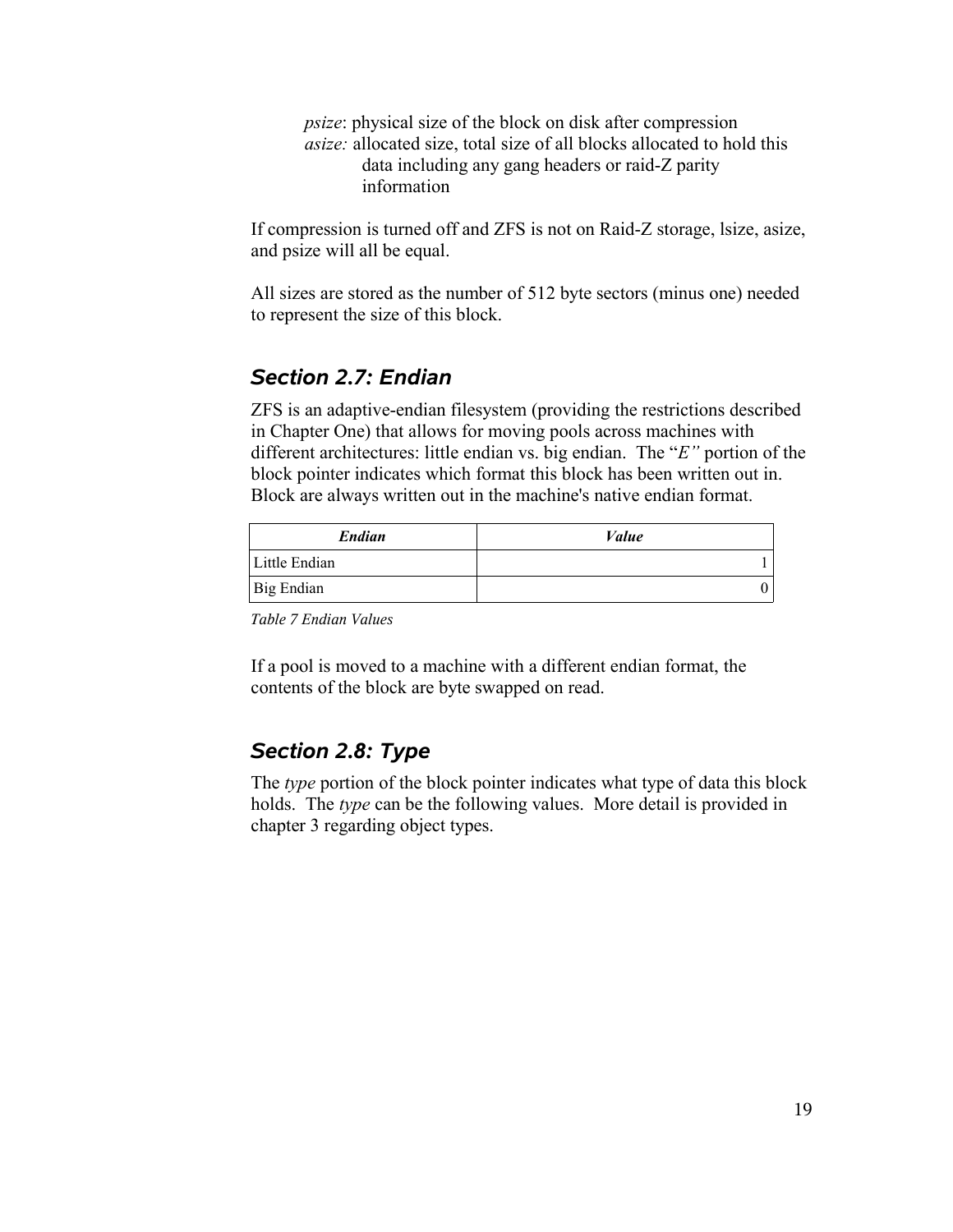*psize*: physical size of the block on disk after compression
*asize:* allocated size, total size of all blocks allocated to hold this data including any gang headers or raid-Z parity information

If compression is turned off and ZFS is not on Raid-Z storage, lsize, asize, and psize will all be equal.

All sizes are stored as the number of 512 byte sectors (minus one) needed to represent the size of this block.

## Section 2.7: Endian

ZFS is an adaptive-endian filesystem (providing the restrictions described in Chapter One) that allows for moving pools across machines with different architectures: little endian vs. big endian. The "*E"* portion of the block pointer indicates which format this block has been written out in. Block are always written out in the machine's native endian format.

| *Endian* | *Value* |
|---|---|
| Little Endian | 1 |
| Big Endian | 0 |

*Table 7 Endian Values*

If a pool is moved to a machine with a different endian format, the contents of the block are byte swapped on read.

## Section 2.8: Type

The *type* portion of the block pointer indicates what type of data this block holds. The *type* can be the following values. More detail is provided in chapter 3 regarding object types.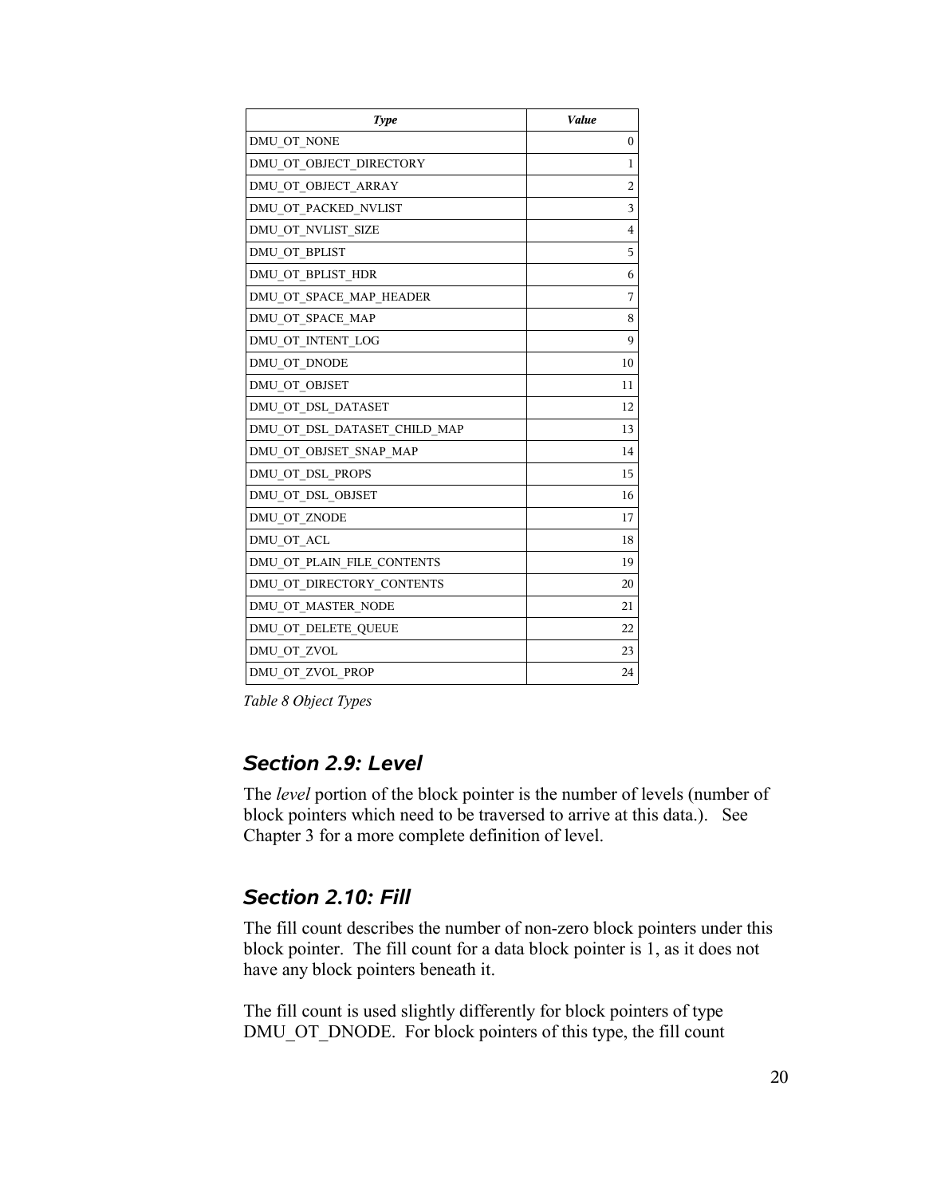| *Type* | *Value* |
|---|---|
| DMU_OT_NONE | 0 |
| DMU_OT_OBJECT_DIRECTORY | 1 |
| DMU_OT_OBJECT_ARRAY | 2 |
| DMU_OT_PACKED_NVLIST | 3 |
| DMU_OT_NVLIST_SIZE | 4 |
| DMU_OT_BPLIST | 5 |
| DMU_OT_BPLIST_HDR | 6 |
| DMU_OT_SPACE_MAP_HEADER | 7 |
| DMU_OT_SPACE_MAP | 8 |
| DMU_OT_INTENT_LOG | 9 |
| DMU_OT_DNODE | 10 |
| DMU_OT_OBJSET | 11 |
| DMU_OT_DSL_DATASET | 12 |
| DMU_OT_DSL_DATASET_CHILD_MAP | 13 |
| DMU_OT_OBJSET_SNAP_MAP | 14 |
| DMU_OT_DSL_PROPS | 15 |
| DMU_OT_DSL_OBJSET | 16 |
| DMU_OT_ZNODE | 17 |
| DMU_OT_ACL | 18 |
| DMU_OT_PLAIN_FILE_CONTENTS | 19 |
| DMU_OT_DIRECTORY_CONTENTS | 20 |
| DMU_OT_MASTER_NODE | 21 |
| DMU_OT_DELETE_QUEUE | 22 |
| DMU_OT_ZVOL | 23 |
| DMU_OT_ZVOL_PROP | 24 |

*Table 8 Object Types*

## Section 2.9: Level

The *level* portion of the block pointer is the number of levels (number of block pointers which need to be traversed to arrive at this data.). See Chapter 3 for a more complete definition of level.

## Section 2.10: Fill

The fill count describes the number of non-zero block pointers under this block pointer. The fill count for a data block pointer is 1, as it does not have any block pointers beneath it.

The fill count is used slightly differently for block pointers of type DMU_OT_DNODE. For block pointers of this type, the fill count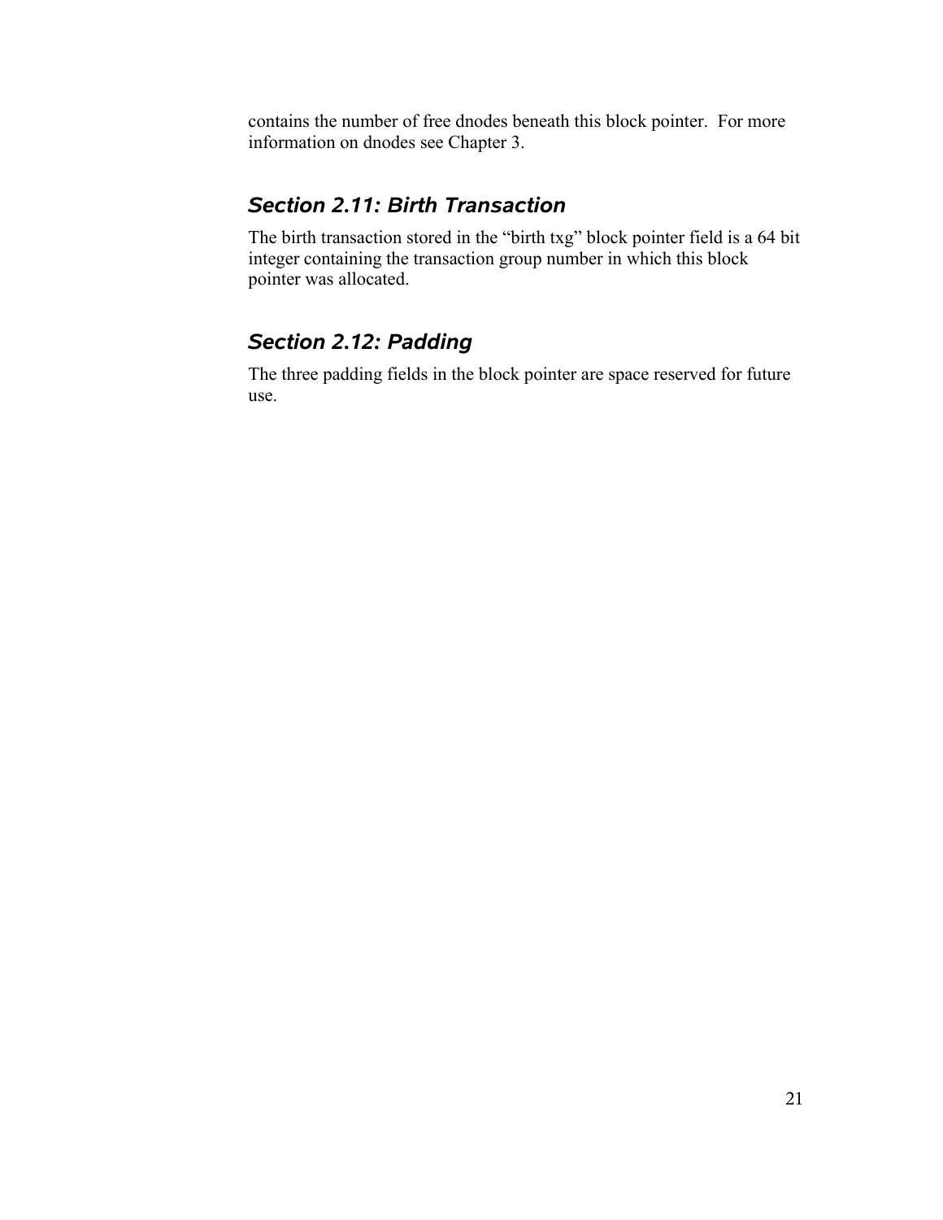contains the number of free dnodes beneath this block pointer. For more information on dnodes see Chapter 3.

### *Section 2.11: Birth Transaction*

The birth transaction stored in the “birth txg” block pointer field is a 64 bit integer containing the transaction group number in which this block pointer was allocated.

### *Section 2.12: Padding*

The three padding fields in the block pointer are space reserved for future use.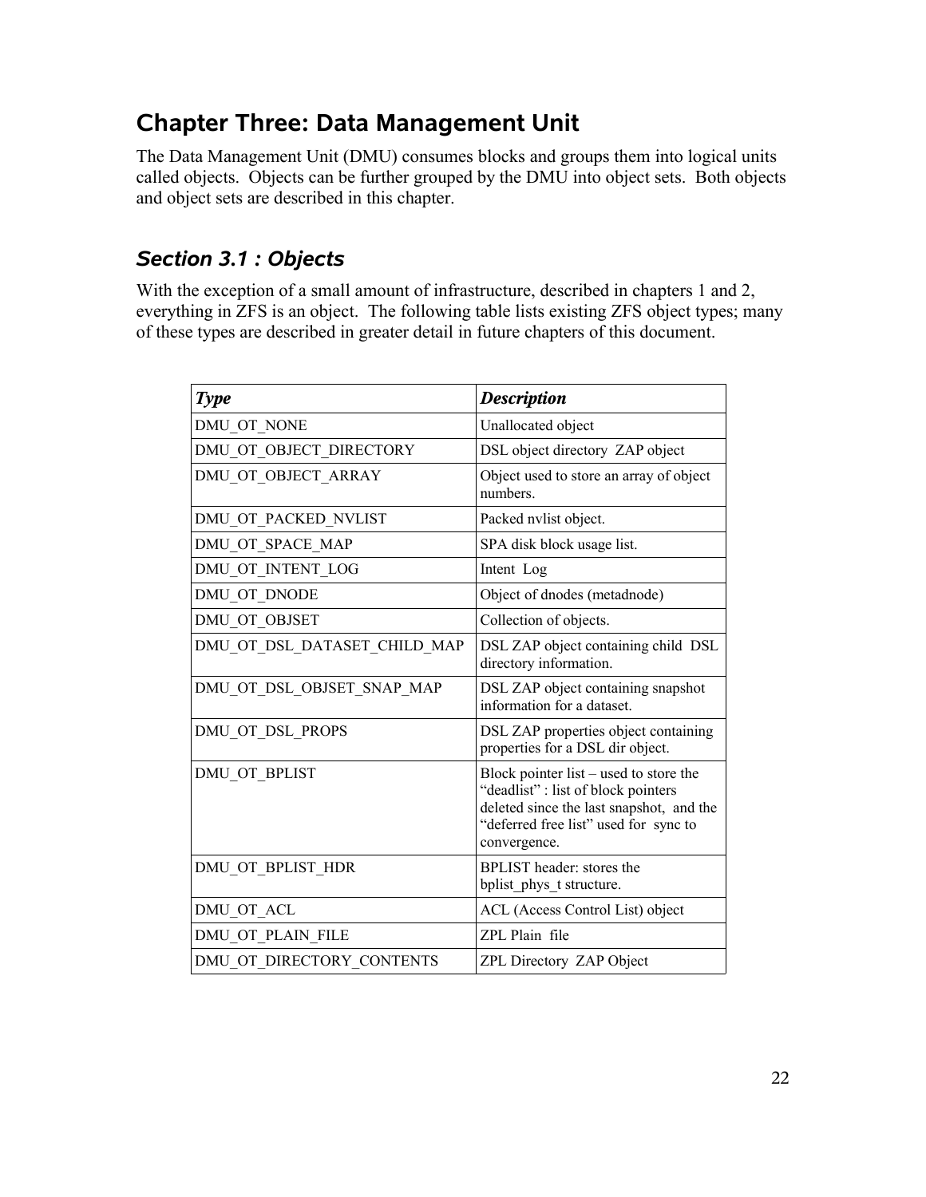# Chapter Three: Data Management Unit

The Data Management Unit (DMU) consumes blocks and groups them into logical units called objects. Objects can be further grouped by the DMU into object sets. Both objects and object sets are described in this chapter.

## Section 3.1 : Objects

With the exception of a small amount of infrastructure, described in chapters 1 and 2, everything in ZFS is an object. The following table lists existing ZFS object types; many of these types are described in greater detail in future chapters of this document.

| ***Type*** | ***Description*** |
|---|---|
| DMU_OT_NONE | Unallocated object |
| DMU_OT_OBJECT_DIRECTORY | DSL object directory ZAP object |
| DMU_OT_OBJECT_ARRAY | Object used to store an array of object numbers. |
| DMU_OT_PACKED_NVLIST | Packed nvlist object. |
| DMU_OT_SPACE_MAP | SPA disk block usage list. |
| DMU_OT_INTENT_LOG | Intent Log |
| DMU_OT_DNODE | Object of dnodes (metadnode) |
| DMU_OT_OBJSET | Collection of objects. |
| DMU_OT_DSL_DATASET_CHILD_MAP | DSL ZAP object containing child DSL directory information. |
| DMU_OT_DSL_OBJSET_SNAP_MAP | DSL ZAP object containing snapshot information for a dataset. |
| DMU_OT_DSL_PROPS | DSL ZAP properties object containing properties for a DSL dir object. |
| DMU_OT_BPLIST | Block pointer list – used to store the "deadlist" : list of block pointers deleted since the last snapshot, and the "deferred free list" used for sync to convergence. |
| DMU_OT_BPLIST_HDR | BPLIST header: stores the bplist_phys_t structure. |
| DMU_OT_ACL | ACL (Access Control List) object |
| DMU_OT_PLAIN_FILE | ZPL Plain file |
| DMU_OT_DIRECTORY_CONTENTS | ZPL Directory ZAP Object |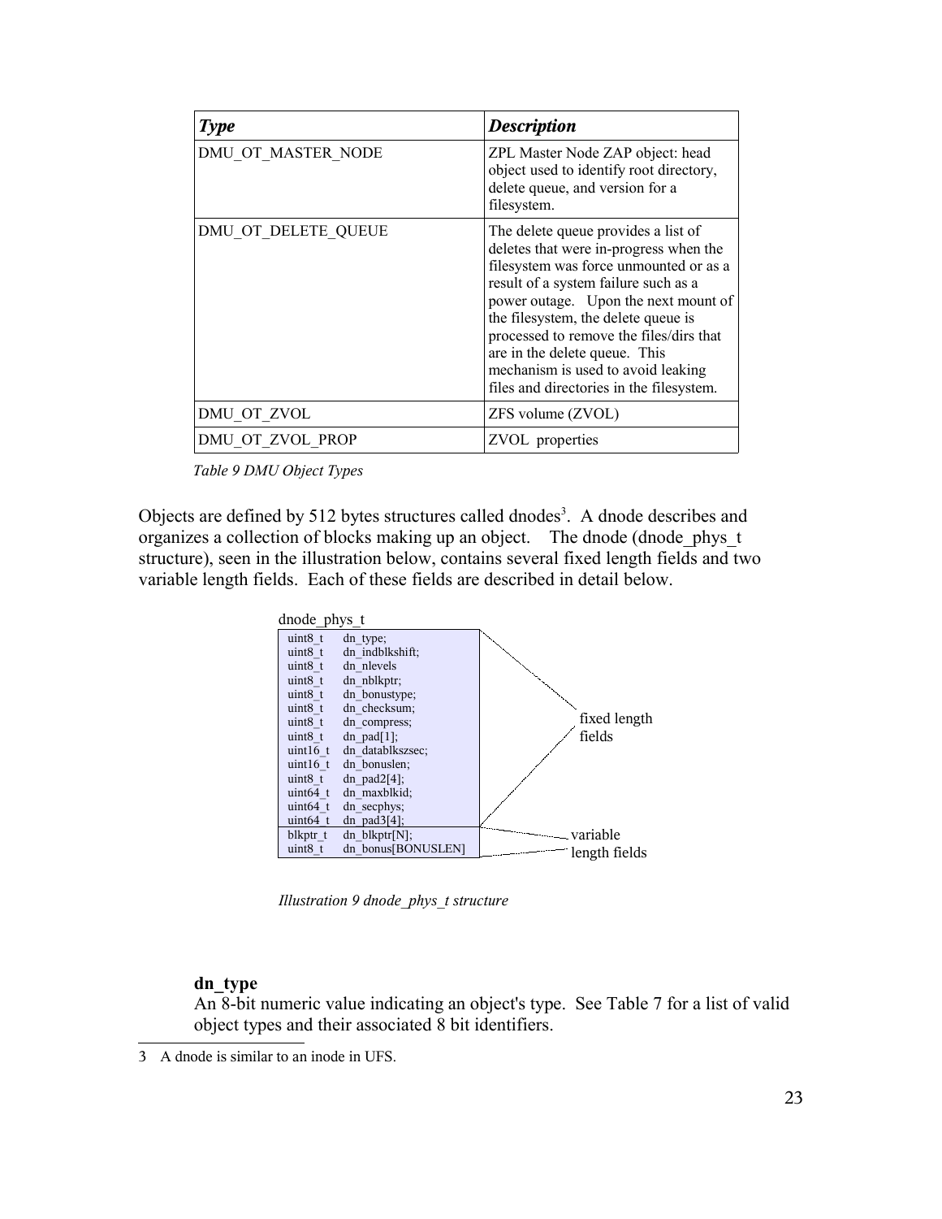| *Type* | *Description* |
| --- | --- |
| DMU_OT_MASTER_NODE | ZPL Master Node ZAP object: head object used to identify root directory, delete queue, and version for a filesystem. |
| DMU_OT_DELETE_QUEUE | The delete queue provides a list of deletes that were in-progress when the filesystem was force unmounted or as a result of a system failure such as a power outage. Upon the next mount of the filesystem, the delete queue is processed to remove the files/dirs that are in the delete queue. This mechanism is used to avoid leaking files and directories in the filesystem. |
| DMU_OT_ZVOL | ZFS volume (ZVOL) |
| DMU_OT_ZVOL_PROP | ZVOL properties |

*Table 9 DMU Object Types*

Objects are defined by 512 bytes structures called dnodes[3]. A dnode describes and organizes a collection of blocks making up an object. The dnode (dnode_phys_t structure), seen in the illustration below, contains several fixed length fields and two variable length fields. Each of these fields are described in detail below.

```
dnode_phys_t
uint8_t    dn_type;                 \
uint8_t    dn_indblkshift;           |
uint8_t    dn_nlevels                |
uint8_t    dn_nblkptr;               |
uint8_t    dn_bonustype;             |
uint8_t    dn_checksum;              |
uint8_t    dn_compress;              |  fixed length
uint8_t    dn_pad[1];                |  fields
uint16_t   dn_datablkszsec;          |
uint16_t   dn_bonuslen;              |
uint8_t    dn_pad2[4];               |
uint64_t   dn_maxblkid;              |
uint64_t   dn_secphys;               |
uint64_t   dn_pad3[4];              /
blkptr_t   dn_blkptr[N];            \  variable
uint8_t    dn_bonus[BONUSLEN]       /  length fields
```

*Illustration 9 dnode_phys_t structure*

**dn_type**

An 8-bit numeric value indicating an object's type. See Table 7 for a list of valid object types and their associated 8 bit identifiers.

3 A dnode is similar to an inode in UFS.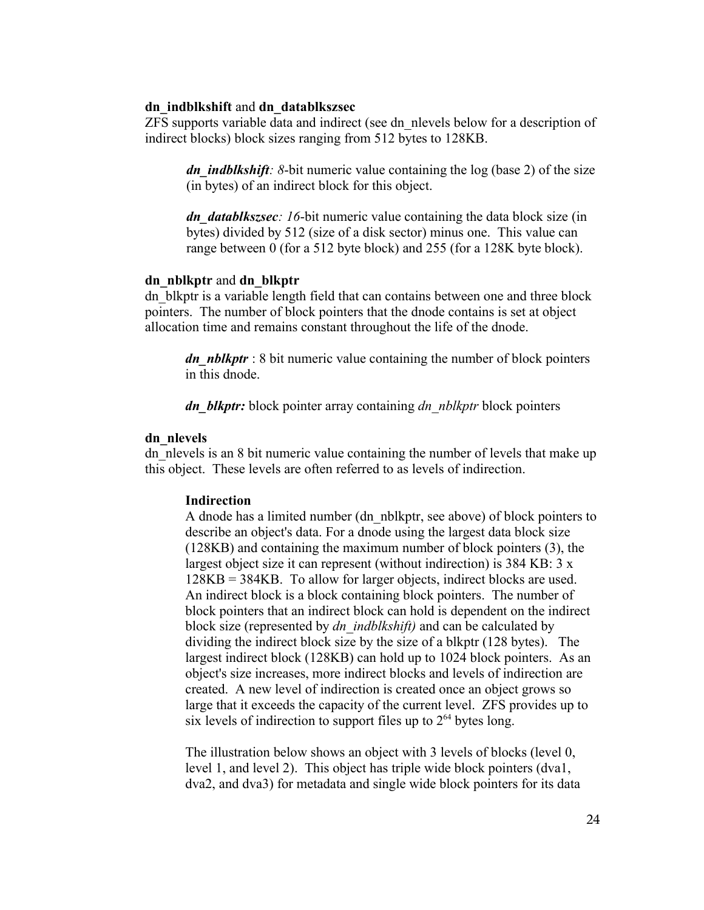**dn_indblkshift** and **dn_datablkszsec**
ZFS supports variable data and indirect (see dn_nlevels below for a description of indirect blocks) block sizes ranging from 512 bytes to 128KB.

> ***dn_indblkshift**: 8*-bit numeric value containing the log (base 2) of the size (in bytes) of an indirect block for this object.
>
> ***dn_datablkszsec**: 16*-bit numeric value containing the data block size (in bytes) divided by 512 (size of a disk sector) minus one. This value can range between 0 (for a 512 byte block) and 255 (for a 128K byte block).

**dn_nblkptr** and **dn_blkptr**
dn_blkptr is a variable length field that can contains between one and three block pointers. The number of block pointers that the dnode contains is set at object allocation time and remains constant throughout the life of the dnode.

> ***dn_nblkptr*** : 8 bit numeric value containing the number of block pointers in this dnode.
>
> ***dn_blkptr:*** block pointer array containing *dn_nblkptr* block pointers

**dn_nlevels**
dn_nlevels is an 8 bit numeric value containing the number of levels that make up this object. These levels are often referred to as levels of indirection.

> **Indirection**
> A dnode has a limited number (dn_nblkptr, see above) of block pointers to describe an object's data. For a dnode using the largest data block size (128KB) and containing the maximum number of block pointers (3), the largest object size it can represent (without indirection) is 384 KB: 3 x 128KB = 384KB. To allow for larger objects, indirect blocks are used. An indirect block is a block containing block pointers. The number of block pointers that an indirect block can hold is dependent on the indirect block size (represented by *dn_indblkshift)* and can be calculated by dividing the indirect block size by the size of a blkptr (128 bytes). The largest indirect block (128KB) can hold up to 1024 block pointers. As an object's size increases, more indirect blocks and levels of indirection are created. A new level of indirection is created once an object grows so large that it exceeds the capacity of the current level. ZFS provides up to six levels of indirection to support files up to $2^{64}$ bytes long.
>
> The illustration below shows an object with 3 levels of blocks (level 0, level 1, and level 2). This object has triple wide block pointers (dva1, dva2, and dva3) for metadata and single wide block pointers for its data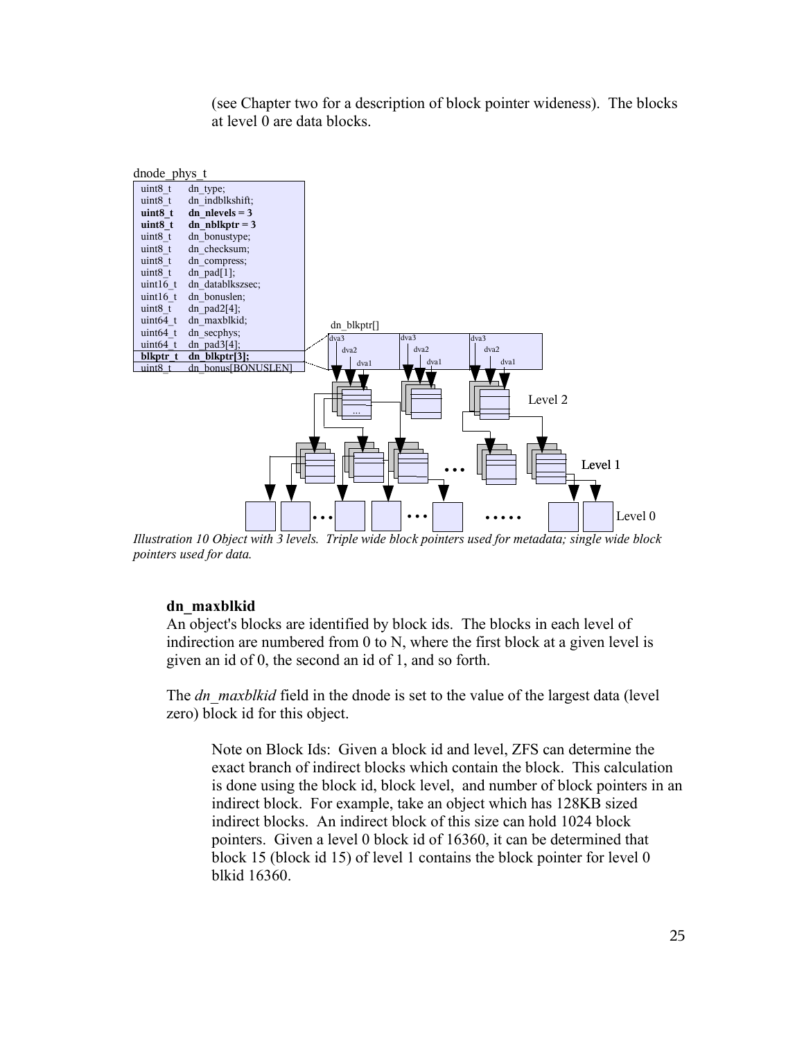(see Chapter two for a description of block pointer wideness). The blocks at level 0 are data blocks.

```
dnode_phys_t
uint8_t    dn_type;
uint8_t    dn_indblkshift;
uint8_t    dn_nlevels = 3
uint8_t    dn_nblkptr = 3
uint8_t    dn_bonustype;
uint8_t    dn_checksum;
uint8_t    dn_compress;
uint8_t    dn_pad[1];
uint16_t   dn_datablkszsec;
uint16_t   dn_bonuslen;
uint8_t    dn_pad2[4];
uint64_t   dn_maxblkid;
uint64_t   dn_secphys;
uint64_t   dn_pad3[4];
blkptr_t   dn_blkptr[3];
uint8_t    dn_bonus[BONUSLEN]
```

*Illustration 10 Object with 3 levels. Triple wide block pointers used for metadata; single wide block pointers used for data.*

**dn_maxblkid**

An object's blocks are identified by block ids. The blocks in each level of indirection are numbered from 0 to N, where the first block at a given level is given an id of 0, the second an id of 1, and so forth.

The *dn_maxblkid* field in the dnode is set to the value of the largest data (level zero) block id for this object.

> Note on Block Ids: Given a block id and level, ZFS can determine the exact branch of indirect blocks which contain the block. This calculation is done using the block id, block level, and number of block pointers in an indirect block. For example, take an object which has 128KB sized indirect blocks. An indirect block of this size can hold 1024 block pointers. Given a level 0 block id of 16360, it can be determined that block 15 (block id 15) of level 1 contains the block pointer for level 0 blkid 16360.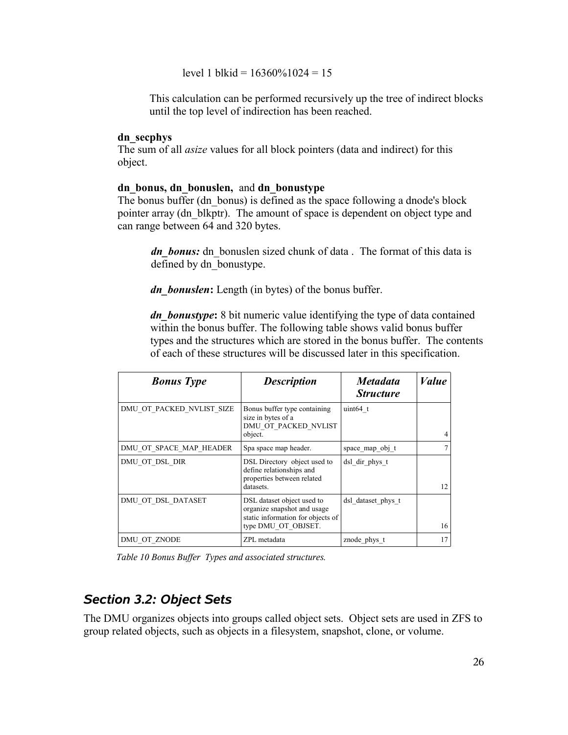level 1 blkid = 16360%1024 = 15

This calculation can be performed recursively up the tree of indirect blocks until the top level of indirection has been reached.

**dn_secphys**
The sum of all *asize* values for all block pointers (data and indirect) for this object.

**dn_bonus, dn_bonuslen,** and **dn_bonustype**
The bonus buffer (dn_bonus) is defined as the space following a dnode's block pointer array (dn_blkptr). The amount of space is dependent on object type and can range between 64 and 320 bytes.

***dn_bonus:*** dn_bonuslen sized chunk of data . The format of this data is defined by dn_bonustype.

***dn_bonuslen*****:** Length (in bytes) of the bonus buffer.

***dn_bonustype*****:** 8 bit numeric value identifying the type of data contained within the bonus buffer. The following table shows valid bonus buffer types and the structures which are stored in the bonus buffer. The contents of each of these structures will be discussed later in this specification.

| ***Bonus Type*** | ***Description*** | ***Metadata Structure*** | ***Value*** |
|---|---|---|---|
| DMU_OT_PACKED_NVLIST_SIZE | Bonus buffer type containing size in bytes of a DMU_OT_PACKED_NVLIST object. | uint64_t | 4 |
| DMU_OT_SPACE_MAP_HEADER | Spa space map header. | space_map_obj_t | 7 |
| DMU_OT_DSL_DIR | DSL Directory object used to define relationships and properties between related datasets. | dsl_dir_phys_t | 12 |
| DMU_OT_DSL_DATASET | DSL dataset object used to organize snapshot and usage static information for objects of type DMU_OT_OBJSET. | dsl_dataset_phys_t | 16 |
| DMU_OT_ZNODE | ZPL metadata | znode_phys_t | 17 |

*Table 10 Bonus Buffer Types and associated structures.*

## *Section 3.2: Object Sets*

The DMU organizes objects into groups called object sets. Object sets are used in ZFS to group related objects, such as objects in a filesystem, snapshot, clone, or volume.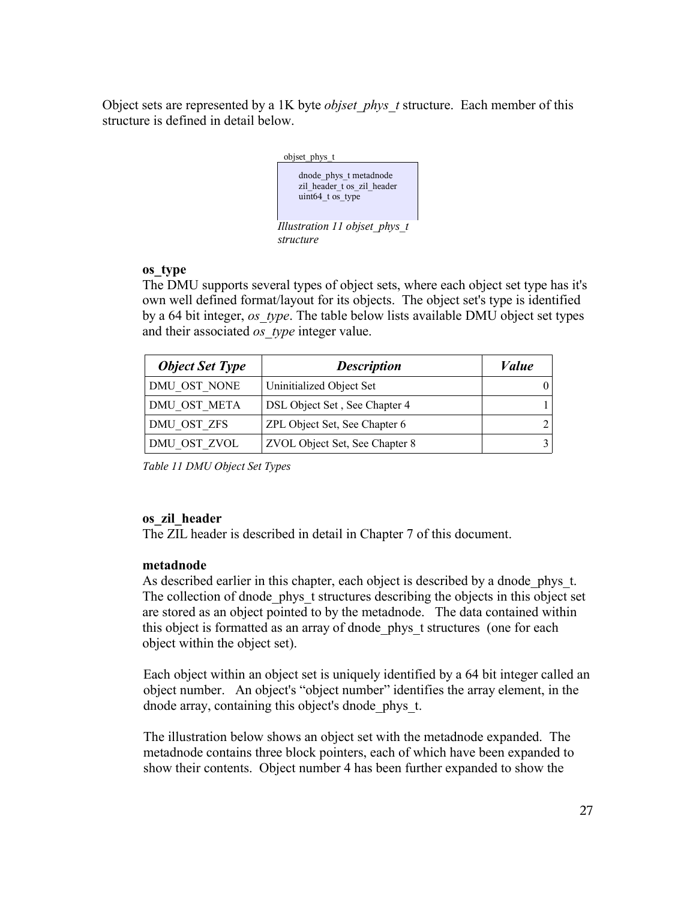Object sets are represented by a 1K byte *objset_phys_t* structure. Each member of this structure is defined in detail below.

```
objset_phys_t
    dnode_phys_t metadnode
    zil_header_t os_zil_header
    uint64_t os_type
```

*Illustration 11 objset_phys_t structure*

**os_type**

The DMU supports several types of object sets, where each object set type has it's own well defined format/layout for its objects. The object set's type is identified by a 64 bit integer, *os_type*. The table below lists available DMU object set types and their associated *os_type* integer value.

| *Object Set Type* | *Description* | *Value* |
|---|---|---|
| DMU_OST_NONE | Uninitialized Object Set | 0 |
| DMU_OST_META | DSL Object Set , See Chapter 4 | 1 |
| DMU_OST_ZFS | ZPL Object Set, See Chapter 6 | 2 |
| DMU_OST_ZVOL | ZVOL Object Set, See Chapter 8 | 3 |

*Table 11 DMU Object Set Types*

**os_zil_header**

The ZIL header is described in detail in Chapter 7 of this document.

**metadnode**

As described earlier in this chapter, each object is described by a dnode_phys_t. The collection of dnode_phys_t structures describing the objects in this object set are stored as an object pointed to by the metadnode. The data contained within this object is formatted as an array of dnode_phys_t structures (one for each object within the object set).

Each object within an object set is uniquely identified by a 64 bit integer called an object number. An object's "object number" identifies the array element, in the dnode array, containing this object's dnode_phys_t.

The illustration below shows an object set with the metadnode expanded. The metadnode contains three block pointers, each of which have been expanded to show their contents. Object number 4 has been further expanded to show the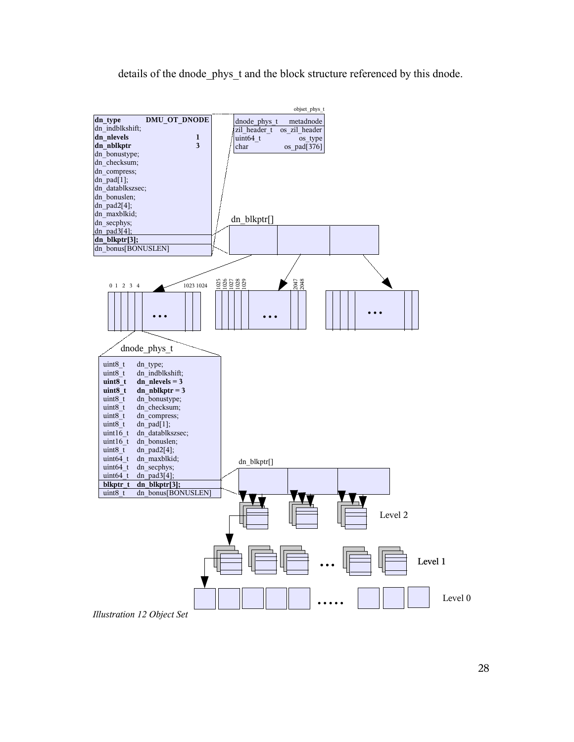details of the dnode_phys_t and the block structure referenced by this dnode.

*Illustration 12 Object Set*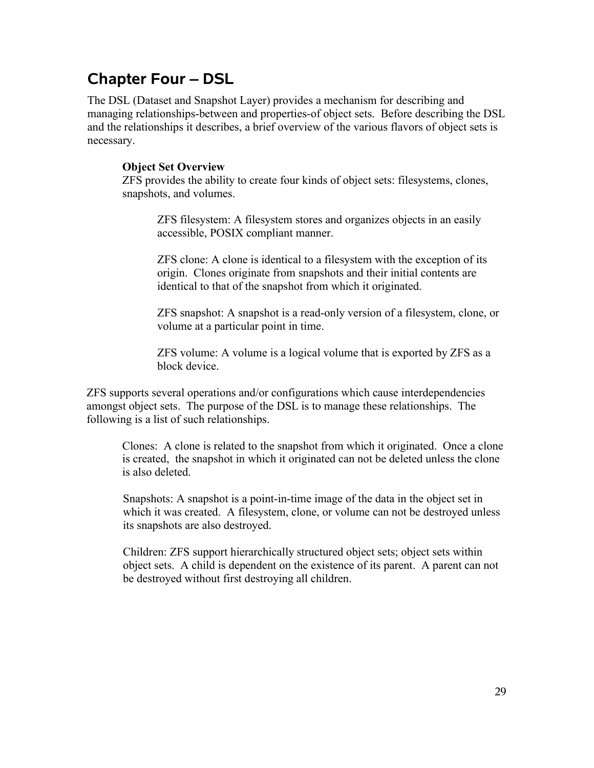# Chapter Four – DSL

The DSL (Dataset and Snapshot Layer) provides a mechanism for describing and managing relationships-between and properties-of object sets. Before describing the DSL and the relationships it describes, a brief overview of the various flavors of object sets is necessary.

**Object Set Overview**

ZFS provides the ability to create four kinds of object sets: filesystems, clones, snapshots, and volumes.

ZFS filesystem: A filesystem stores and organizes objects in an easily accessible, POSIX compliant manner.

ZFS clone: A clone is identical to a filesystem with the exception of its origin. Clones originate from snapshots and their initial contents are identical to that of the snapshot from which it originated.

ZFS snapshot: A snapshot is a read-only version of a filesystem, clone, or volume at a particular point in time.

ZFS volume: A volume is a logical volume that is exported by ZFS as a block device.

ZFS supports several operations and/or configurations which cause interdependencies amongst object sets. The purpose of the DSL is to manage these relationships. The following is a list of such relationships.

Clones: A clone is related to the snapshot from which it originated. Once a clone is created, the snapshot in which it originated can not be deleted unless the clone is also deleted.

Snapshots: A snapshot is a point-in-time image of the data in the object set in which it was created. A filesystem, clone, or volume can not be destroyed unless its snapshots are also destroyed.

Children: ZFS support hierarchically structured object sets; object sets within object sets. A child is dependent on the existence of its parent. A parent can not be destroyed without first destroying all children.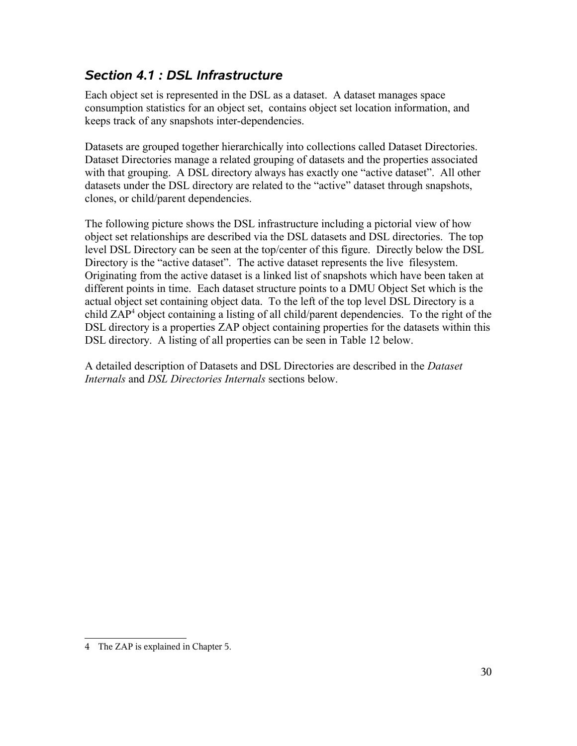### *Section 4.1 : DSL Infrastructure*

Each object set is represented in the DSL as a dataset. A dataset manages space consumption statistics for an object set, contains object set location information, and keeps track of any snapshots inter-dependencies.

Datasets are grouped together hierarchically into collections called Dataset Directories. Dataset Directories manage a related grouping of datasets and the properties associated with that grouping. A DSL directory always has exactly one "active dataset". All other datasets under the DSL directory are related to the "active" dataset through snapshots, clones, or child/parent dependencies.

The following picture shows the DSL infrastructure including a pictorial view of how object set relationships are described via the DSL datasets and DSL directories. The top level DSL Directory can be seen at the top/center of this figure. Directly below the DSL Directory is the "active dataset". The active dataset represents the live filesystem. Originating from the active dataset is a linked list of snapshots which have been taken at different points in time. Each dataset structure points to a DMU Object Set which is the actual object set containing object data. To the left of the top level DSL Directory is a child ZAP[4] object containing a listing of all child/parent dependencies. To the right of the DSL directory is a properties ZAP object containing properties for the datasets within this DSL directory. A listing of all properties can be seen in Table 12 below.

A detailed description of Datasets and DSL Directories are described in the *Dataset Internals* and *DSL Directories Internals* sections below.

---

4 The ZAP is explained in Chapter 5.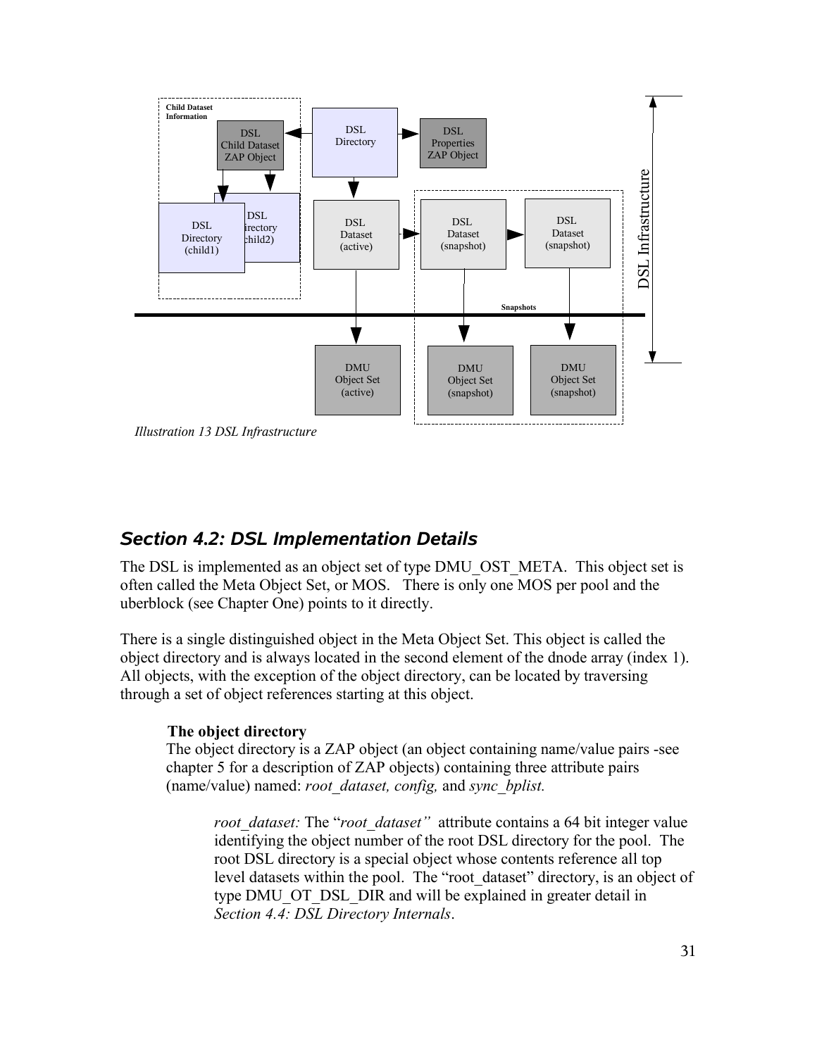Illustration 13 DSL Infrastructure

## *Section 4.2: DSL Implementation Details*

The DSL is implemented as an object set of type DMU_OST_META. This object set is often called the Meta Object Set, or MOS. There is only one MOS per pool and the uberblock (see Chapter One) points to it directly.

There is a single distinguished object in the Meta Object Set. This object is called the object directory and is always located in the second element of the dnode array (index 1). All objects, with the exception of the object directory, can be located by traversing through a set of object references starting at this object.

**The object directory**

The object directory is a ZAP object (an object containing name/value pairs -see chapter 5 for a description of ZAP objects) containing three attribute pairs (name/value) named: *root_dataset, config,* and *sync_bplist.*

*root_dataset:* The "*root_dataset"* attribute contains a 64 bit integer value identifying the object number of the root DSL directory for the pool. The root DSL directory is a special object whose contents reference all top level datasets within the pool. The "root_dataset" directory, is an object of type DMU_OT_DSL_DIR and will be explained in greater detail in *Section 4.4: DSL Directory Internals*.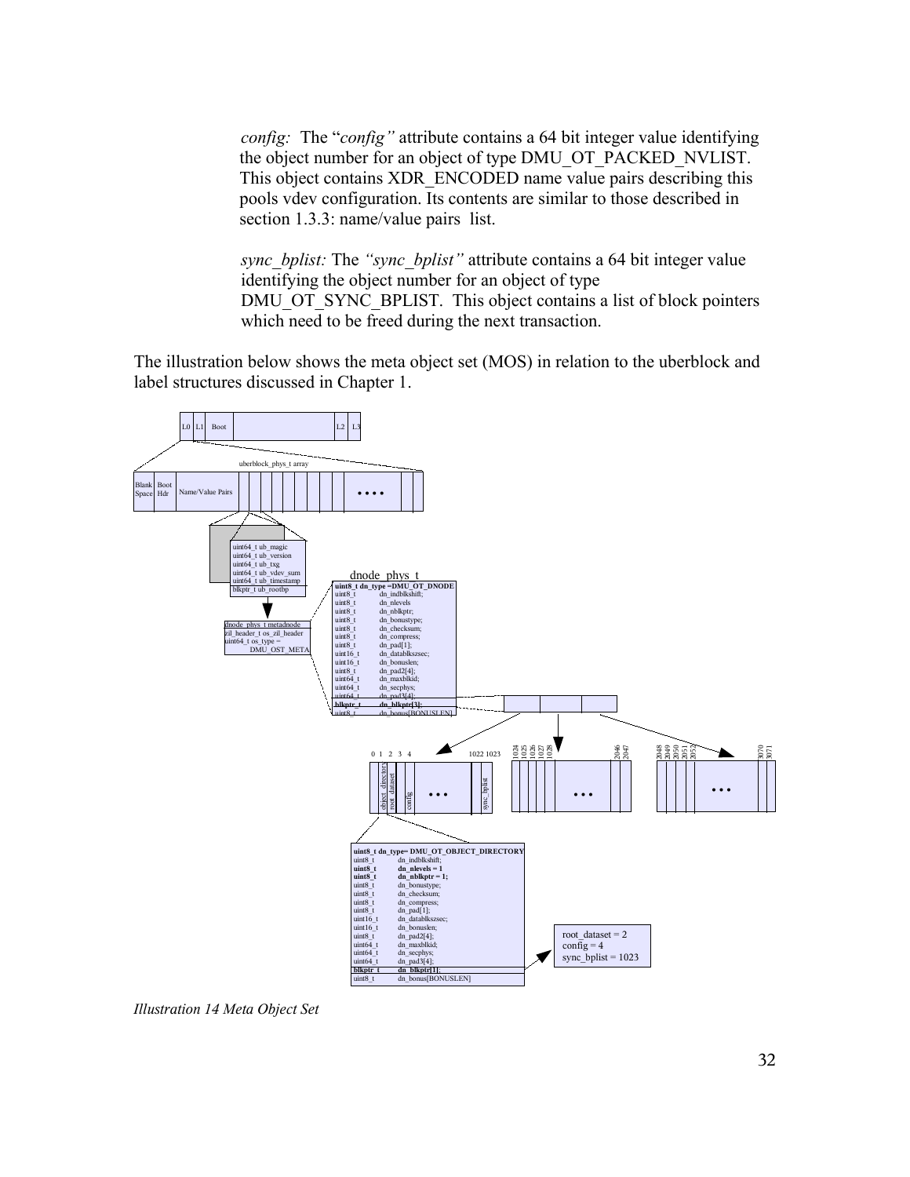*config:* The "*config"* attribute contains a 64 bit integer value identifying the object number for an object of type DMU_OT_PACKED_NVLIST. This object contains XDR_ENCODED name value pairs describing this pools vdev configuration. Its contents are similar to those described in section 1.3.3: name/value pairs list.

*sync_bplist:* The *"sync_bplist"* attribute contains a 64 bit integer value identifying the object number for an object of type DMU_OT_SYNC_BPLIST. This object contains a list of block pointers which need to be freed during the next transaction.

The illustration below shows the meta object set (MOS) in relation to the uberblock and label structures discussed in Chapter 1.

*Illustration 14 Meta Object Set*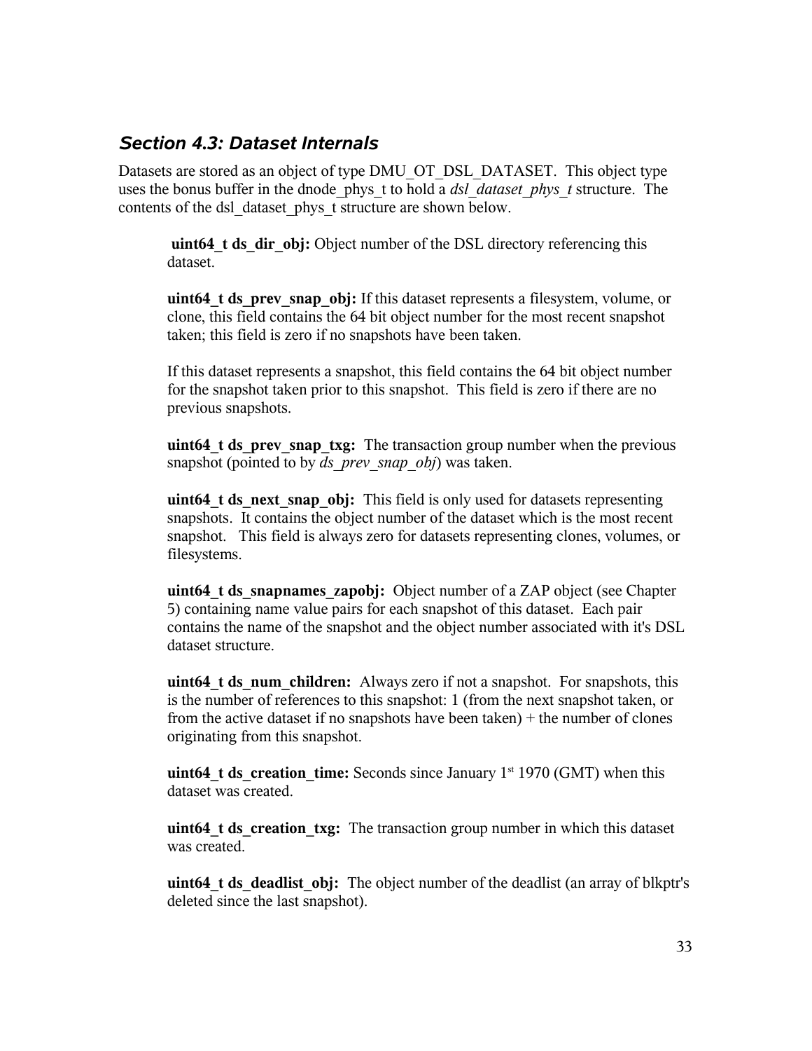## *Section 4.3: Dataset Internals*

Datasets are stored as an object of type DMU_OT_DSL_DATASET. This object type uses the bonus buffer in the dnode_phys_t to hold a *dsl_dataset_phys_t* structure. The contents of the dsl_dataset_phys_t structure are shown below.

> **uint64_t ds_dir_obj:** Object number of the DSL directory referencing this dataset.
>
> **uint64_t ds_prev_snap_obj:** If this dataset represents a filesystem, volume, or clone, this field contains the 64 bit object number for the most recent snapshot taken; this field is zero if no snapshots have been taken.
>
> If this dataset represents a snapshot, this field contains the 64 bit object number for the snapshot taken prior to this snapshot. This field is zero if there are no previous snapshots.
>
> **uint64_t ds_prev_snap_txg:** The transaction group number when the previous snapshot (pointed to by *ds_prev_snap_obj*) was taken.
>
> **uint64_t ds_next_snap_obj:** This field is only used for datasets representing snapshots. It contains the object number of the dataset which is the most recent snapshot. This field is always zero for datasets representing clones, volumes, or filesystems.
>
> **uint64_t ds_snapnames_zapobj:** Object number of a ZAP object (see Chapter 5) containing name value pairs for each snapshot of this dataset. Each pair contains the name of the snapshot and the object number associated with it's DSL dataset structure.
>
> **uint64_t ds_num_children:** Always zero if not a snapshot. For snapshots, this is the number of references to this snapshot: 1 (from the next snapshot taken, or from the active dataset if no snapshots have been taken) + the number of clones originating from this snapshot.
>
> **uint64_t ds_creation_time:** Seconds since January 1st 1970 (GMT) when this dataset was created.
>
> **uint64_t ds_creation_txg:** The transaction group number in which this dataset was created.
>
> **uint64_t ds_deadlist_obj:** The object number of the deadlist (an array of blkptr's deleted since the last snapshot).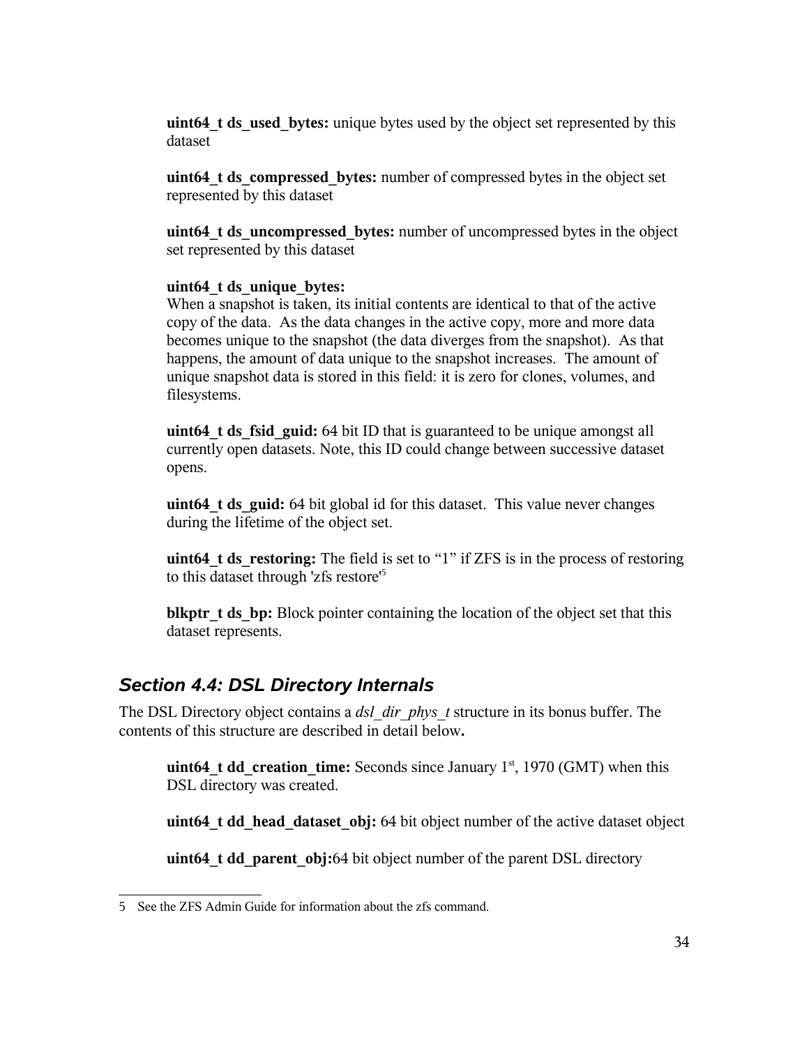**uint64_t ds_used_bytes:** unique bytes used by the object set represented by this dataset

**uint64_t ds_compressed_bytes:** number of compressed bytes in the object set represented by this dataset

**uint64_t ds_uncompressed_bytes:** number of uncompressed bytes in the object set represented by this dataset

**uint64_t ds_unique_bytes:**
When a snapshot is taken, its initial contents are identical to that of the active copy of the data. As the data changes in the active copy, more and more data becomes unique to the snapshot (the data diverges from the snapshot). As that happens, the amount of data unique to the snapshot increases. The amount of unique snapshot data is stored in this field: it is zero for clones, volumes, and filesystems.

**uint64_t ds_fsid_guid:** 64 bit ID that is guaranteed to be unique amongst all currently open datasets. Note, this ID could change between successive dataset opens.

**uint64_t ds_guid:** 64 bit global id for this dataset. This value never changes during the lifetime of the object set.

**uint64_t ds_restoring:** The field is set to "1" if ZFS is in the process of restoring to this dataset through 'zfs restore'[5]

**blkptr_t ds_bp:** Block pointer containing the location of the object set that this dataset represents.

## Section 4.4: DSL Directory Internals

The DSL Directory object contains a *dsl_dir_phys_t* structure in its bonus buffer. The contents of this structure are described in detail below**.**

**uint64_t dd_creation_time:** Seconds since January 1st, 1970 (GMT) when this DSL directory was created.

**uint64_t dd_head_dataset_obj:** 64 bit object number of the active dataset object

**uint64_t dd_parent_obj:**64 bit object number of the parent DSL directory

5 See the ZFS Admin Guide for information about the zfs command.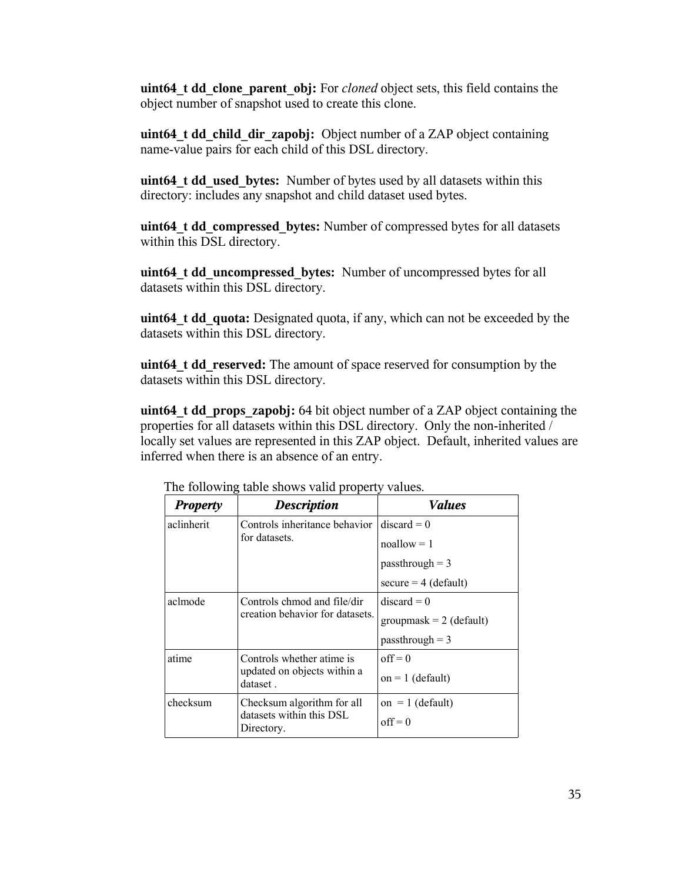**uint64_t dd_clone_parent_obj:** For *cloned* object sets, this field contains the object number of snapshot used to create this clone.

**uint64_t dd_child_dir_zapobj:** Object number of a ZAP object containing name-value pairs for each child of this DSL directory.

**uint64_t dd_used_bytes:** Number of bytes used by all datasets within this directory: includes any snapshot and child dataset used bytes.

**uint64_t dd_compressed_bytes:** Number of compressed bytes for all datasets within this DSL directory.

**uint64_t dd_uncompressed_bytes:** Number of uncompressed bytes for all datasets within this DSL directory.

**uint64_t dd_quota:** Designated quota, if any, which can not be exceeded by the datasets within this DSL directory.

**uint64_t dd_reserved:** The amount of space reserved for consumption by the datasets within this DSL directory.

**uint64_t dd_props_zapobj:** 64 bit object number of a ZAP object containing the properties for all datasets within this DSL directory. Only the non-inherited / locally set values are represented in this ZAP object. Default, inherited values are inferred when there is an absence of an entry.

The following table shows valid property values.

| ***Property*** | ***Description*** | ***Values*** |
|---|---|---|
| aclinherit | Controls inheritance behavior for datasets. | discard = 0<br>noallow = 1<br>passthrough = 3<br>secure = 4 (default) |
| aclmode | Controls chmod and file/dir creation behavior for datasets. | discard = 0<br>groupmask = 2 (default)<br>passthrough = 3 |
| atime | Controls whether atime is updated on objects within a dataset . | off = 0<br>on = 1 (default) |
| checksum | Checksum algorithm for all datasets within this DSL Directory. | on = 1 (default)<br>off = 0 |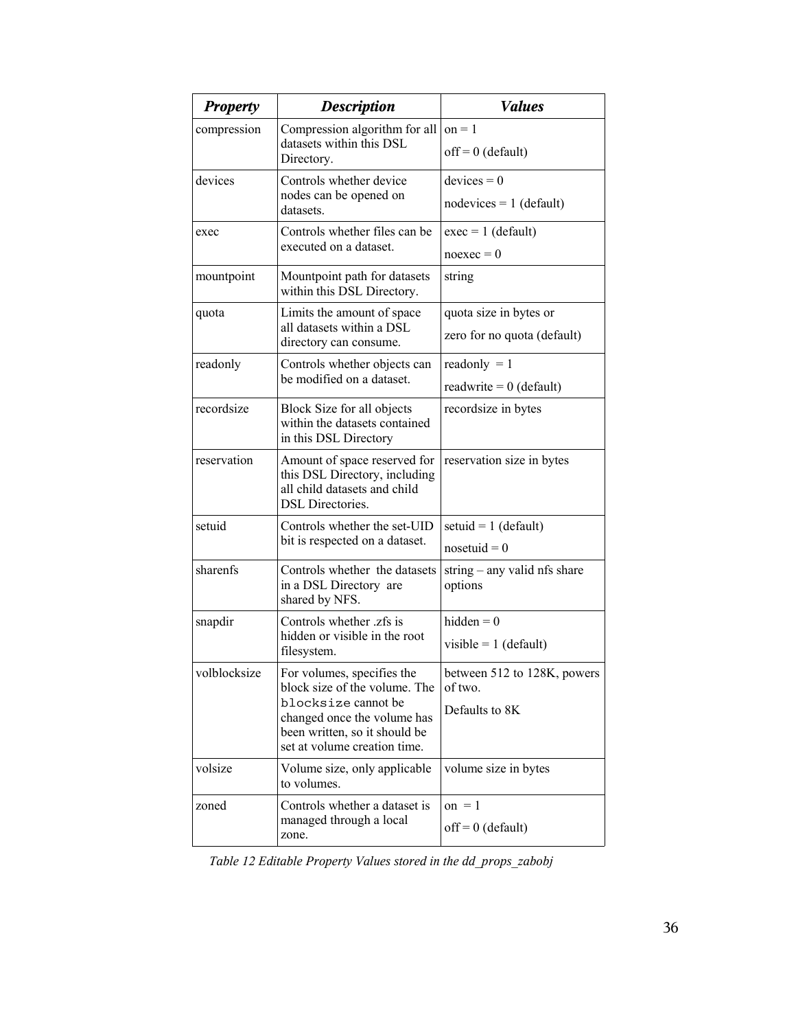| ***Property*** | ***Description*** | ***Values*** |
|---|---|---|
| compression | Compression algorithm for all datasets within this DSL Directory. | on = 1<br>off = 0 (default) |
| devices | Controls whether device nodes can be opened on datasets. | devices = 0<br>nodevices = 1 (default) |
| exec | Controls whether files can be executed on a dataset. | exec = 1 (default)<br>noexec = 0 |
| mountpoint | Mountpoint path for datasets within this DSL Directory. | string |
| quota | Limits the amount of space all datasets within a DSL directory can consume. | quota size in bytes or<br>zero for no quota (default) |
| readonly | Controls whether objects can be modified on a dataset. | readonly = 1<br>readwrite = 0 (default) |
| recordsize | Block Size for all objects within the datasets contained in this DSL Directory | recordsize in bytes |
| reservation | Amount of space reserved for this DSL Directory, including all child datasets and child DSL Directories. | reservation size in bytes |
| setuid | Controls whether the set-UID bit is respected on a dataset. | setuid = 1 (default)<br>nosetuid = 0 |
| sharenfs | Controls whether the datasets in a DSL Directory are shared by NFS. | string – any valid nfs share options |
| snapdir | Controls whether .zfs is hidden or visible in the root filesystem. | hidden = 0<br>visible = 1 (default) |
| volblocksize | For volumes, specifies the block size of the volume. The `blocksize` cannot be changed once the volume has been written, so it should be set at volume creation time. | between 512 to 128K, powers of two.<br>Defaults to 8K |
| volsize | Volume size, only applicable to volumes. | volume size in bytes |
| zoned | Controls whether a dataset is managed through a local zone. | on = 1<br>off = 0 (default) |

*Table 12 Editable Property Values stored in the dd_props_zabobj*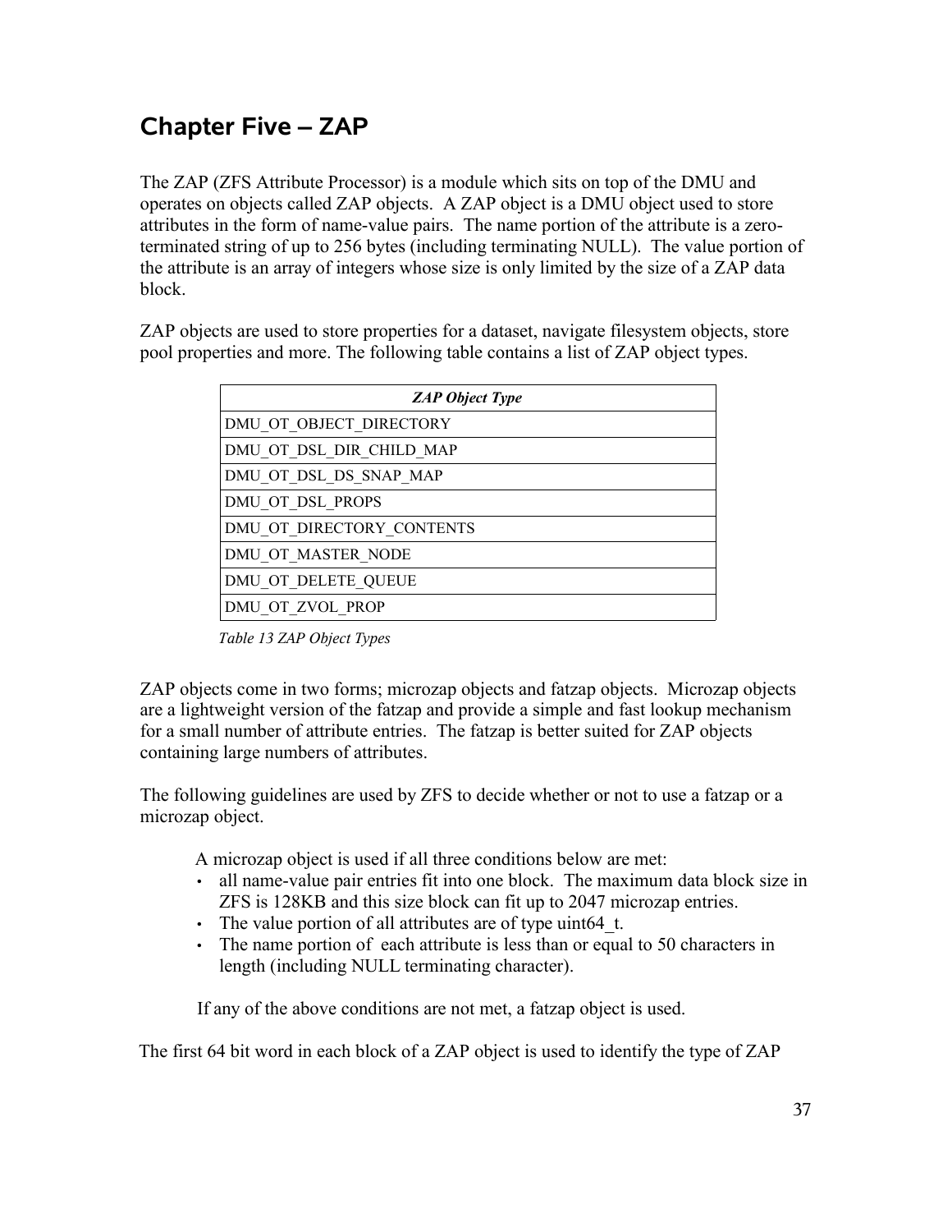## Chapter Five – ZAP

The ZAP (ZFS Attribute Processor) is a module which sits on top of the DMU and operates on objects called ZAP objects. A ZAP object is a DMU object used to store attributes in the form of name-value pairs. The name portion of the attribute is a zero-terminated string of up to 256 bytes (including terminating NULL). The value portion of the attribute is an array of integers whose size is only limited by the size of a ZAP data block.

ZAP objects are used to store properties for a dataset, navigate filesystem objects, store pool properties and more. The following table contains a list of ZAP object types.

| ***ZAP Object Type*** |
| --- |
| DMU_OT_OBJECT_DIRECTORY |
| DMU_OT_DSL_DIR_CHILD_MAP |
| DMU_OT_DSL_DS_SNAP_MAP |
| DMU_OT_DSL_PROPS |
| DMU_OT_DIRECTORY_CONTENTS |
| DMU_OT_MASTER_NODE |
| DMU_OT_DELETE_QUEUE |
| DMU_OT_ZVOL_PROP |

*Table 13 ZAP Object Types*

ZAP objects come in two forms; microzap objects and fatzap objects. Microzap objects are a lightweight version of the fatzap and provide a simple and fast lookup mechanism for a small number of attribute entries. The fatzap is better suited for ZAP objects containing large numbers of attributes.

The following guidelines are used by ZFS to decide whether or not to use a fatzap or a microzap object.

A microzap object is used if all three conditions below are met:

- all name-value pair entries fit into one block. The maximum data block size in ZFS is 128KB and this size block can fit up to 2047 microzap entries.
- The value portion of all attributes are of type uint64_t.
- The name portion of each attribute is less than or equal to 50 characters in length (including NULL terminating character).

If any of the above conditions are not met, a fatzap object is used.

The first 64 bit word in each block of a ZAP object is used to identify the type of ZAP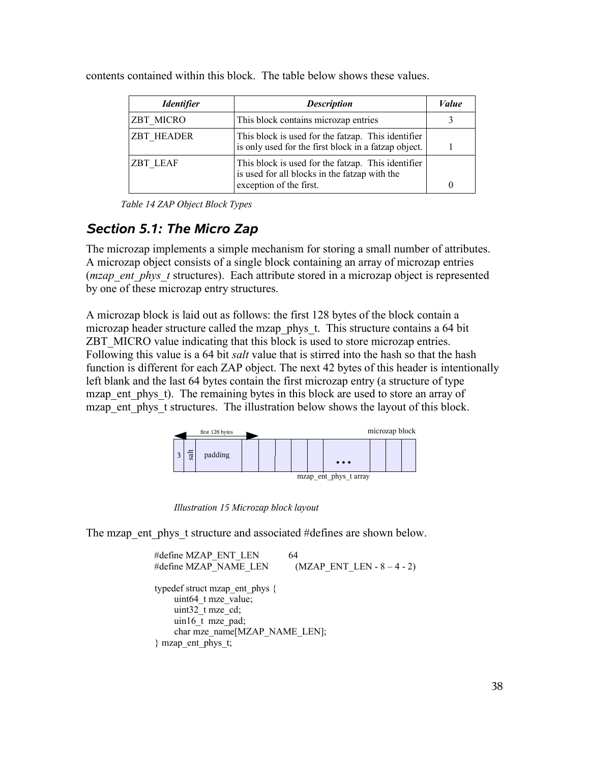contents contained within this block. The table below shows these values.

| *Identifier* | *Description* | *Value* |
|---|---|---|
| ZBT_MICRO | This block contains microzap entries | 3 |
| ZBT_HEADER | This block is used for the fatzap. This identifier is only used for the first block in a fatzap object. | 1 |
| ZBT_LEAF | This block is used for the fatzap. This identifier is used for all blocks in the fatzap with the exception of the first. | 0 |

*Table 14 ZAP Object Block Types*

## *Section 5.1: The Micro Zap*

The microzap implements a simple mechanism for storing a small number of attributes. A microzap object consists of a single block containing an array of microzap entries (*mzap_ent_phys_t* structures). Each attribute stored in a microzap object is represented by one of these microzap entry structures.

A microzap block is laid out as follows: the first 128 bytes of the block contain a microzap header structure called the mzap_phys_t. This structure contains a 64 bit ZBT_MICRO value indicating that this block is used to store microzap entries. Following this value is a 64 bit *salt* value that is stirred into the hash so that the hash function is different for each ZAP object. The next 42 bytes of this header is intentionally left blank and the last 64 bytes contain the first microzap entry (a structure of type mzap_ent_phys_t). The remaining bytes in this block are used to store an array of mzap_ent_phys_t structures. The illustration below shows the layout of this block.

*Illustration 15 Microzap block layout*

The mzap_ent_phys_t structure and associated #defines are shown below.

```
#define MZAP_ENT_LEN          64
#define MZAP_NAME_LEN         (MZAP_ENT_LEN - 8 – 4 - 2)

typedef struct mzap_ent_phys {
      uint64_t mze_value;
      uint32_t mze_cd;
      uin16_t  mze_pad;
      char mze_name[MZAP_NAME_LEN];
} mzap_ent_phys_t;
```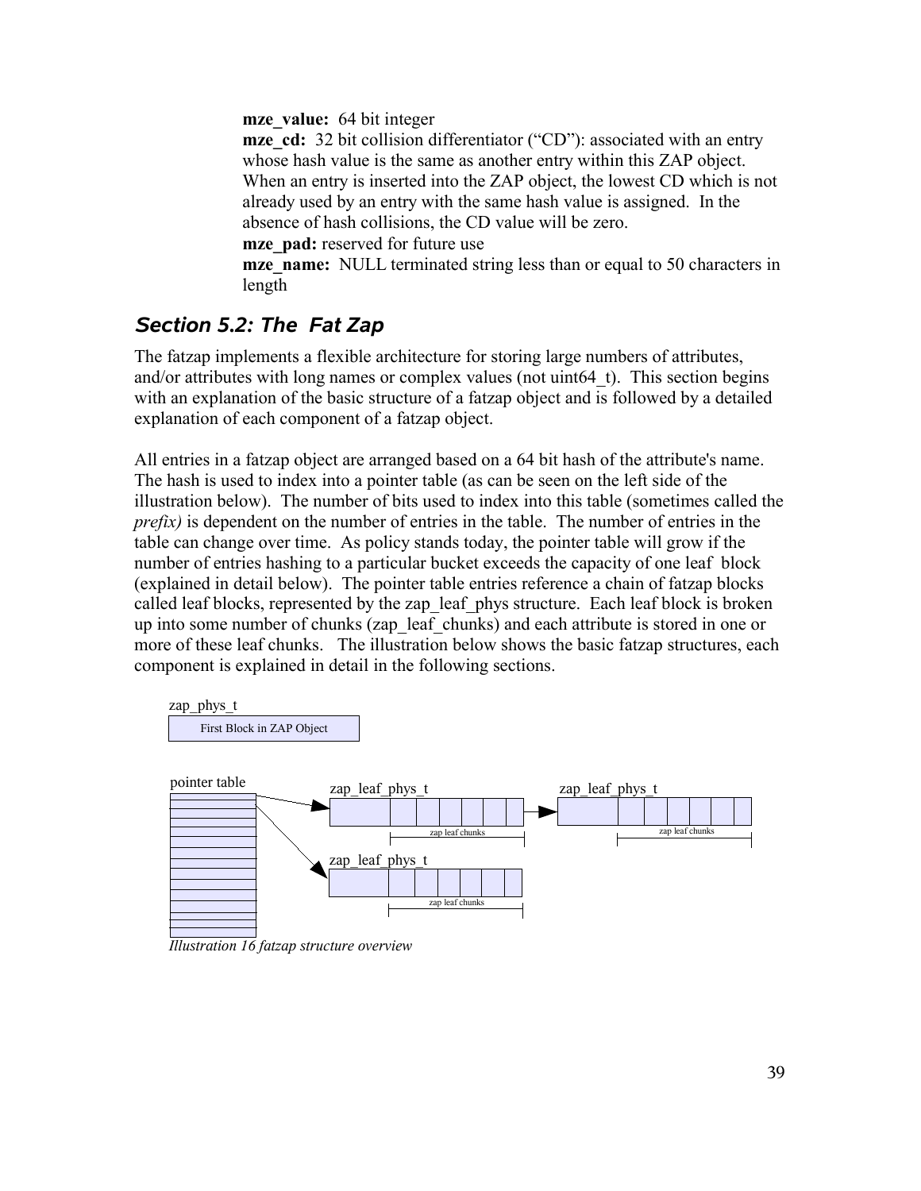**mze_value:** 64 bit integer
**mze_cd:** 32 bit collision differentiator ("CD"): associated with an entry whose hash value is the same as another entry within this ZAP object. When an entry is inserted into the ZAP object, the lowest CD which is not already used by an entry with the same hash value is assigned. In the absence of hash collisions, the CD value will be zero.
**mze_pad:** reserved for future use
**mze_name:** NULL terminated string less than or equal to 50 characters in length

## *Section 5.2: The Fat Zap*

The fatzap implements a flexible architecture for storing large numbers of attributes, and/or attributes with long names or complex values (not uint64_t). This section begins with an explanation of the basic structure of a fatzap object and is followed by a detailed explanation of each component of a fatzap object.

All entries in a fatzap object are arranged based on a 64 bit hash of the attribute's name. The hash is used to index into a pointer table (as can be seen on the left side of the illustration below). The number of bits used to index into this table (sometimes called the *prefix)* is dependent on the number of entries in the table. The number of entries in the table can change over time. As policy stands today, the pointer table will grow if the number of entries hashing to a particular bucket exceeds the capacity of one leaf block (explained in detail below). The pointer table entries reference a chain of fatzap blocks called leaf blocks, represented by the zap_leaf_phys structure. Each leaf block is broken up into some number of chunks (zap_leaf_chunks) and each attribute is stored in one or more of these leaf chunks. The illustration below shows the basic fatzap structures, each component is explained in detail in the following sections.

zap_phys_t

First Block in ZAP Object

pointer table

zap_leaf_phys_t

zap leaf chunks

zap_leaf_phys_t

zap leaf chunks

zap_leaf_phys_t

zap leaf chunks

*Illustration 16 fatzap structure overview*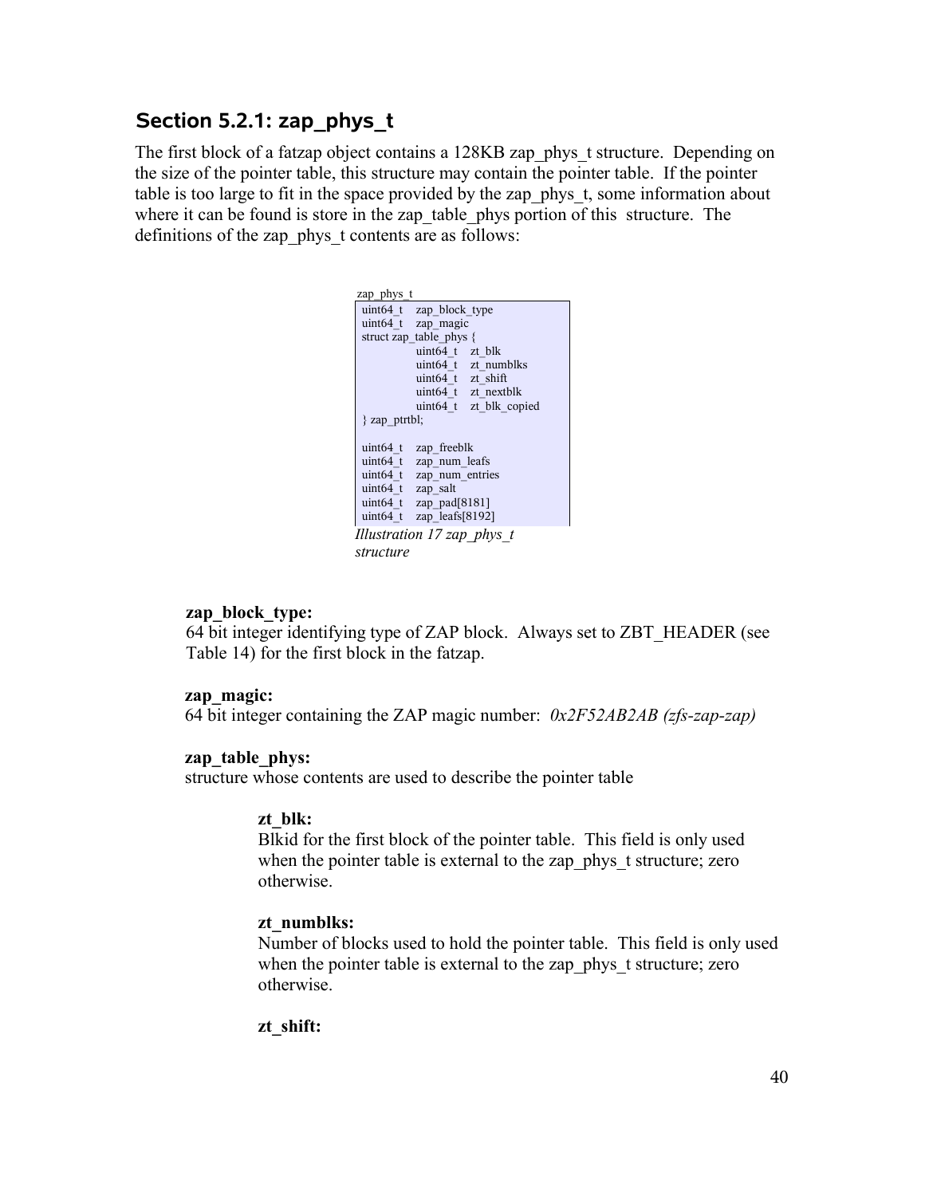## Section 5.2.1: zap_phys_t

The first block of a fatzap object contains a 128KB zap_phys_t structure. Depending on the size of the pointer table, this structure may contain the pointer table. If the pointer table is too large to fit in the space provided by the zap_phys_t, some information about where it can be found is store in the zap_table_phys portion of this structure. The definitions of the zap_phys_t contents are as follows:

```
zap_phys_t
uint64_t    zap_block_type
uint64_t    zap_magic
struct zap_table_phys {
            uint64_t    zt_blk
            uint64_t    zt_numblks
            uint64_t    zt_shift
            uint64_t    zt_nextblk
            uint64_t    zt_blk_copied
} zap_ptrtbl;

uint64_t    zap_freeblk
uint64_t    zap_num_leafs
uint64_t    zap_num_entries
uint64_t    zap_salt
uint64_t    zap_pad[8181]
uint64_t    zap_leafs[8192]
```

*Illustration 17 zap_phys_t structure*

**zap_block_type:**
64 bit integer identifying type of ZAP block. Always set to ZBT_HEADER (see Table 14) for the first block in the fatzap.

**zap_magic:**
64 bit integer containing the ZAP magic number: *0x2F52AB2AB (zfs-zap-zap)*

**zap_table_phys:**
structure whose contents are used to describe the pointer table

> **zt_blk:**
> Blkid for the first block of the pointer table. This field is only used when the pointer table is external to the zap_phys_t structure; zero otherwise.
>
> **zt_numblks:**
> Number of blocks used to hold the pointer table. This field is only used when the pointer table is external to the zap_phys_t structure; zero otherwise.
>
> **zt_shift:**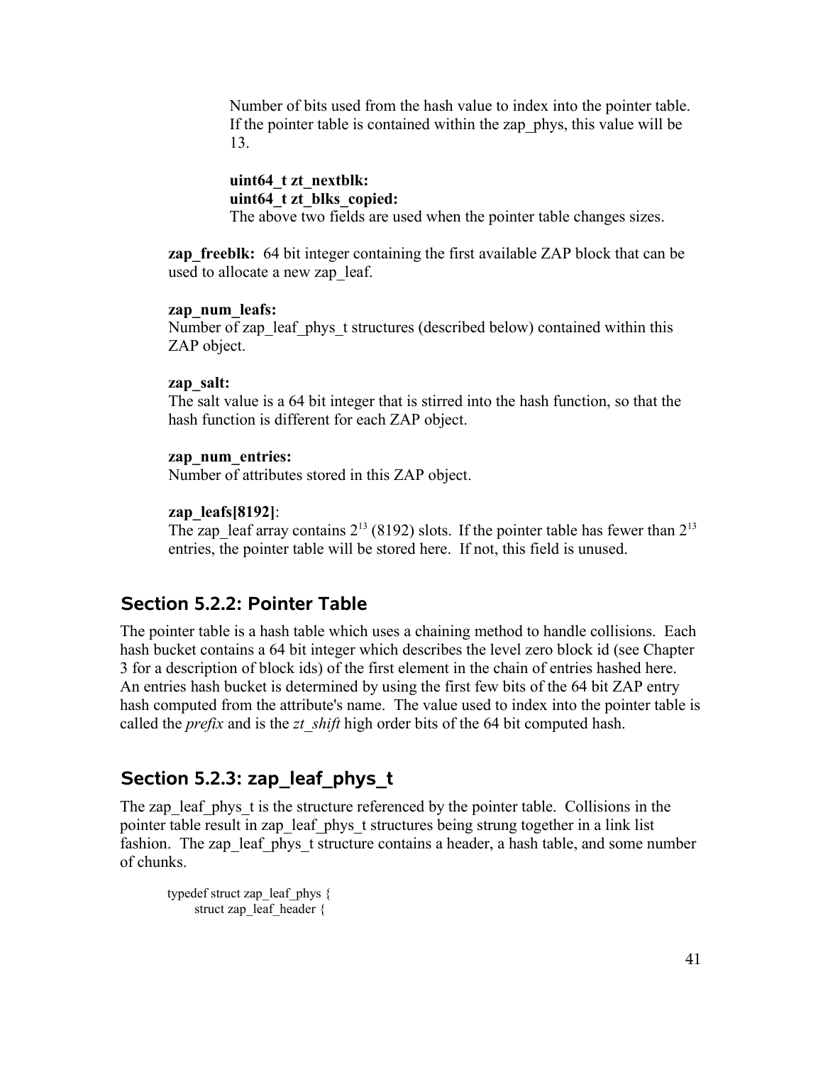Number of bits used from the hash value to index into the pointer table. If the pointer table is contained within the zap_phys, this value will be 13.

**uint64_t zt_nextblk:**
**uint64_t zt_blks_copied:**
The above two fields are used when the pointer table changes sizes.

**zap_freeblk:** 64 bit integer containing the first available ZAP block that can be used to allocate a new zap_leaf.

**zap_num_leafs:**
Number of zap_leaf_phys_t structures (described below) contained within this ZAP object.

**zap_salt:**
The salt value is a 64 bit integer that is stirred into the hash function, so that the hash function is different for each ZAP object.

**zap_num_entries:**
Number of attributes stored in this ZAP object.

**zap_leafs[8192]**:
The zap_leaf array contains $2^{13}$ (8192) slots. If the pointer table has fewer than $2^{13}$ entries, the pointer table will be stored here. If not, this field is unused.

## Section 5.2.2: Pointer Table

The pointer table is a hash table which uses a chaining method to handle collisions. Each hash bucket contains a 64 bit integer which describes the level zero block id (see Chapter 3 for a description of block ids) of the first element in the chain of entries hashed here. An entries hash bucket is determined by using the first few bits of the 64 bit ZAP entry hash computed from the attribute's name. The value used to index into the pointer table is called the *prefix* and is the *zt_shift* high order bits of the 64 bit computed hash.

## Section 5.2.3: zap_leaf_phys_t

The zap_leaf_phys_t is the structure referenced by the pointer table. Collisions in the pointer table result in zap_leaf_phys_t structures being strung together in a link list fashion. The zap_leaf_phys_t structure contains a header, a hash table, and some number of chunks.

```
typedef struct zap_leaf_phys {
      struct zap_leaf_header {
```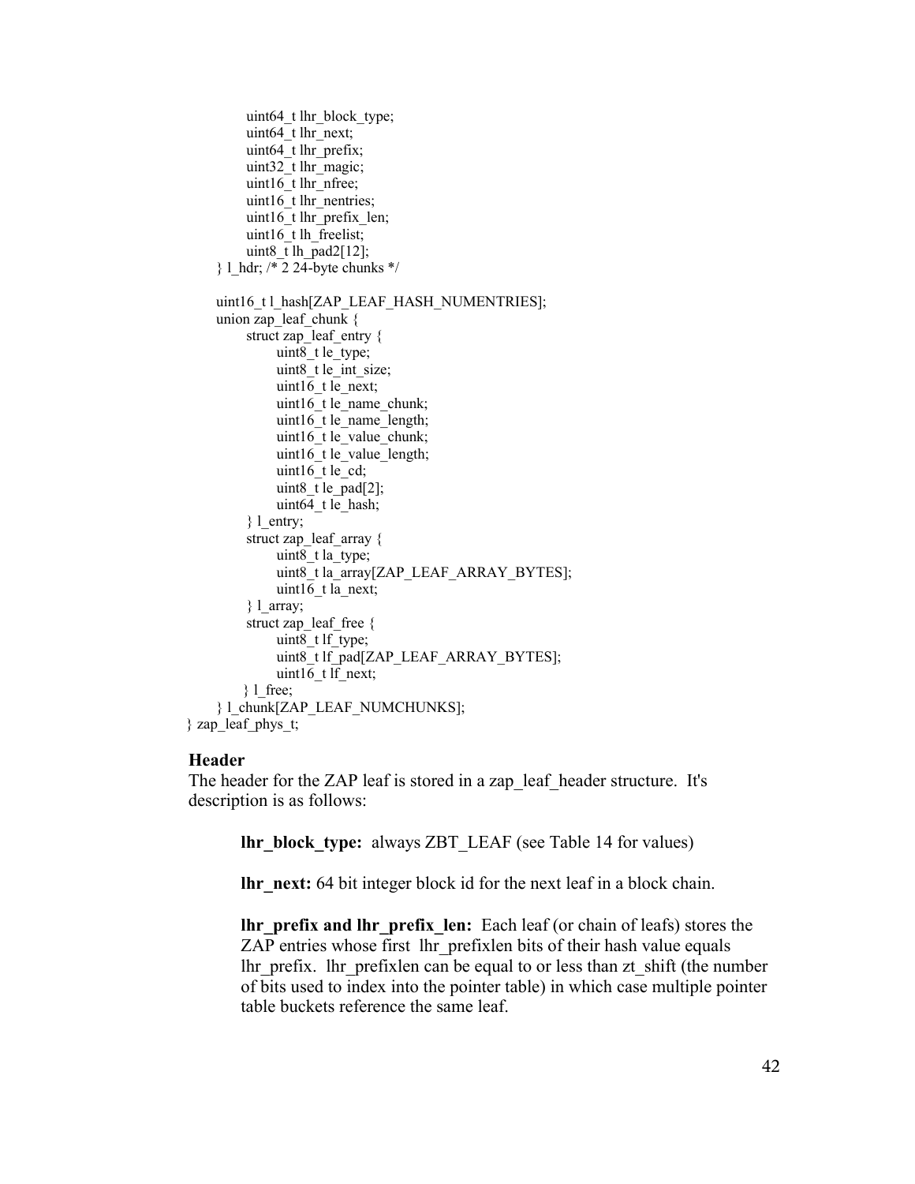```
        uint64_t lhr_block_type;
        uint64_t lhr_next;
        uint64_t lhr_prefix;
        uint32_t lhr_magic;
        uint16_t lhr_nfree;
        uint16_t lhr_nentries;
        uint16_t lhr_prefix_len;
        uint16_t lh_freelist;
        uint8_t lh_pad2[12];
    } l_hdr; /* 2 24-byte chunks */

    uint16_t l_hash[ZAP_LEAF_HASH_NUMENTRIES];
    union zap_leaf_chunk {
        struct zap_leaf_entry {
            uint8_t le_type;
            uint8_t le_int_size;
            uint16_t le_next;
            uint16_t le_name_chunk;
            uint16_t le_name_length;
            uint16_t le_value_chunk;
            uint16_t le_value_length;
            uint16_t le_cd;
            uint8_t le_pad[2];
            uint64_t le_hash;
        } l_entry;
        struct zap_leaf_array {
            uint8_t la_type;
            uint8_t la_array[ZAP_LEAF_ARRAY_BYTES];
            uint16_t la_next;
        } l_array;
        struct zap_leaf_free {
            uint8_t lf_type;
            uint8_t lf_pad[ZAP_LEAF_ARRAY_BYTES];
            uint16_t lf_next;
        } l_free;
    } l_chunk[ZAP_LEAF_NUMCHUNKS];
} zap_leaf_phys_t;
```

**Header**

The header for the ZAP leaf is stored in a zap_leaf_header structure. It's description is as follows:

**lhr_block_type:** always ZBT_LEAF (see Table 14 for values)

**lhr_next:** 64 bit integer block id for the next leaf in a block chain.

**lhr_prefix and lhr_prefix_len:** Each leaf (or chain of leafs) stores the ZAP entries whose first lhr_prefixlen bits of their hash value equals lhr_prefix. lhr_prefixlen can be equal to or less than zt_shift (the number of bits used to index into the pointer table) in which case multiple pointer table buckets reference the same leaf.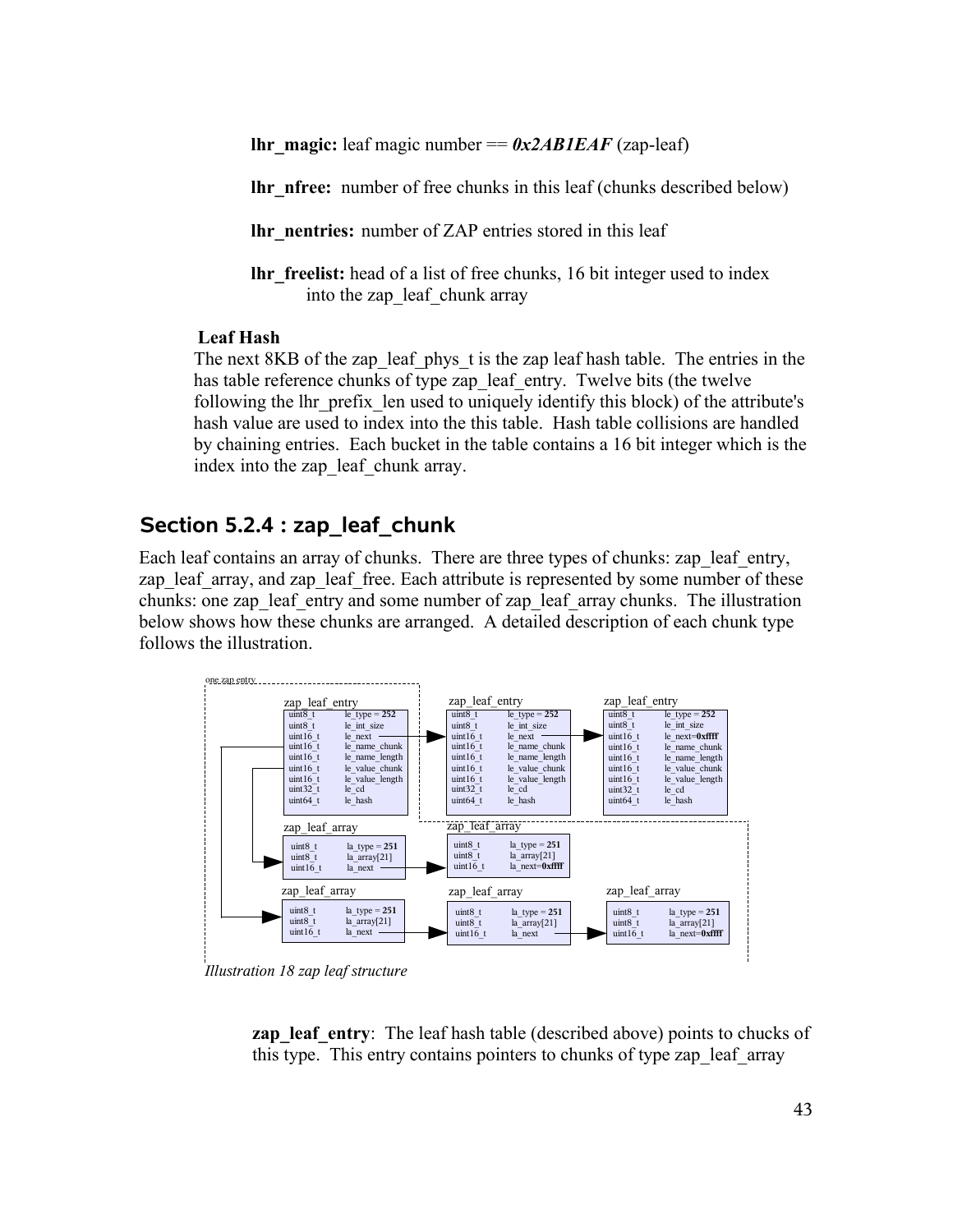**lhr_magic:** leaf magic number == ***0x2AB1EAF*** (zap-leaf)

**lhr_nfree:** number of free chunks in this leaf (chunks described below)

**lhr_nentries:** number of ZAP entries stored in this leaf

**lhr_freelist:** head of a list of free chunks, 16 bit integer used to index into the zap_leaf_chunk array

**Leaf Hash**

The next 8KB of the zap_leaf_phys_t is the zap leaf hash table. The entries in the has table reference chunks of type zap_leaf_entry. Twelve bits (the twelve following the lhr_prefix_len used to uniquely identify this block) of the attribute's hash value are used to index into the this table. Hash table collisions are handled by chaining entries. Each bucket in the table contains a 16 bit integer which is the index into the zap_leaf_chunk array.

## Section 5.2.4 : zap_leaf_chunk

Each leaf contains an array of chunks. There are three types of chunks: zap_leaf_entry, zap_leaf_array, and zap_leaf_free. Each attribute is represented by some number of these chunks: one zap_leaf_entry and some number of zap_leaf_array chunks. The illustration below shows how these chunks are arranged. A detailed description of each chunk type follows the illustration.

*Illustration 18 zap leaf structure*

**zap_leaf_entry**: The leaf hash table (described above) points to chucks of this type. This entry contains pointers to chunks of type zap_leaf_array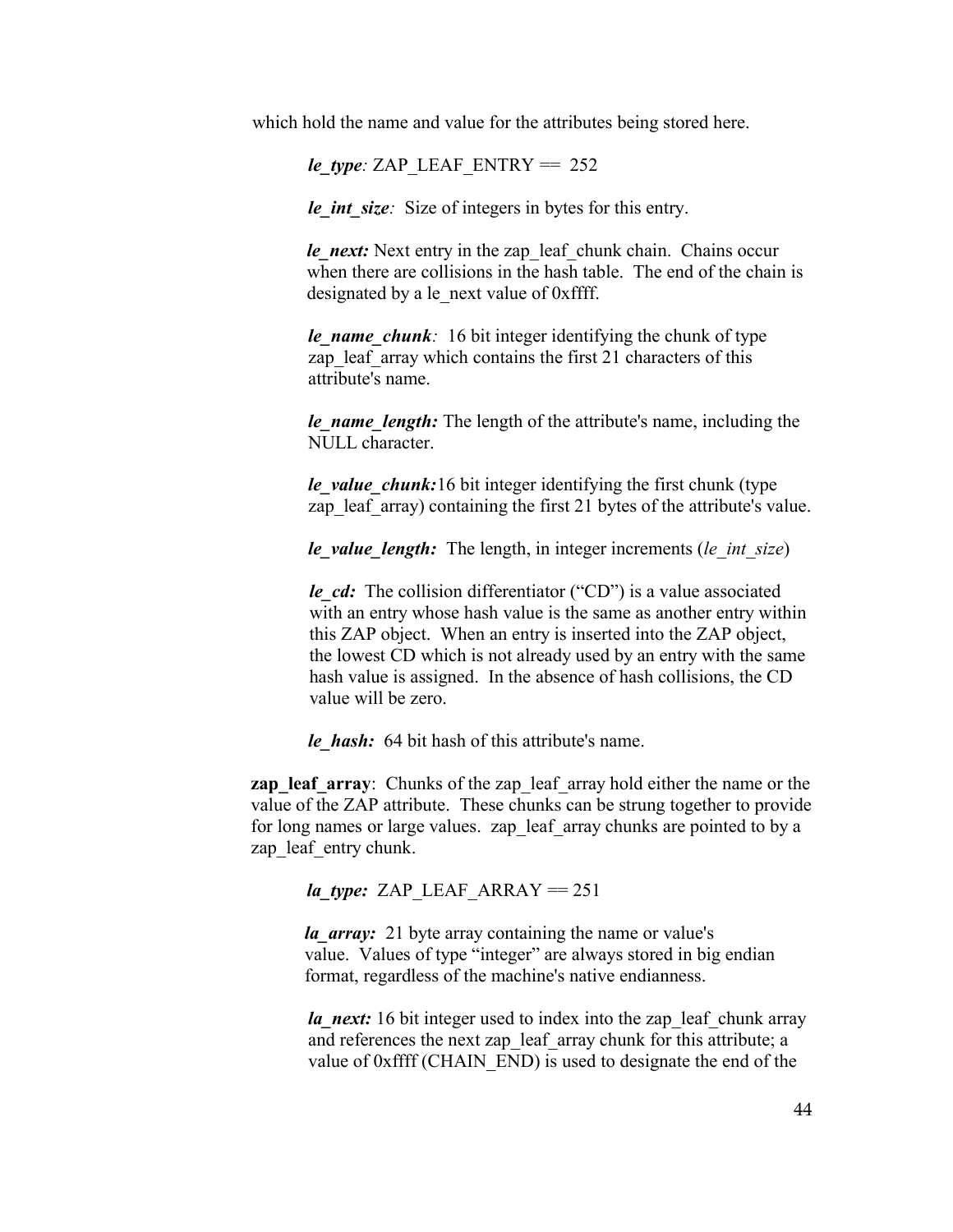which hold the name and value for the attributes being stored here.

> ***le_type****:* ZAP_LEAF_ENTRY == 252
>
> ***le_int_size****:* Size of integers in bytes for this entry.
>
> ***le_next:*** Next entry in the zap_leaf_chunk chain. Chains occur when there are collisions in the hash table. The end of the chain is designated by a le_next value of 0xffff.
>
> ***le_name_chunk****:* 16 bit integer identifying the chunk of type zap_leaf_array which contains the first 21 characters of this attribute's name.
>
> ***le_name_length:*** The length of the attribute's name, including the NULL character.
>
> ***le_value_chunk:***16 bit integer identifying the first chunk (type zap_leaf_array) containing the first 21 bytes of the attribute's value.
>
> ***le_value_length:*** The length, in integer increments (*le_int_size*)
>
> ***le_cd:*** The collision differentiator ("CD") is a value associated with an entry whose hash value is the same as another entry within this ZAP object. When an entry is inserted into the ZAP object, the lowest CD which is not already used by an entry with the same hash value is assigned. In the absence of hash collisions, the CD value will be zero.
>
> ***le_hash:*** 64 bit hash of this attribute's name.

**zap_leaf_array**: Chunks of the zap_leaf_array hold either the name or the value of the ZAP attribute. These chunks can be strung together to provide for long names or large values. zap_leaf_array chunks are pointed to by a zap_leaf_entry chunk.

> ***la_type:*** ZAP_LEAF_ARRAY == 251
>
> ***la_array:*** 21 byte array containing the name or value's value. Values of type "integer" are always stored in big endian format, regardless of the machine's native endianness.
>
> ***la_next:*** 16 bit integer used to index into the zap_leaf_chunk array and references the next zap_leaf_array chunk for this attribute; a value of 0xffff (CHAIN_END) is used to designate the end of the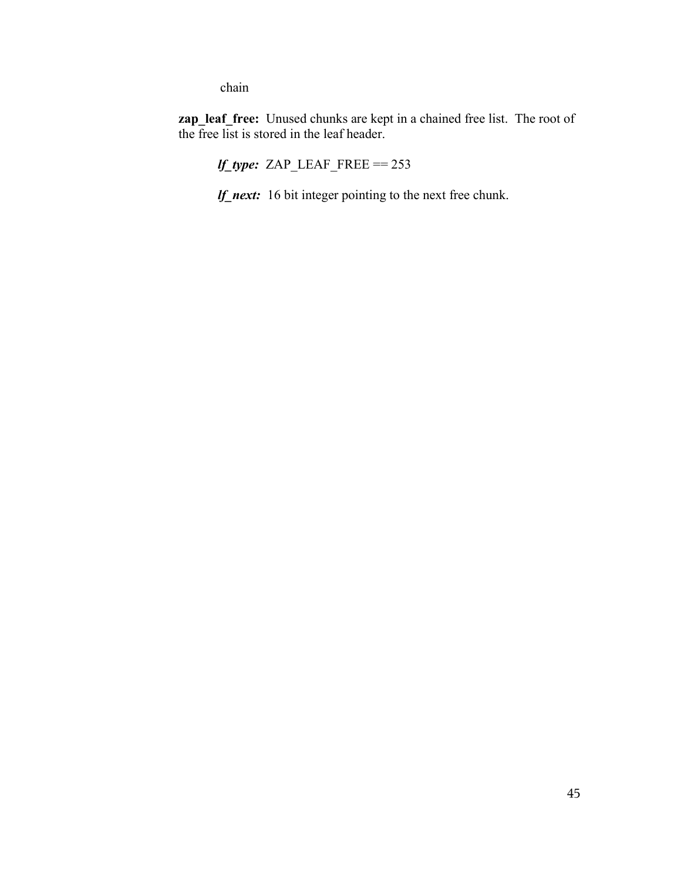chain

**zap_leaf_free:** Unused chunks are kept in a chained free list. The root of the free list is stored in the leaf header.

***lf_type:*** ZAP_LEAF_FREE == 253

***lf_next:*** 16 bit integer pointing to the next free chunk.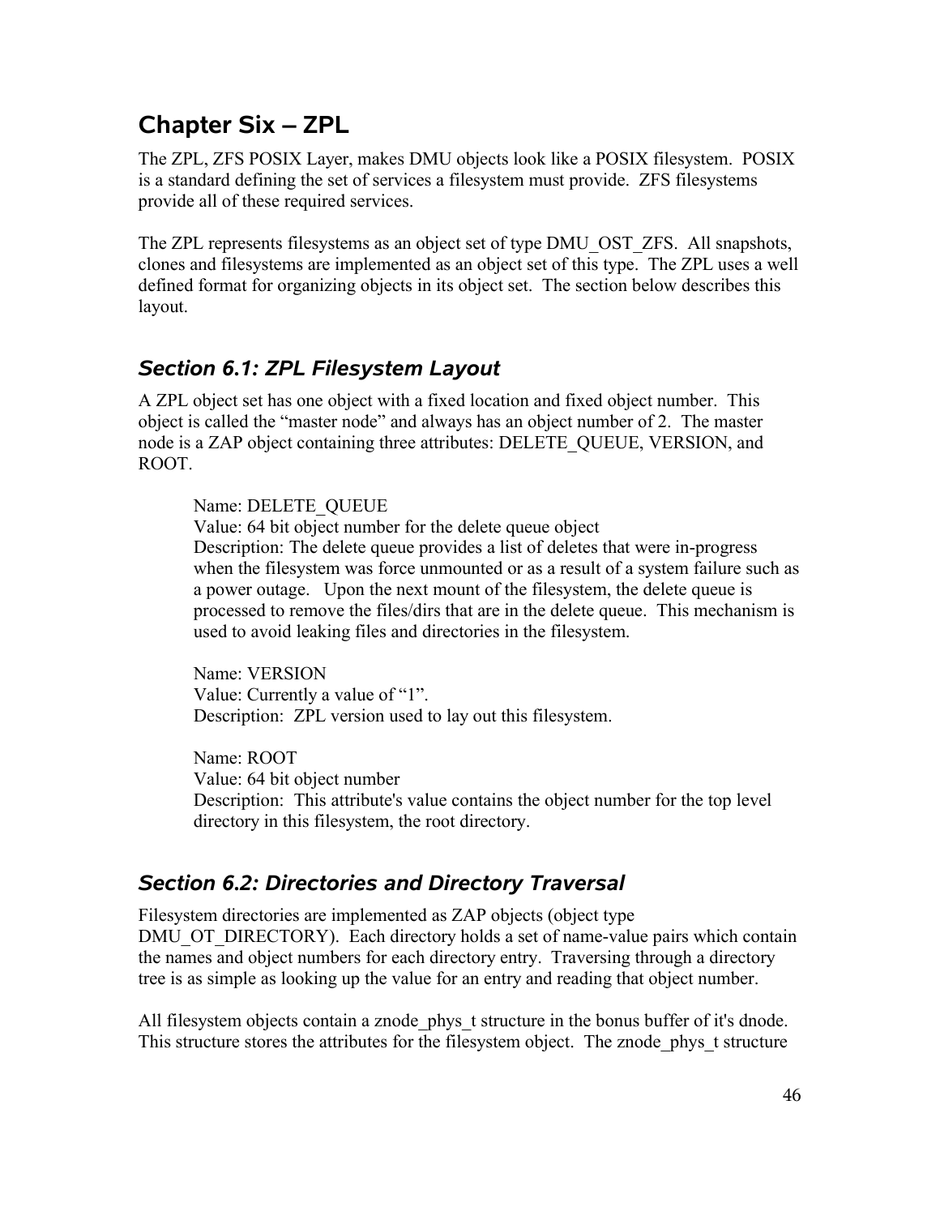# Chapter Six – ZPL

The ZPL, ZFS POSIX Layer, makes DMU objects look like a POSIX filesystem. POSIX is a standard defining the set of services a filesystem must provide. ZFS filesystems provide all of these required services.

The ZPL represents filesystems as an object set of type DMU_OST_ZFS. All snapshots, clones and filesystems are implemented as an object set of this type. The ZPL uses a well defined format for organizing objects in its object set. The section below describes this layout.

## *Section 6.1: ZPL Filesystem Layout*

A ZPL object set has one object with a fixed location and fixed object number. This object is called the "master node" and always has an object number of 2. The master node is a ZAP object containing three attributes: DELETE_QUEUE, VERSION, and ROOT.

> Name: DELETE_QUEUE
> Value: 64 bit object number for the delete queue object
> Description: The delete queue provides a list of deletes that were in-progress when the filesystem was force unmounted or as a result of a system failure such as a power outage. Upon the next mount of the filesystem, the delete queue is processed to remove the files/dirs that are in the delete queue. This mechanism is used to avoid leaking files and directories in the filesystem.
>
> Name: VERSION
> Value: Currently a value of "1".
> Description: ZPL version used to lay out this filesystem.
>
> Name: ROOT
> Value: 64 bit object number
> Description: This attribute's value contains the object number for the top level directory in this filesystem, the root directory.

## *Section 6.2: Directories and Directory Traversal*

Filesystem directories are implemented as ZAP objects (object type DMU_OT_DIRECTORY). Each directory holds a set of name-value pairs which contain the names and object numbers for each directory entry. Traversing through a directory tree is as simple as looking up the value for an entry and reading that object number.

All filesystem objects contain a znode_phys_t structure in the bonus buffer of it's dnode. This structure stores the attributes for the filesystem object. The znode_phys_t structure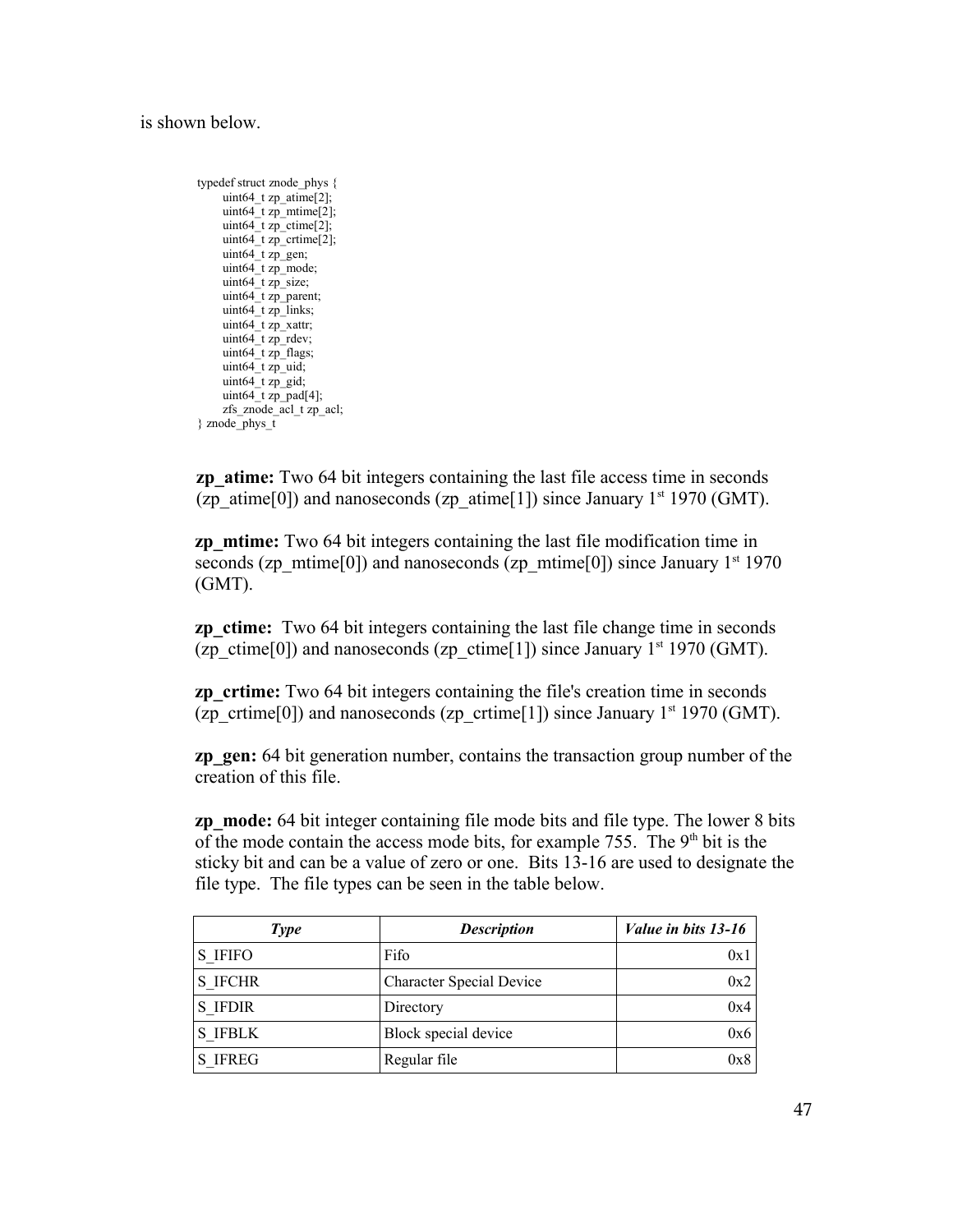is shown below.

```
typedef struct znode_phys {
        uint64_t zp_atime[2];
        uint64_t zp_mtime[2];
        uint64_t zp_ctime[2];
        uint64_t zp_crtime[2];
        uint64_t zp_gen;
        uint64_t zp_mode;
        uint64_t zp_size;
        uint64_t zp_parent;
        uint64_t zp_links;
        uint64_t zp_xattr;
        uint64_t zp_rdev;
        uint64_t zp_flags;
        uint64_t zp_uid;
        uint64_t zp_gid;
        uint64_t zp_pad[4];
        zfs_znode_acl_t zp_acl;
} znode_phys_t
```

**zp_atime:** Two 64 bit integers containing the last file access time in seconds (zp_atime[0]) and nanoseconds (zp_atime[1]) since January 1st 1970 (GMT).

**zp_mtime:** Two 64 bit integers containing the last file modification time in seconds (zp_mtime[0]) and nanoseconds (zp_mtime[0]) since January 1st 1970 (GMT).

**zp_ctime:** Two 64 bit integers containing the last file change time in seconds (zp_ctime[0]) and nanoseconds (zp_ctime[1]) since January 1st 1970 (GMT).

**zp_crtime:** Two 64 bit integers containing the file's creation time in seconds (zp_crtime[0]) and nanoseconds (zp_crtime[1]) since January 1st 1970 (GMT).

**zp_gen:** 64 bit generation number, contains the transaction group number of the creation of this file.

**zp_mode:** 64 bit integer containing file mode bits and file type. The lower 8 bits of the mode contain the access mode bits, for example 755. The 9th bit is the sticky bit and can be a value of zero or one. Bits 13-16 are used to designate the file type. The file types can be seen in the table below.

| *Type* | *Description* | *Value in bits 13-16* |
|---|---|---|
| S_IFIFO | Fifo | 0x1 |
| S_IFCHR | Character Special Device | 0x2 |
| S_IFDIR | Directory | 0x4 |
| S_IFBLK | Block special device | 0x6 |
| S_IFREG | Regular file | 0x8 |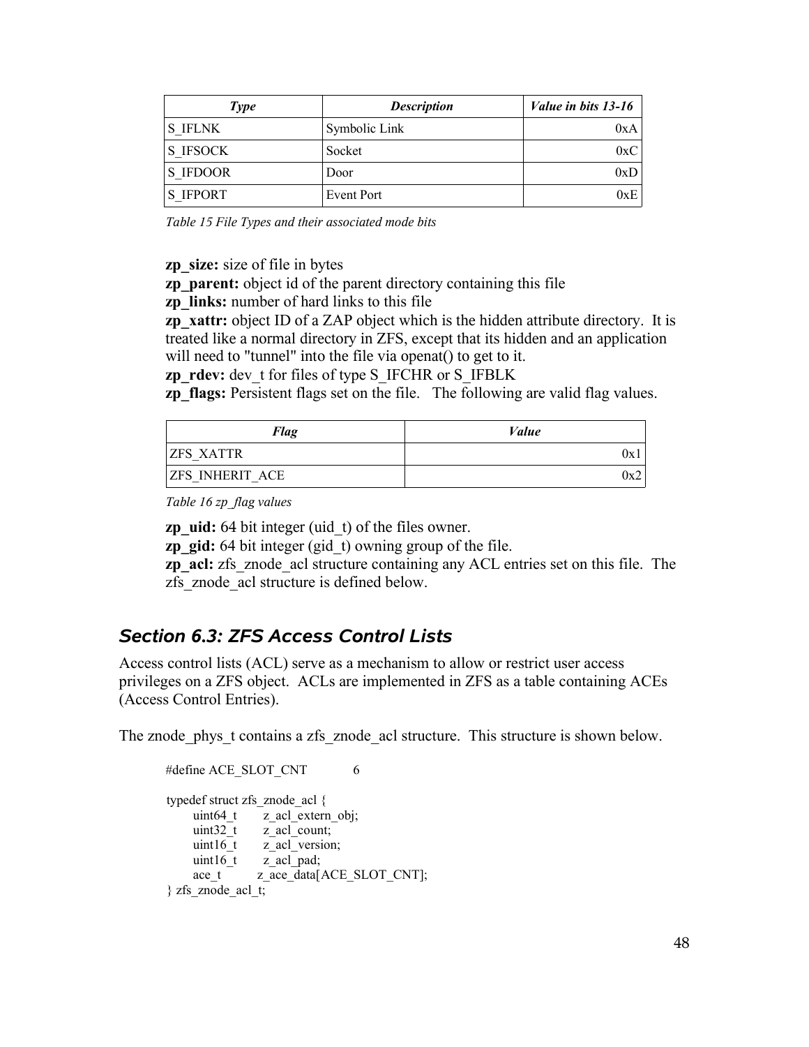| *Type* | *Description* | *Value in bits 13-16* |
|---|---|---|
| S_IFLNK | Symbolic Link | 0xA |
| S_IFSOCK | Socket | 0xC |
| S_IFDOOR | Door | 0xD |
| S_IFPORT | Event Port | 0xE |

*Table 15 File Types and their associated mode bits*

**zp_size:** size of file in bytes
**zp_parent:** object id of the parent directory containing this file
**zp_links:** number of hard links to this file
**zp_xattr:** object ID of a ZAP object which is the hidden attribute directory. It is treated like a normal directory in ZFS, except that its hidden and an application will need to "tunnel" into the file via openat() to get to it.
**zp_rdev:** dev_t for files of type S_IFCHR or S_IFBLK
**zp_flags:** Persistent flags set on the file. The following are valid flag values.

| *Flag* | *Value* |
|---|---|
| ZFS_XATTR | 0x1 |
| ZFS_INHERIT_ACE | 0x2 |

*Table 16 zp_flag values*

**zp_uid:** 64 bit integer (uid_t) of the files owner.
**zp_gid:** 64 bit integer (gid_t) owning group of the file.
**zp_acl:** zfs_znode_acl structure containing any ACL entries set on this file. The zfs_znode_acl structure is defined below.

## Section 6.3: ZFS Access Control Lists

Access control lists (ACL) serve as a mechanism to allow or restrict user access privileges on a ZFS object. ACLs are implemented in ZFS as a table containing ACEs (Access Control Entries).

The znode_phys_t contains a zfs_znode_acl structure. This structure is shown below.

```
#define ACE_SLOT_CNT         6

typedef struct zfs_znode_acl {
      uint64_t       z_acl_extern_obj;
      uint32_t       z_acl_count;
      uint16_t       z_acl_version;
      uint16_t       z_acl_pad;
      ace_t          z_ace_data[ACE_SLOT_CNT];
} zfs_znode_acl_t;
```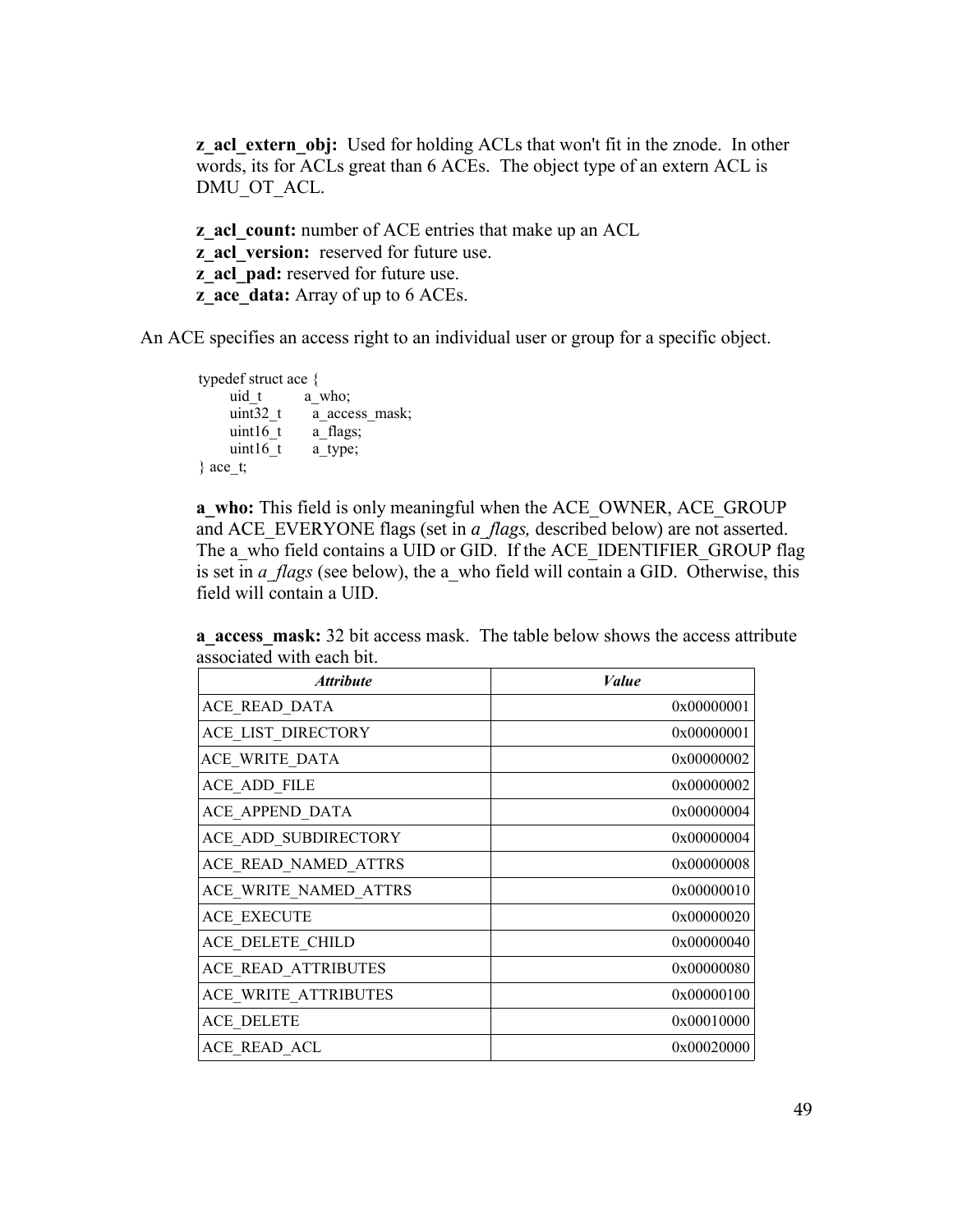**z_acl_extern_obj:** Used for holding ACLs that won't fit in the znode. In other words, its for ACLs great than 6 ACEs. The object type of an extern ACL is DMU_OT_ACL.

**z_acl_count:** number of ACE entries that make up an ACL
**z_acl_version:** reserved for future use.
**z_acl_pad:** reserved for future use.
**z_ace_data:** Array of up to 6 ACEs.

An ACE specifies an access right to an individual user or group for a specific object.

```
typedef struct ace {
        uid_t          a_who;
        uint32_t       a_access_mask;
        uint16_t       a_flags;
        uint16_t       a_type;
} ace_t;
```

**a_who:** This field is only meaningful when the ACE_OWNER, ACE_GROUP and ACE_EVERYONE flags (set in *a_flags,* described below) are not asserted. The a_who field contains a UID or GID. If the ACE_IDENTIFIER_GROUP flag is set in *a_flags* (see below), the a_who field will contain a GID. Otherwise, this field will contain a UID.

**a_access_mask:** 32 bit access mask. The table below shows the access attribute associated with each bit.

| ***Attribute*** | ***Value*** |
|---|---:|
| ACE_READ_DATA | 0x00000001 |
| ACE_LIST_DIRECTORY | 0x00000001 |
| ACE_WRITE_DATA | 0x00000002 |
| ACE_ADD_FILE | 0x00000002 |
| ACE_APPEND_DATA | 0x00000004 |
| ACE_ADD_SUBDIRECTORY | 0x00000004 |
| ACE_READ_NAMED_ATTRS | 0x00000008 |
| ACE_WRITE_NAMED_ATTRS | 0x00000010 |
| ACE_EXECUTE | 0x00000020 |
| ACE_DELETE_CHILD | 0x00000040 |
| ACE_READ_ATTRIBUTES | 0x00000080 |
| ACE_WRITE_ATTRIBUTES | 0x00000100 |
| ACE_DELETE | 0x00010000 |
| ACE_READ_ACL | 0x00020000 |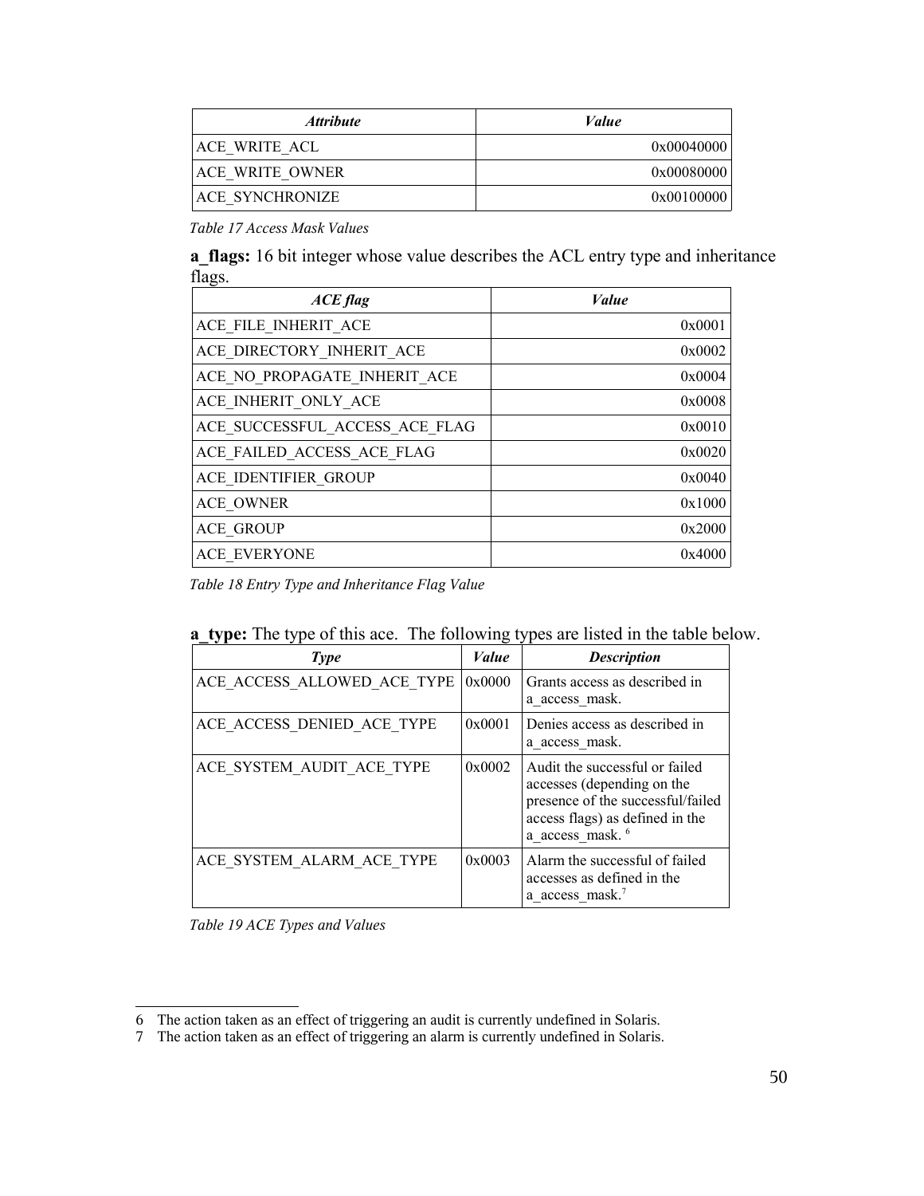| *Attribute* | *Value* |
|---|---|
| ACE_WRITE_ACL | 0x00040000 |
| ACE_WRITE_OWNER | 0x00080000 |
| ACE_SYNCHRONIZE | 0x00100000 |

*Table 17 Access Mask Values*

**a_flags:** 16 bit integer whose value describes the ACL entry type and inheritance flags.

| *ACE flag* | *Value* |
|---|---|
| ACE_FILE_INHERIT_ACE | 0x0001 |
| ACE_DIRECTORY_INHERIT_ACE | 0x0002 |
| ACE_NO_PROPAGATE_INHERIT_ACE | 0x0004 |
| ACE_INHERIT_ONLY_ACE | 0x0008 |
| ACE_SUCCESSFUL_ACCESS_ACE_FLAG | 0x0010 |
| ACE_FAILED_ACCESS_ACE_FLAG | 0x0020 |
| ACE_IDENTIFIER_GROUP | 0x0040 |
| ACE_OWNER | 0x1000 |
| ACE_GROUP | 0x2000 |
| ACE_EVERYONE | 0x4000 |

*Table 18 Entry Type and Inheritance Flag Value*

**a_type:** The type of this ace. The following types are listed in the table below.

| *Type* | *Value* | *Description* |
|---|---|---|
| ACE_ACCESS_ALLOWED_ACE_TYPE | 0x0000 | Grants access as described in a_access_mask. |
| ACE_ACCESS_DENIED_ACE_TYPE | 0x0001 | Denies access as described in a_access_mask. |
| ACE_SYSTEM_AUDIT_ACE_TYPE | 0x0002 | Audit the successful or failed accesses (depending on the presence of the successful/failed access flags) as defined in the a_access_mask. [6] |
| ACE_SYSTEM_ALARM_ACE_TYPE | 0x0003 | Alarm the successful of failed accesses as defined in the a_access_mask.[7] |

*Table 19 ACE Types and Values*

---

6 The action taken as an effect of triggering an audit is currently undefined in Solaris.

7 The action taken as an effect of triggering an alarm is currently undefined in Solaris.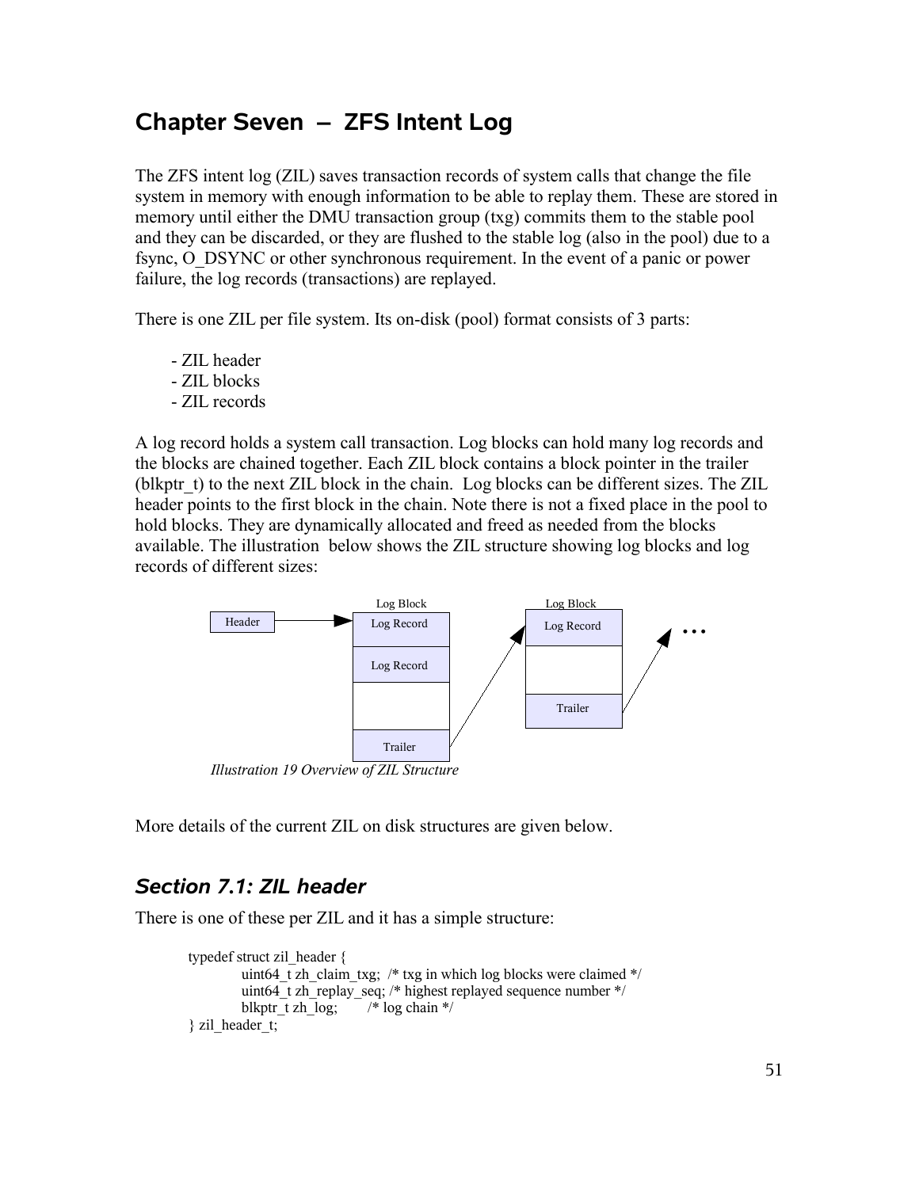# Chapter Seven – ZFS Intent Log

The ZFS intent log (ZIL) saves transaction records of system calls that change the file system in memory with enough information to be able to replay them. These are stored in memory until either the DMU transaction group (txg) commits them to the stable pool and they can be discarded, or they are flushed to the stable log (also in the pool) due to a fsync, O_DSYNC or other synchronous requirement. In the event of a panic or power failure, the log records (transactions) are replayed.

There is one ZIL per file system. Its on-disk (pool) format consists of 3 parts:

- ZIL header
- ZIL blocks
- ZIL records

A log record holds a system call transaction. Log blocks can hold many log records and the blocks are chained together. Each ZIL block contains a block pointer in the trailer (blkptr_t) to the next ZIL block in the chain. Log blocks can be different sizes. The ZIL header points to the first block in the chain. Note there is not a fixed place in the pool to hold blocks. They are dynamically allocated and freed as needed from the blocks available. The illustration below shows the ZIL structure showing log blocks and log records of different sizes:

*Illustration 19 Overview of ZIL Structure*

More details of the current ZIL on disk structures are given below.

## *Section 7.1: ZIL header*

There is one of these per ZIL and it has a simple structure:

```
typedef struct zil_header {
        uint64_t zh_claim_txg;  /* txg in which log blocks were claimed */
        uint64_t zh_replay_seq; /* highest replayed sequence number */
        blkptr_t zh_log;        /* log chain */
} zil_header_t;
```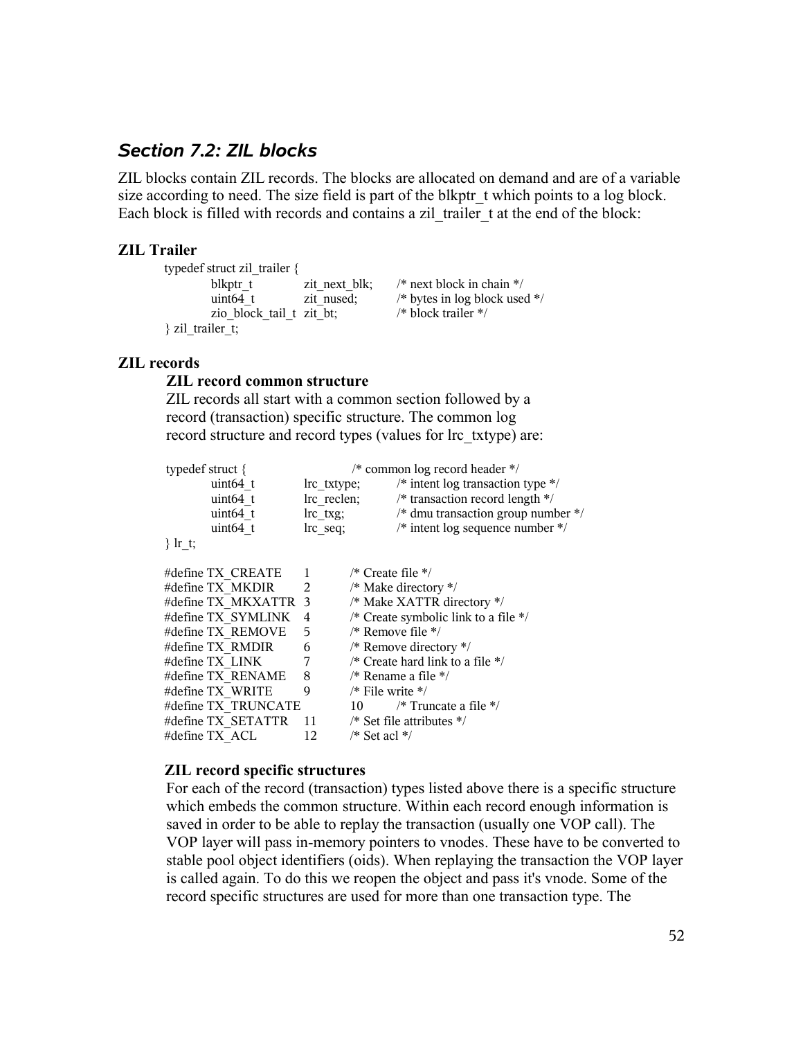## *Section 7.2: ZIL blocks*

ZIL blocks contain ZIL records. The blocks are allocated on demand and are of a variable size according to need. The size field is part of the blkptr_t which points to a log block. Each block is filled with records and contains a zil_trailer_t at the end of the block:

### ZIL Trailer

```
typedef struct zil_trailer {
        blkptr_t          zit_next_blk;     /* next block in chain */
        uint64_t          zit_nused;        /* bytes in log block used */
        zio_block_tail_t  zit_bt;           /* block trailer */
} zil_trailer_t;
```

### ZIL records

#### ZIL record common structure

ZIL records all start with a common section followed by a record (transaction) specific structure. The common log record structure and record types (values for lrc_txtype) are:

```
typedef struct {                        /* common log record header */
        uint64_t        lrc_txtype;     /* intent log transaction type */
        uint64_t        lrc_reclen;     /* transaction record length */
        uint64_t        lrc_txg;        /* dmu transaction group number */
        uint64_t        lrc_seq;        /* intent log sequence number */
} lr_t;

#define TX_CREATE       1       /* Create file */
#define TX_MKDIR        2       /* Make directory */
#define TX_MKXATTR      3       /* Make XATTR directory */
#define TX_SYMLINK      4       /* Create symbolic link to a file */
#define TX_REMOVE       5       /* Remove file */
#define TX_RMDIR        6       /* Remove directory */
#define TX_LINK         7       /* Create hard link to a file */
#define TX_RENAME       8       /* Rename a file */
#define TX_WRITE        9       /* File write */
#define TX_TRUNCATE     10      /* Truncate a file */
#define TX_SETATTR      11      /* Set file attributes */
#define TX_ACL          12      /* Set acl */
```

#### ZIL record specific structures

For each of the record (transaction) types listed above there is a specific structure which embeds the common structure. Within each record enough information is saved in order to be able to replay the transaction (usually one VOP call). The VOP layer will pass in-memory pointers to vnodes. These have to be converted to stable pool object identifiers (oids). When replaying the transaction the VOP layer is called again. To do this we reopen the object and pass it's vnode. Some of the record specific structures are used for more than one transaction type. The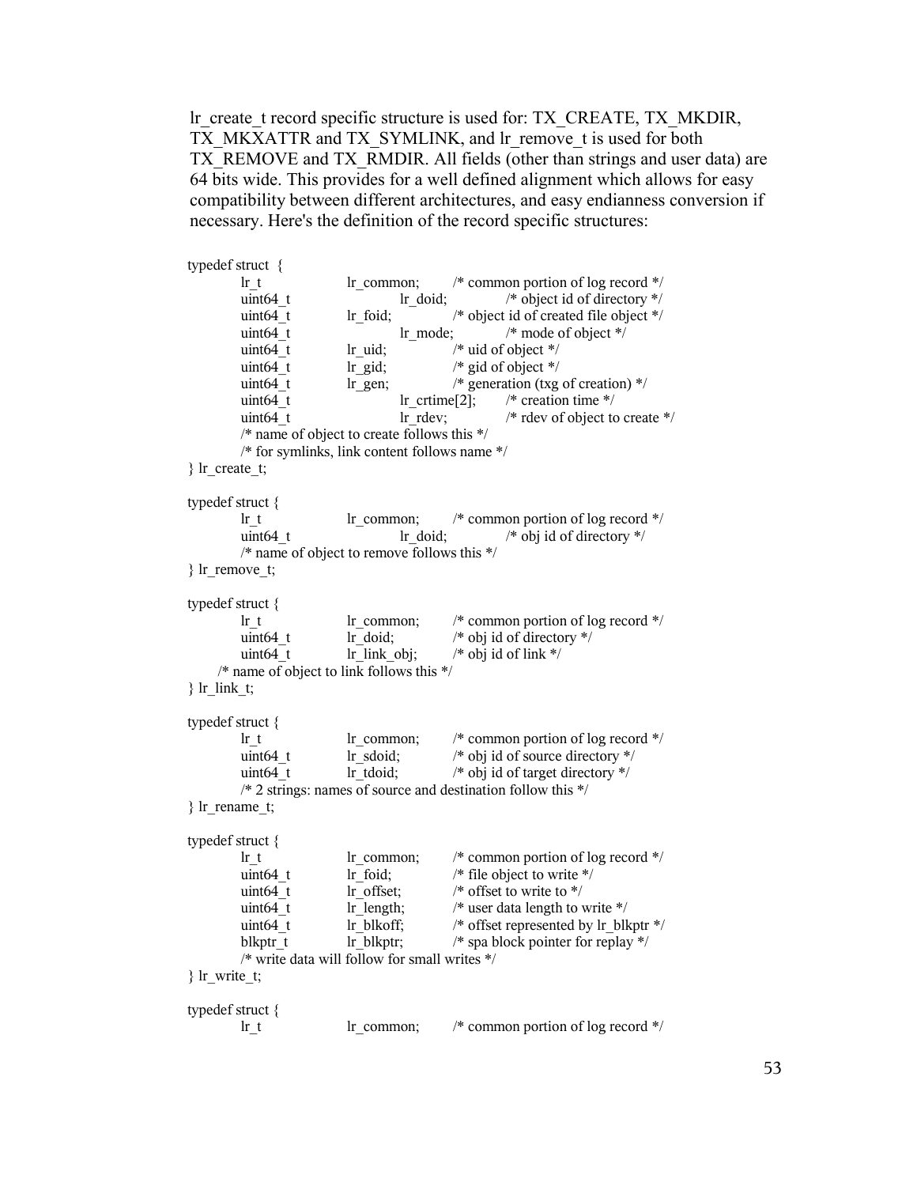lr_create_t record specific structure is used for: TX_CREATE, TX_MKDIR, TX_MKXATTR and TX_SYMLINK, and lr_remove_t is used for both TX_REMOVE and TX_RMDIR. All fields (other than strings and user data) are 64 bits wide. This provides for a well defined alignment which allows for easy compatibility between different architectures, and easy endianness conversion if necessary. Here's the definition of the record specific structures:

```
typedef struct  {
        lr_t            lr_common;      /* common portion of log record */
        uint64_t        lr_doid;        /* object id of directory */
        uint64_t        lr_foid;        /* object id of created file object */
        uint64_t        lr_mode;        /* mode of object */
        uint64_t        lr_uid;         /* uid of object */
        uint64_t        lr_gid;         /* gid of object */
        uint64_t        lr_gen;         /* generation (txg of creation) */
        uint64_t        lr_crtime[2];   /* creation time */
        uint64_t        lr_rdev;        /* rdev of object to create */
        /* name of object to create follows this */
        /* for symlinks, link content follows name */
} lr_create_t;

typedef struct {
        lr_t            lr_common;      /* common portion of log record */
        uint64_t        lr_doid;        /* obj id of directory */
        /* name of object to remove follows this */
} lr_remove_t;

typedef struct {
        lr_t            lr_common;      /* common portion of log record */
        uint64_t        lr_doid;        /* obj id of directory */
        uint64_t        lr_link_obj;    /* obj id of link */
    /* name of object to link follows this */
} lr_link_t;

typedef struct {
        lr_t            lr_common;      /* common portion of log record */
        uint64_t        lr_sdoid;       /* obj id of source directory */
        uint64_t        lr_tdoid;       /* obj id of target directory */
        /* 2 strings: names of source and destination follow this */
} lr_rename_t;

typedef struct {
        lr_t            lr_common;      /* common portion of log record */
        uint64_t        lr_foid;        /* file object to write */
        uint64_t        lr_offset;      /* offset to write to */
        uint64_t        lr_length;      /* user data length to write */
        uint64_t        lr_blkoff;      /* offset represented by lr_blkptr */
        blkptr_t        lr_blkptr;      /* spa block pointer for replay */
        /* write data will follow for small writes */
} lr_write_t;

typedef struct {
        lr_t            lr_common;      /* common portion of log record */
```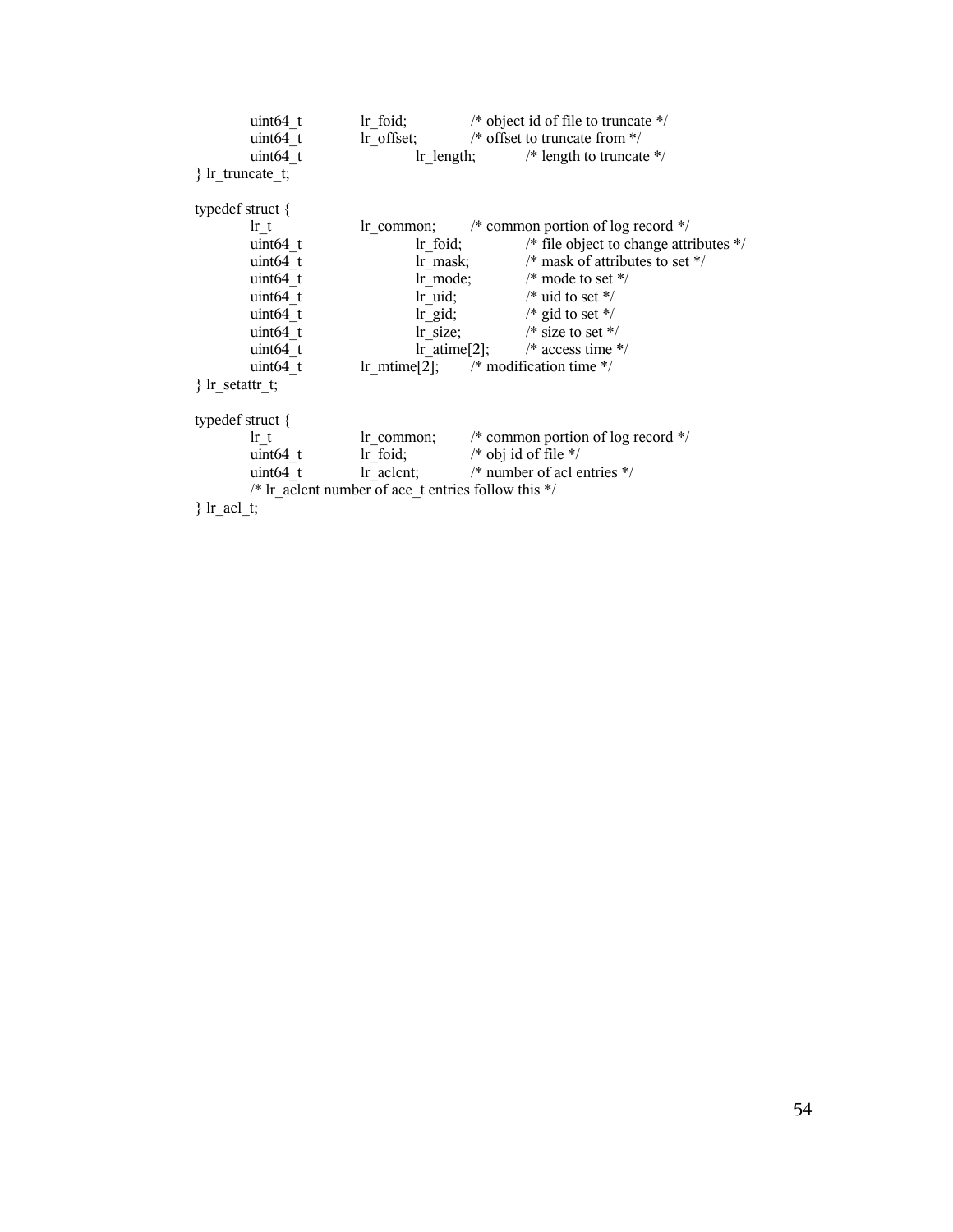```
        uint64_t        lr_foid;        /* object id of file to truncate */
        uint64_t        lr_offset;      /* offset to truncate from */
        uint64_t        lr_length;      /* length to truncate */
} lr_truncate_t;

typedef struct {
        lr_t            lr_common;      /* common portion of log record */
        uint64_t        lr_foid;        /* file object to change attributes */
        uint64_t        lr_mask;        /* mask of attributes to set */
        uint64_t        lr_mode;        /* mode to set */
        uint64_t        lr_uid;         /* uid to set */
        uint64_t        lr_gid;         /* gid to set */
        uint64_t        lr_size;        /* size to set */
        uint64_t        lr_atime[2];    /* access time */
        uint64_t        lr_mtime[2];    /* modification time */
} lr_setattr_t;

typedef struct {
        lr_t            lr_common;      /* common portion of log record */
        uint64_t        lr_foid;        /* obj id of file */
        uint64_t        lr_aclcnt;      /* number of acl entries */
        /* lr_aclcnt number of ace_t entries follow this */
} lr_acl_t;
```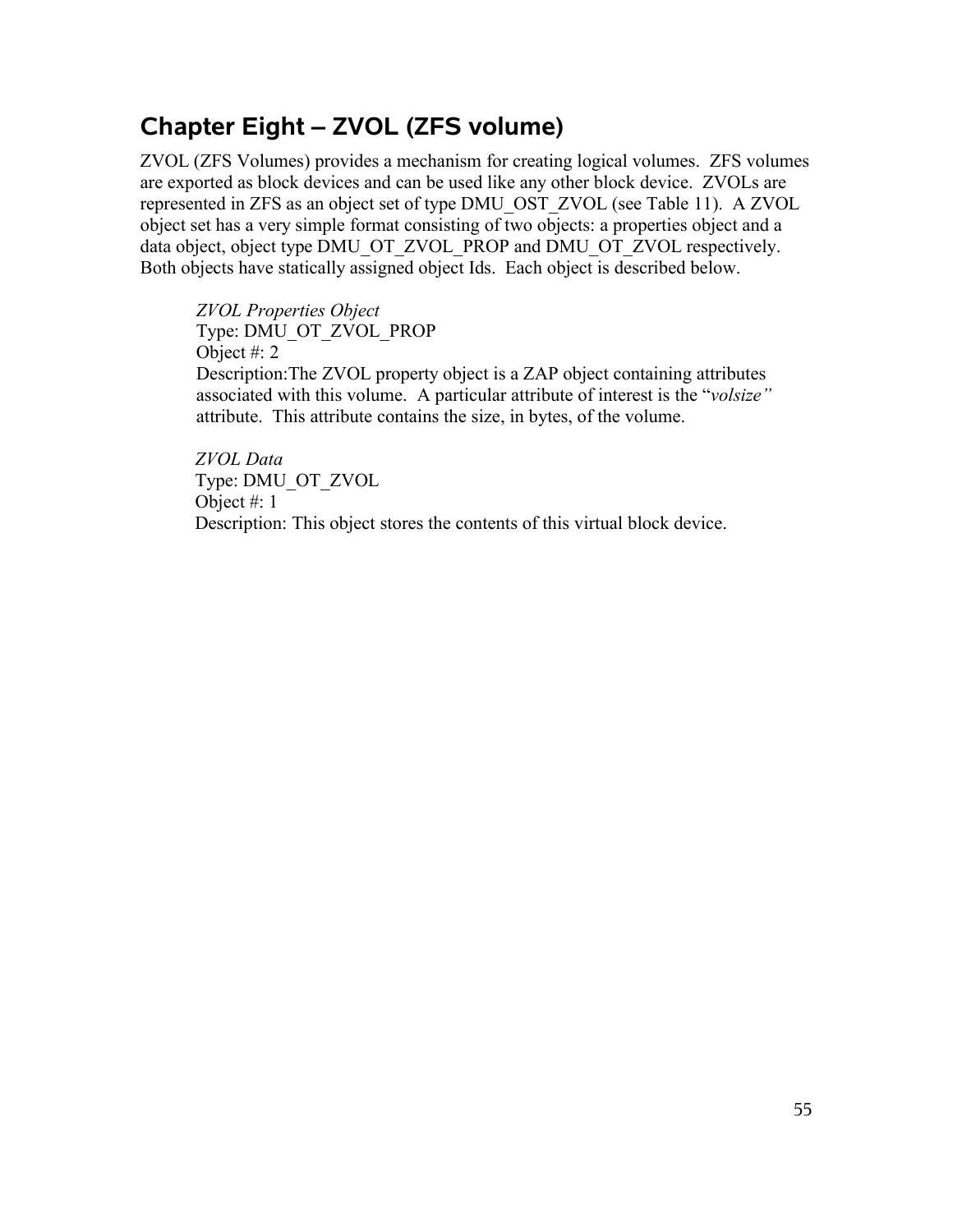# Chapter Eight – ZVOL (ZFS volume)

ZVOL (ZFS Volumes) provides a mechanism for creating logical volumes. ZFS volumes are exported as block devices and can be used like any other block device. ZVOLs are represented in ZFS as an object set of type DMU_OST_ZVOL (see Table 11). A ZVOL object set has a very simple format consisting of two objects: a properties object and a data object, object type DMU_OT_ZVOL_PROP and DMU_OT_ZVOL respectively. Both objects have statically assigned object Ids. Each object is described below.

*ZVOL Properties Object*
Type: DMU_OT_ZVOL_PROP
Object #: 2
Description:The ZVOL property object is a ZAP object containing attributes associated with this volume. A particular attribute of interest is the "*volsize*" attribute. This attribute contains the size, in bytes, of the volume.

*ZVOL Data*
Type: DMU_OT_ZVOL
Object #: 1
Description: This object stores the contents of this virtual block device.